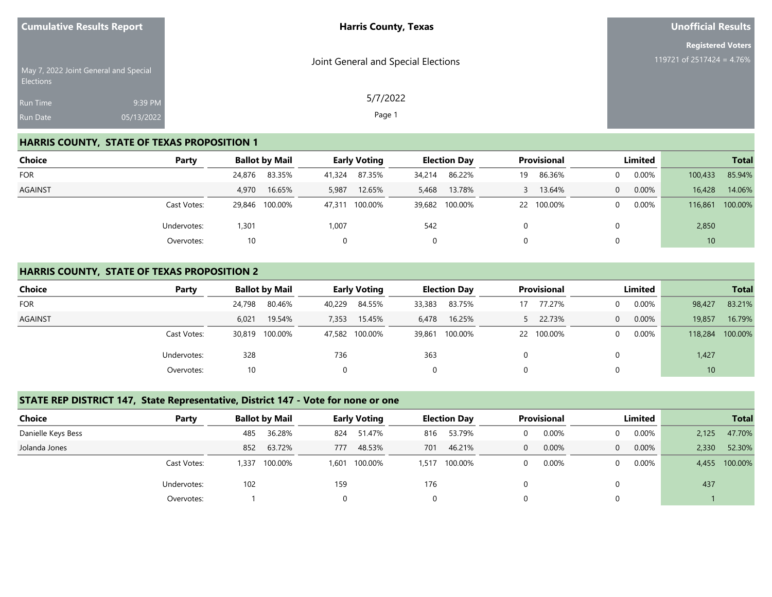**Cumulative Results Report**

May 7, 2022 Joint General and Special Elections

Run Time 9:39 PM

Run Date 05/13/2022

**Harris County, Texas**

Joint General and Special Elections

5/7/2022

**Unofficial Results**

**Registered Voters**

119721 of 2517424 = 4.76%

## HARRIS COUNTY, STATE OF TEXAS PROPOSITION 1

| Choice | Party | Ballot by Mail | | Early Voting | | Election Day | | Provisional | | Limited | | Total | |
|---|---|---|---|---|---|---|---|---|---|---|---|---|---|
| FOR | | 24,876 | 83.35% | 41,324 | 87.35% | 34,214 | 86.22% | 19 | 86.36% | 0 | 0.00% | 100,433 | 85.94% |
| AGAINST | | 4,970 | 16.65% | 5,987 | 12.65% | 5,468 | 13.78% | 3 | 13.64% | 0 | 0.00% | 16,428 | 14.06% |
| | Cast Votes: | 29,846 | 100.00% | 47,311 | 100.00% | 39,682 | 100.00% | 22 | 100.00% | 0 | 0.00% | 116,861 | 100.00% |
| | Undervotes: | 1,301 | | 1,007 | | 542 | | 0 | | 0 | | 2,850 | |
| | Overvotes: | 10 | | 0 | | 0 | | 0 | | 0 | | 10 | |

## HARRIS COUNTY, STATE OF TEXAS PROPOSITION 2

| Choice | Party | Ballot by Mail | | Early Voting | | Election Day | | Provisional | | Limited | | Total | |
|---|---|---|---|---|---|---|---|---|---|---|---|---|---|
| FOR | | 24,798 | 80.46% | 40,229 | 84.55% | 33,383 | 83.75% | 17 | 77.27% | 0 | 0.00% | 98,427 | 83.21% |
| AGAINST | | 6,021 | 19.54% | 7,353 | 15.45% | 6,478 | 16.25% | 5 | 22.73% | 0 | 0.00% | 19,857 | 16.79% |
| | Cast Votes: | 30,819 | 100.00% | 47,582 | 100.00% | 39,861 | 100.00% | 22 | 100.00% | 0 | 0.00% | 118,284 | 100.00% |
| | Undervotes: | 328 | | 736 | | 363 | | 0 | | 0 | | 1,427 | |
| | Overvotes: | 10 | | 0 | | 0 | | 0 | | 0 | | 10 | |

## STATE REP DISTRICT 147, State Representative, District 147 - Vote for none or one

| Choice | Party | Ballot by Mail | | Early Voting | | Election Day | | Provisional | | Limited | | Total | |
|---|---|---|---|---|---|---|---|---|---|---|---|---|---|
| Danielle Keys Bess | | 485 | 36.28% | 824 | 51.47% | 816 | 53.79% | 0 | 0.00% | 0 | 0.00% | 2,125 | 47.70% |
| Jolanda Jones | | 852 | 63.72% | 777 | 48.53% | 701 | 46.21% | 0 | 0.00% | 0 | 0.00% | 2,330 | 52.30% |
| | Cast Votes: | 1,337 | 100.00% | 1,601 | 100.00% | 1,517 | 100.00% | 0 | 0.00% | 0 | 0.00% | 4,455 | 100.00% |
| | Undervotes: | 102 | | 159 | | 176 | | 0 | | 0 | | 437 | |
| | Overvotes: | 1 | | 0 | | 0 | | 0 | | 0 | | 1 | |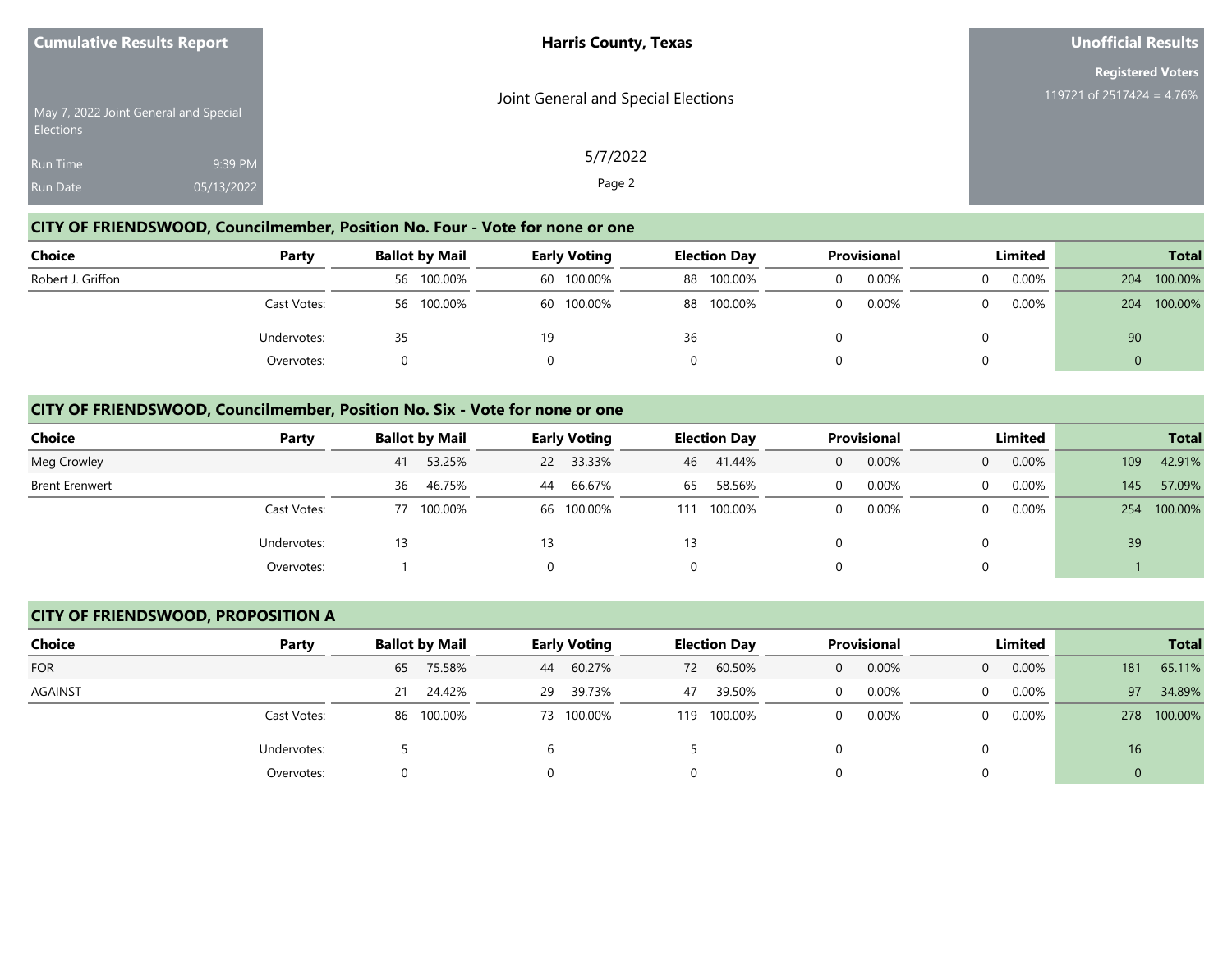## CITY OF FRIENDSWOOD, Councilmember, Position No. Four - Vote for none or one

| Choice | Party | Ballot by Mail | | Early Voting | | Election Day | | Provisional | | Limited | | Total | |
|---|---|---|---|---|---|---|---|---|---|---|---|---|---|
| Robert J. Griffon | | 56 | 100.00% | 60 | 100.00% | 88 | 100.00% | 0 | 0.00% | 0 | 0.00% | 204 | 100.00% |
| | Cast Votes: | 56 | 100.00% | 60 | 100.00% | 88 | 100.00% | 0 | 0.00% | 0 | 0.00% | 204 | 100.00% |
| | Undervotes: | 35 | | 19 | | 36 | | 0 | | 0 | | 90 | |
| | Overvotes: | 0 | | 0 | | 0 | | 0 | | 0 | | 0 | |

## CITY OF FRIENDSWOOD, Councilmember, Position No. Six - Vote for none or one

| Choice | Party | Ballot by Mail | | Early Voting | | Election Day | | Provisional | | Limited | | Total | |
|---|---|---|---|---|---|---|---|---|---|---|---|---|---|
| Meg Crowley | | 41 | 53.25% | 22 | 33.33% | 46 | 41.44% | 0 | 0.00% | 0 | 0.00% | 109 | 42.91% |
| Brent Erenwert | | 36 | 46.75% | 44 | 66.67% | 65 | 58.56% | 0 | 0.00% | 0 | 0.00% | 145 | 57.09% |
| | Cast Votes: | 77 | 100.00% | 66 | 100.00% | 111 | 100.00% | 0 | 0.00% | 0 | 0.00% | 254 | 100.00% |
| | Undervotes: | 13 | | 13 | | 13 | | 0 | | 0 | | 39 | |
| | Overvotes: | 1 | | 0 | | 0 | | 0 | | 0 | | 1 | |

## CITY OF FRIENDSWOOD, PROPOSITION A

| Choice | Party | Ballot by Mail | | Early Voting | | Election Day | | Provisional | | Limited | | Total | |
|---|---|---|---|---|---|---|---|---|---|---|---|---|---|
| FOR | | 65 | 75.58% | 44 | 60.27% | 72 | 60.50% | 0 | 0.00% | 0 | 0.00% | 181 | 65.11% |
| AGAINST | | 21 | 24.42% | 29 | 39.73% | 47 | 39.50% | 0 | 0.00% | 0 | 0.00% | 97 | 34.89% |
| | Cast Votes: | 86 | 100.00% | 73 | 100.00% | 119 | 100.00% | 0 | 0.00% | 0 | 0.00% | 278 | 100.00% |
| | Undervotes: | 5 | | 6 | | 5 | | 0 | | 0 | | 16 | |
| | Overvotes: | 0 | | 0 | | 0 | | 0 | | 0 | | 0 | |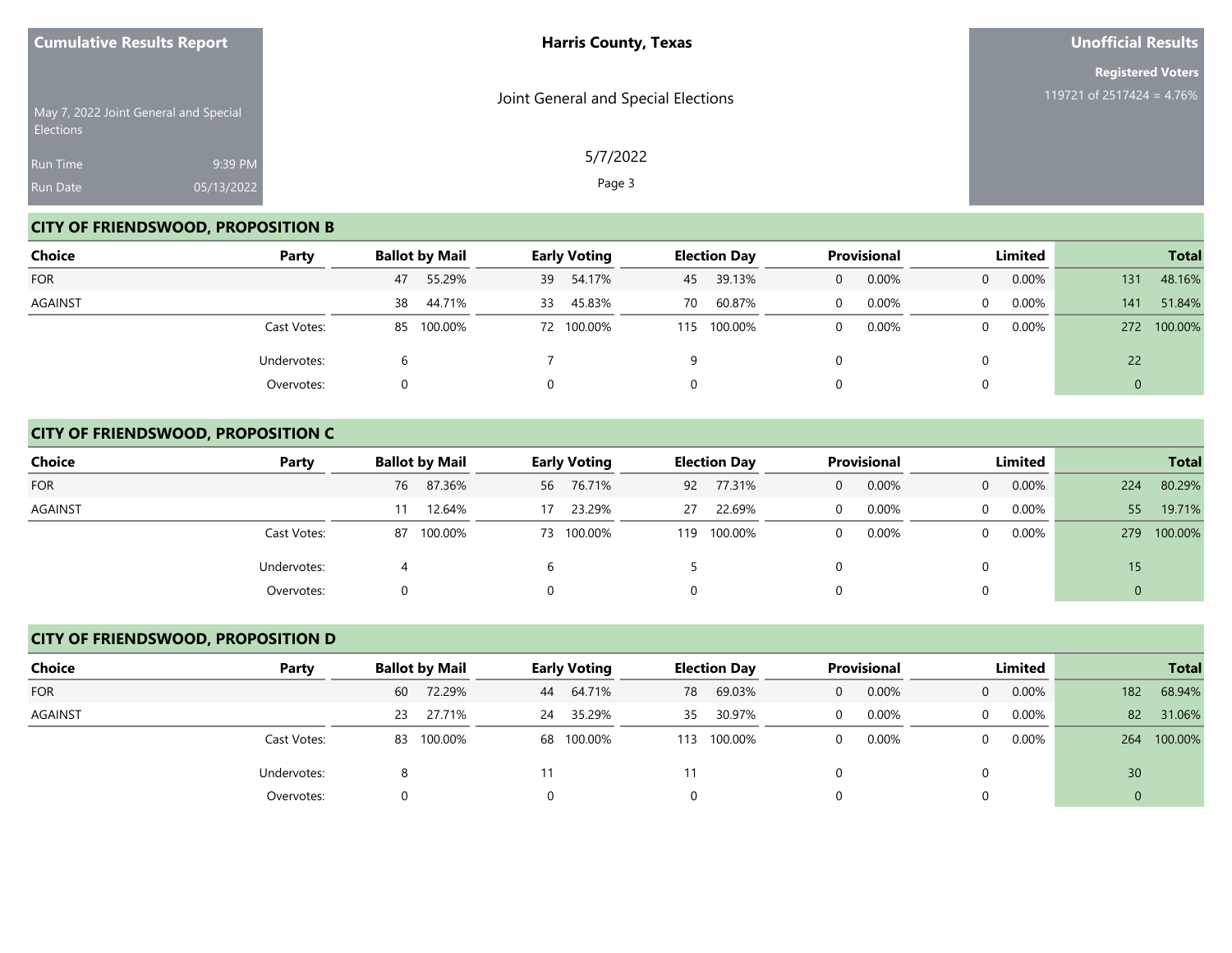## CITY OF FRIENDSWOOD, PROPOSITION B

| Choice | Party | Ballot by Mail | | Early Voting | | Election Day | | Provisional | | Limited | | Total | |
|---|---|---|---|---|---|---|---|---|---|---|---|---|---|
| FOR | | 47 | 55.29% | 39 | 54.17% | 45 | 39.13% | 0 | 0.00% | 0 | 0.00% | 131 | 48.16% |
| AGAINST | | 38 | 44.71% | 33 | 45.83% | 70 | 60.87% | 0 | 0.00% | 0 | 0.00% | 141 | 51.84% |
| | Cast Votes: | 85 | 100.00% | 72 | 100.00% | 115 | 100.00% | 0 | 0.00% | 0 | 0.00% | 272 | 100.00% |
| | Undervotes: | 6 | | 7 | | 9 | | 0 | | 0 | | 22 | |
| | Overvotes: | 0 | | 0 | | 0 | | 0 | | 0 | | 0 | |

## CITY OF FRIENDSWOOD, PROPOSITION C

| Choice | Party | Ballot by Mail | | Early Voting | | Election Day | | Provisional | | Limited | | Total | |
|---|---|---|---|---|---|---|---|---|---|---|---|---|---|
| FOR | | 76 | 87.36% | 56 | 76.71% | 92 | 77.31% | 0 | 0.00% | 0 | 0.00% | 224 | 80.29% |
| AGAINST | | 11 | 12.64% | 17 | 23.29% | 27 | 22.69% | 0 | 0.00% | 0 | 0.00% | 55 | 19.71% |
| | Cast Votes: | 87 | 100.00% | 73 | 100.00% | 119 | 100.00% | 0 | 0.00% | 0 | 0.00% | 279 | 100.00% |
| | Undervotes: | 4 | | 6 | | 5 | | 0 | | 0 | | 15 | |
| | Overvotes: | 0 | | 0 | | 0 | | 0 | | 0 | | 0 | |

## CITY OF FRIENDSWOOD, PROPOSITION D

| Choice | Party | Ballot by Mail | | Early Voting | | Election Day | | Provisional | | Limited | | Total | |
|---|---|---|---|---|---|---|---|---|---|---|---|---|---|
| FOR | | 60 | 72.29% | 44 | 64.71% | 78 | 69.03% | 0 | 0.00% | 0 | 0.00% | 182 | 68.94% |
| AGAINST | | 23 | 27.71% | 24 | 35.29% | 35 | 30.97% | 0 | 0.00% | 0 | 0.00% | 82 | 31.06% |
| | Cast Votes: | 83 | 100.00% | 68 | 100.00% | 113 | 100.00% | 0 | 0.00% | 0 | 0.00% | 264 | 100.00% |
| | Undervotes: | 8 | | 11 | | 11 | | 0 | | 0 | | 30 | |
| | Overvotes: | 0 | | 0 | | 0 | | 0 | | 0 | | 0 | |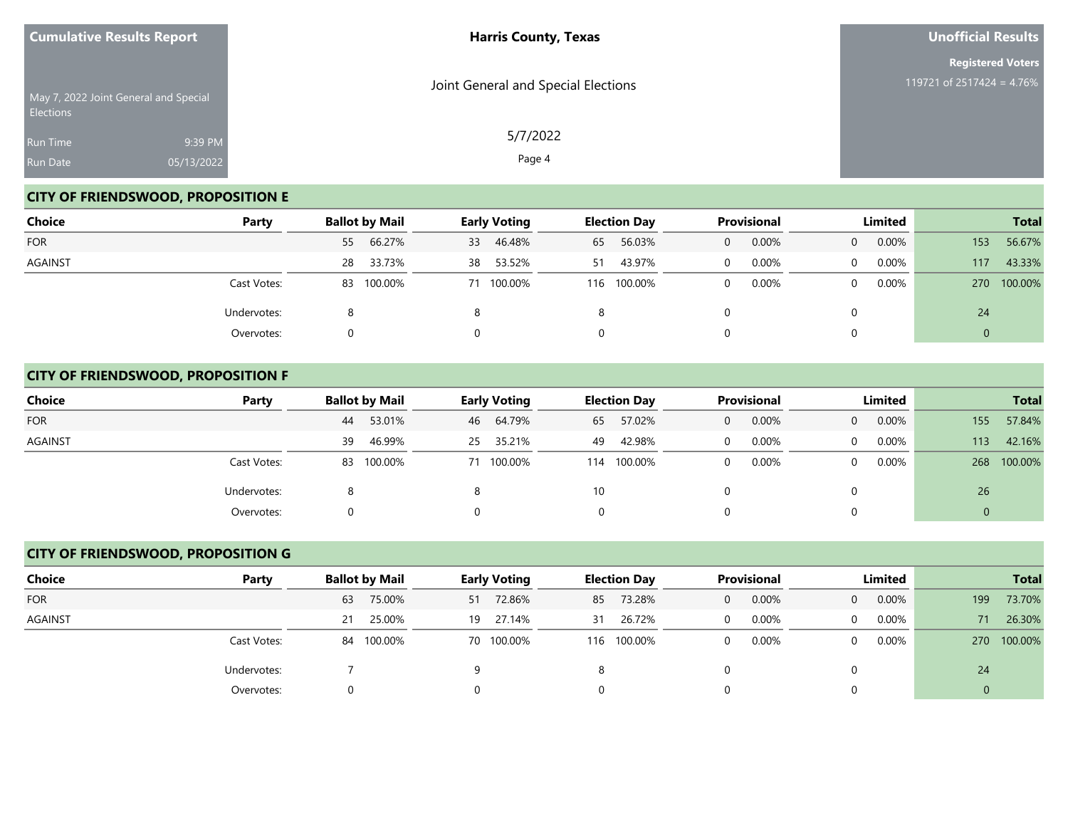Cumulative Results Report

May 7, 2022 Joint General and Special Elections

Run Time 9:39 PM

Run Date 05/13/2022

**Harris County, Texas**

Joint General and Special Elections

5/7/2022

**Unofficial Results**

**Registered Voters**

119721 of 2517424 = 4.76%

## CITY OF FRIENDSWOOD, PROPOSITION E

| Choice | Party | Ballot by Mail | | Early Voting | | Election Day | | Provisional | | Limited | | Total | |
|---|---|---|---|---|---|---|---|---|---|---|---|---|---|
| FOR | | 55 | 66.27% | 33 | 46.48% | 65 | 56.03% | 0 | 0.00% | 0 | 0.00% | 153 | 56.67% |
| AGAINST | | 28 | 33.73% | 38 | 53.52% | 51 | 43.97% | 0 | 0.00% | 0 | 0.00% | 117 | 43.33% |
| | Cast Votes: | 83 | 100.00% | 71 | 100.00% | 116 | 100.00% | 0 | 0.00% | 0 | 0.00% | 270 | 100.00% |
| | Undervotes: | 8 | | 8 | | 8 | | 0 | | 0 | | 24 | |
| | Overvotes: | 0 | | 0 | | 0 | | 0 | | 0 | | 0 | |

## CITY OF FRIENDSWOOD, PROPOSITION F

| Choice | Party | Ballot by Mail | | Early Voting | | Election Day | | Provisional | | Limited | | Total | |
|---|---|---|---|---|---|---|---|---|---|---|---|---|---|
| FOR | | 44 | 53.01% | 46 | 64.79% | 65 | 57.02% | 0 | 0.00% | 0 | 0.00% | 155 | 57.84% |
| AGAINST | | 39 | 46.99% | 25 | 35.21% | 49 | 42.98% | 0 | 0.00% | 0 | 0.00% | 113 | 42.16% |
| | Cast Votes: | 83 | 100.00% | 71 | 100.00% | 114 | 100.00% | 0 | 0.00% | 0 | 0.00% | 268 | 100.00% |
| | Undervotes: | 8 | | 8 | | 10 | | 0 | | 0 | | 26 | |
| | Overvotes: | 0 | | 0 | | 0 | | 0 | | 0 | | 0 | |

## CITY OF FRIENDSWOOD, PROPOSITION G

| Choice | Party | Ballot by Mail | | Early Voting | | Election Day | | Provisional | | Limited | | Total | |
|---|---|---|---|---|---|---|---|---|---|---|---|---|---|
| FOR | | 63 | 75.00% | 51 | 72.86% | 85 | 73.28% | 0 | 0.00% | 0 | 0.00% | 199 | 73.70% |
| AGAINST | | 21 | 25.00% | 19 | 27.14% | 31 | 26.72% | 0 | 0.00% | 0 | 0.00% | 71 | 26.30% |
| | Cast Votes: | 84 | 100.00% | 70 | 100.00% | 116 | 100.00% | 0 | 0.00% | 0 | 0.00% | 270 | 100.00% |
| | Undervotes: | 7 | | 9 | | 8 | | 0 | | 0 | | 24 | |
| | Overvotes: | 0 | | 0 | | 0 | | 0 | | 0 | | 0 | |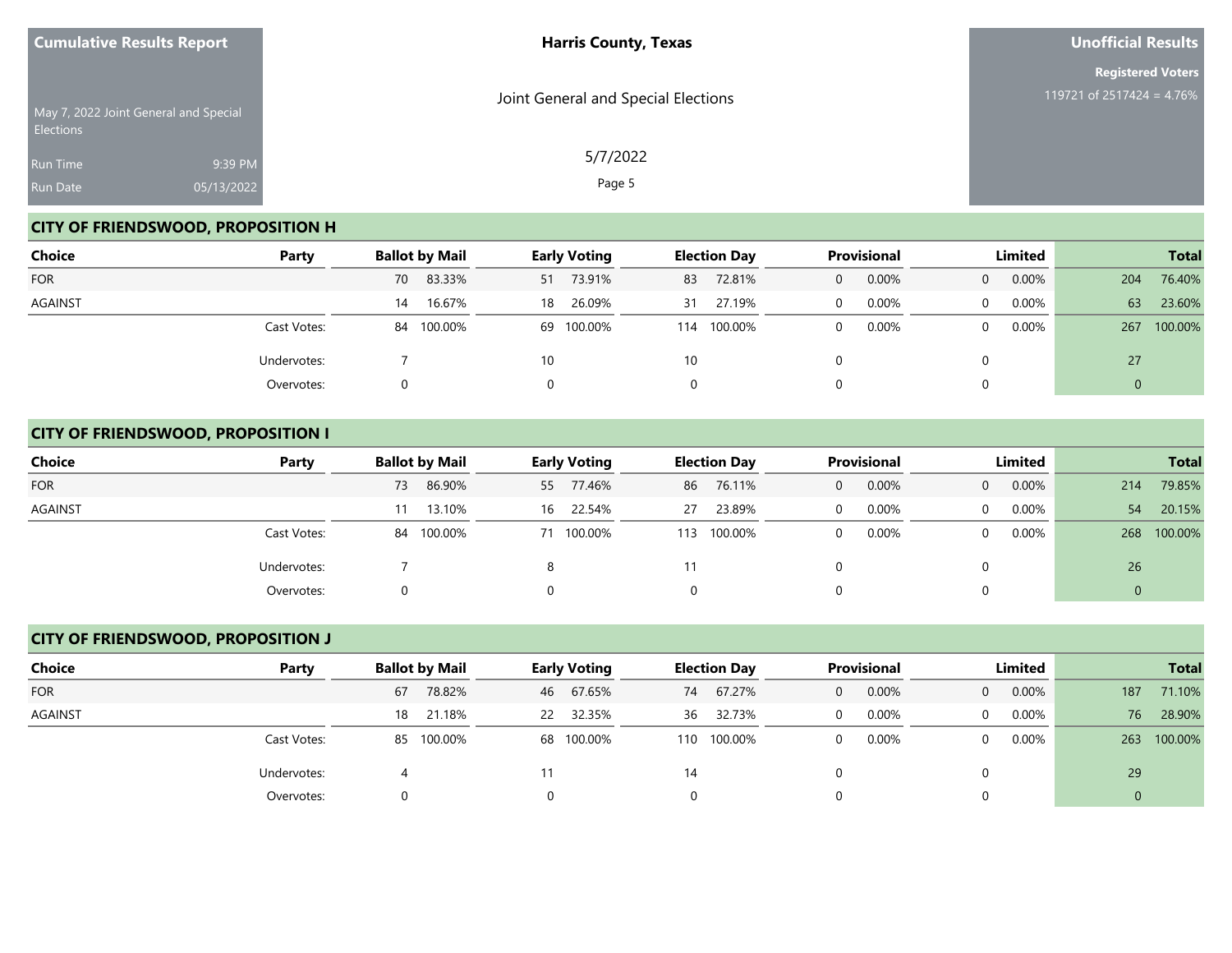**Cumulative Results Report**

May 7, 2022 Joint General and Special Elections

Run Time 9:39 PM

Run Date 05/13/2022

**Harris County, Texas**

Joint General and Special Elections

5/7/2022

**Unofficial Results**

**Registered Voters**

119721 of 2517424 = 4.76%

## CITY OF FRIENDSWOOD, PROPOSITION H

| Choice | Party | Ballot by Mail | | Early Voting | | Election Day | | Provisional | | Limited | | Total | |
|---|---|---|---|---|---|---|---|---|---|---|---|---|---|
| FOR | | 70 | 83.33% | 51 | 73.91% | 83 | 72.81% | 0 | 0.00% | 0 | 0.00% | 204 | 76.40% |
| AGAINST | | 14 | 16.67% | 18 | 26.09% | 31 | 27.19% | 0 | 0.00% | 0 | 0.00% | 63 | 23.60% |
| | Cast Votes: | 84 | 100.00% | 69 | 100.00% | 114 | 100.00% | 0 | 0.00% | 0 | 0.00% | 267 | 100.00% |
| | Undervotes: | 7 | | 10 | | 10 | | 0 | | 0 | | 27 | |
| | Overvotes: | 0 | | 0 | | 0 | | 0 | | 0 | | 0 | |

## CITY OF FRIENDSWOOD, PROPOSITION I

| Choice | Party | Ballot by Mail | | Early Voting | | Election Day | | Provisional | | Limited | | Total | |
|---|---|---|---|---|---|---|---|---|---|---|---|---|---|
| FOR | | 73 | 86.90% | 55 | 77.46% | 86 | 76.11% | 0 | 0.00% | 0 | 0.00% | 214 | 79.85% |
| AGAINST | | 11 | 13.10% | 16 | 22.54% | 27 | 23.89% | 0 | 0.00% | 0 | 0.00% | 54 | 20.15% |
| | Cast Votes: | 84 | 100.00% | 71 | 100.00% | 113 | 100.00% | 0 | 0.00% | 0 | 0.00% | 268 | 100.00% |
| | Undervotes: | 7 | | 8 | | 11 | | 0 | | 0 | | 26 | |
| | Overvotes: | 0 | | 0 | | 0 | | 0 | | 0 | | 0 | |

## CITY OF FRIENDSWOOD, PROPOSITION J

| Choice | Party | Ballot by Mail | | Early Voting | | Election Day | | Provisional | | Limited | | Total | |
|---|---|---|---|---|---|---|---|---|---|---|---|---|---|
| FOR | | 67 | 78.82% | 46 | 67.65% | 74 | 67.27% | 0 | 0.00% | 0 | 0.00% | 187 | 71.10% |
| AGAINST | | 18 | 21.18% | 22 | 32.35% | 36 | 32.73% | 0 | 0.00% | 0 | 0.00% | 76 | 28.90% |
| | Cast Votes: | 85 | 100.00% | 68 | 100.00% | 110 | 100.00% | 0 | 0.00% | 0 | 0.00% | 263 | 100.00% |
| | Undervotes: | 4 | | 11 | | 14 | | 0 | | 0 | | 29 | |
| | Overvotes: | 0 | | 0 | | 0 | | 0 | | 0 | | 0 | |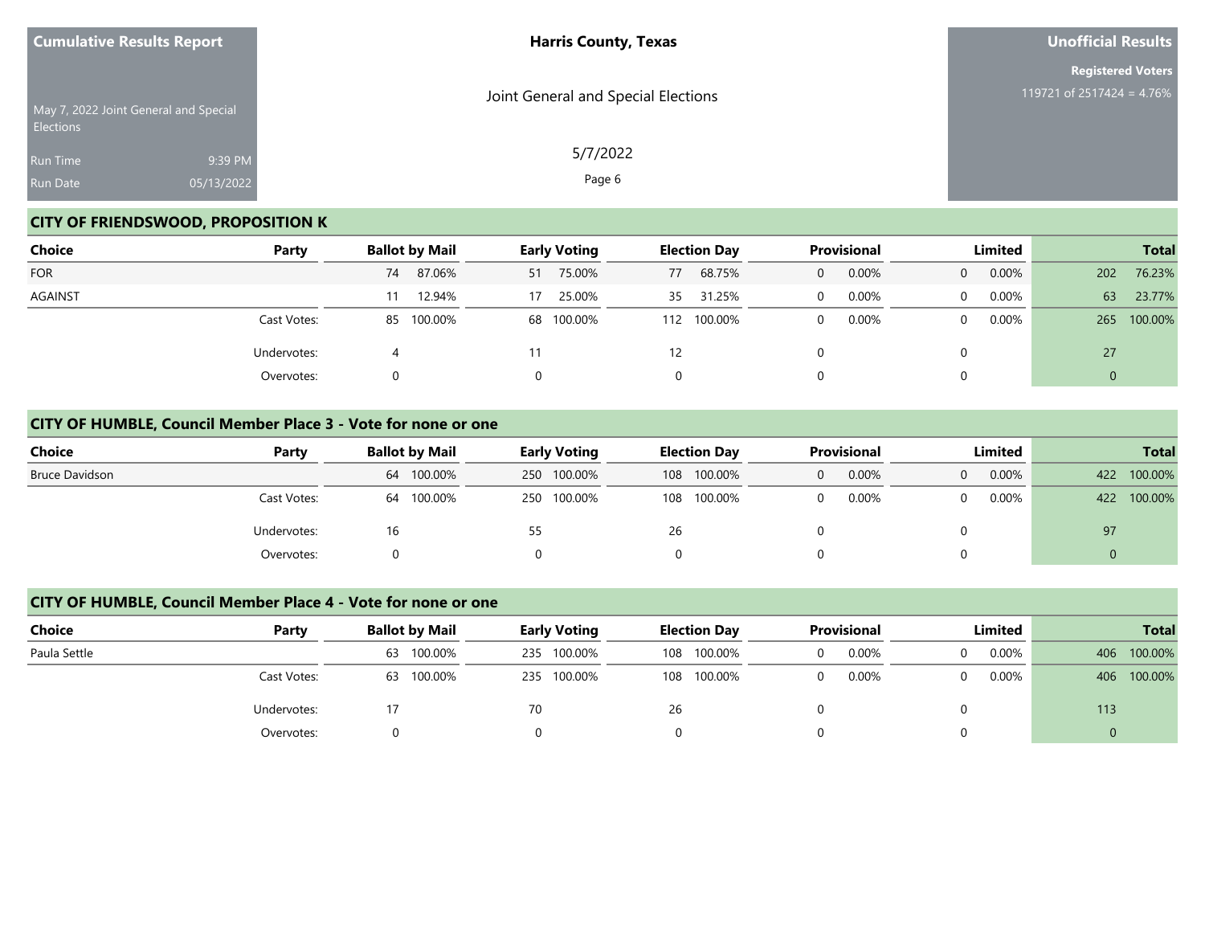## CITY OF FRIENDSWOOD, PROPOSITION K

| Choice | Party | Ballot by Mail | | Early Voting | | Election Day | | Provisional | | Limited | | Total | |
|---|---|---|---|---|---|---|---|---|---|---|---|---|---|
| FOR | | 74 | 87.06% | 51 | 75.00% | 77 | 68.75% | 0 | 0.00% | 0 | 0.00% | 202 | 76.23% |
| AGAINST | | 11 | 12.94% | 17 | 25.00% | 35 | 31.25% | 0 | 0.00% | 0 | 0.00% | 63 | 23.77% |
| | Cast Votes: | 85 | 100.00% | 68 | 100.00% | 112 | 100.00% | 0 | 0.00% | 0 | 0.00% | 265 | 100.00% |
| | Undervotes: | 4 | | 11 | | 12 | | 0 | | 0 | | 27 | |
| | Overvotes: | 0 | | 0 | | 0 | | 0 | | 0 | | 0 | |

## CITY OF HUMBLE, Council Member Place 3 - Vote for none or one

| Choice | Party | Ballot by Mail | | Early Voting | | Election Day | | Provisional | | Limited | | Total | |
|---|---|---|---|---|---|---|---|---|---|---|---|---|---|
| Bruce Davidson | | 64 | 100.00% | 250 | 100.00% | 108 | 100.00% | 0 | 0.00% | 0 | 0.00% | 422 | 100.00% |
| | Cast Votes: | 64 | 100.00% | 250 | 100.00% | 108 | 100.00% | 0 | 0.00% | 0 | 0.00% | 422 | 100.00% |
| | Undervotes: | 16 | | 55 | | 26 | | 0 | | 0 | | 97 | |
| | Overvotes: | 0 | | 0 | | 0 | | 0 | | 0 | | 0 | |

## CITY OF HUMBLE, Council Member Place 4 - Vote for none or one

| Choice | Party | Ballot by Mail | | Early Voting | | Election Day | | Provisional | | Limited | | Total | |
|---|---|---|---|---|---|---|---|---|---|---|---|---|---|
| Paula Settle | | 63 | 100.00% | 235 | 100.00% | 108 | 100.00% | 0 | 0.00% | 0 | 0.00% | 406 | 100.00% |
| | Cast Votes: | 63 | 100.00% | 235 | 100.00% | 108 | 100.00% | 0 | 0.00% | 0 | 0.00% | 406 | 100.00% |
| | Undervotes: | 17 | | 70 | | 26 | | 0 | | 0 | | 113 | |
| | Overvotes: | 0 | | 0 | | 0 | | 0 | | 0 | | 0 | |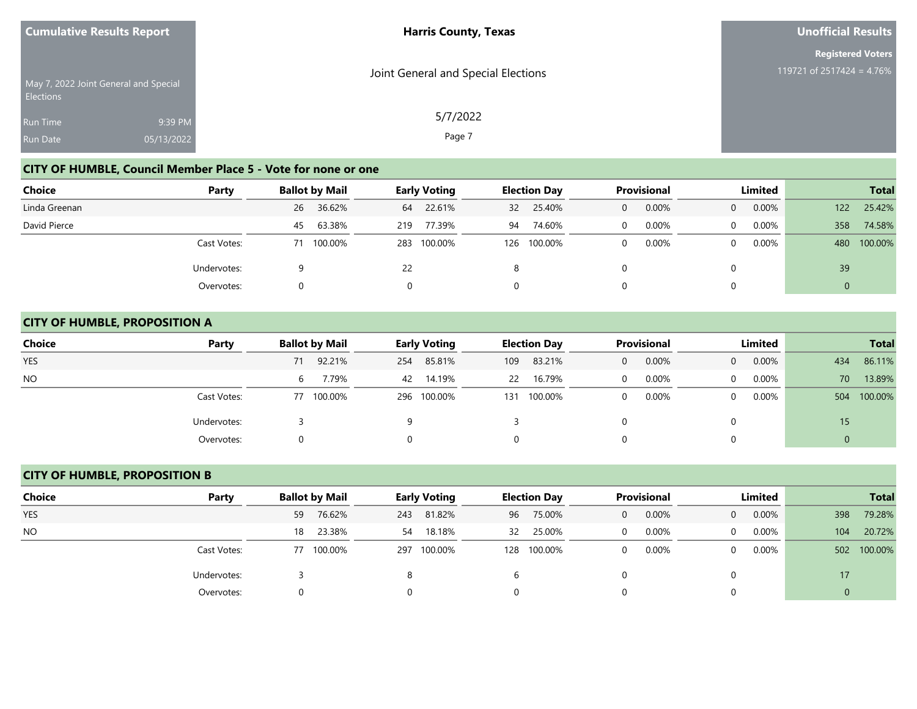## CITY OF HUMBLE, Council Member Place 5 - Vote for none or one

| Choice | Party | Ballot by Mail | | Early Voting | | Election Day | | Provisional | | Limited | | Total | |
|---|---|---|---|---|---|---|---|---|---|---|---|---|---|
| Linda Greenan | | 26 | 36.62% | 64 | 22.61% | 32 | 25.40% | 0 | 0.00% | 0 | 0.00% | 122 | 25.42% |
| David Pierce | | 45 | 63.38% | 219 | 77.39% | 94 | 74.60% | 0 | 0.00% | 0 | 0.00% | 358 | 74.58% |
| | Cast Votes: | 71 | 100.00% | 283 | 100.00% | 126 | 100.00% | 0 | 0.00% | 0 | 0.00% | 480 | 100.00% |
| | Undervotes: | 9 | | 22 | | 8 | | 0 | | 0 | | 39 | |
| | Overvotes: | 0 | | 0 | | 0 | | 0 | | 0 | | 0 | |

## CITY OF HUMBLE, PROPOSITION A

| Choice | Party | Ballot by Mail | | Early Voting | | Election Day | | Provisional | | Limited | | Total | |
|---|---|---|---|---|---|---|---|---|---|---|---|---|---|
| YES | | 71 | 92.21% | 254 | 85.81% | 109 | 83.21% | 0 | 0.00% | 0 | 0.00% | 434 | 86.11% |
| NO | | 6 | 7.79% | 42 | 14.19% | 22 | 16.79% | 0 | 0.00% | 0 | 0.00% | 70 | 13.89% |
| | Cast Votes: | 77 | 100.00% | 296 | 100.00% | 131 | 100.00% | 0 | 0.00% | 0 | 0.00% | 504 | 100.00% |
| | Undervotes: | 3 | | 9 | | 3 | | 0 | | 0 | | 15 | |
| | Overvotes: | 0 | | 0 | | 0 | | 0 | | 0 | | 0 | |

## CITY OF HUMBLE, PROPOSITION B

| Choice | Party | Ballot by Mail | | Early Voting | | Election Day | | Provisional | | Limited | | Total | |
|---|---|---|---|---|---|---|---|---|---|---|---|---|---|
| YES | | 59 | 76.62% | 243 | 81.82% | 96 | 75.00% | 0 | 0.00% | 0 | 0.00% | 398 | 79.28% |
| NO | | 18 | 23.38% | 54 | 18.18% | 32 | 25.00% | 0 | 0.00% | 0 | 0.00% | 104 | 20.72% |
| | Cast Votes: | 77 | 100.00% | 297 | 100.00% | 128 | 100.00% | 0 | 0.00% | 0 | 0.00% | 502 | 100.00% |
| | Undervotes: | 3 | | 8 | | 6 | | 0 | | 0 | | 17 | |
| | Overvotes: | 0 | | 0 | | 0 | | 0 | | 0 | | 0 | |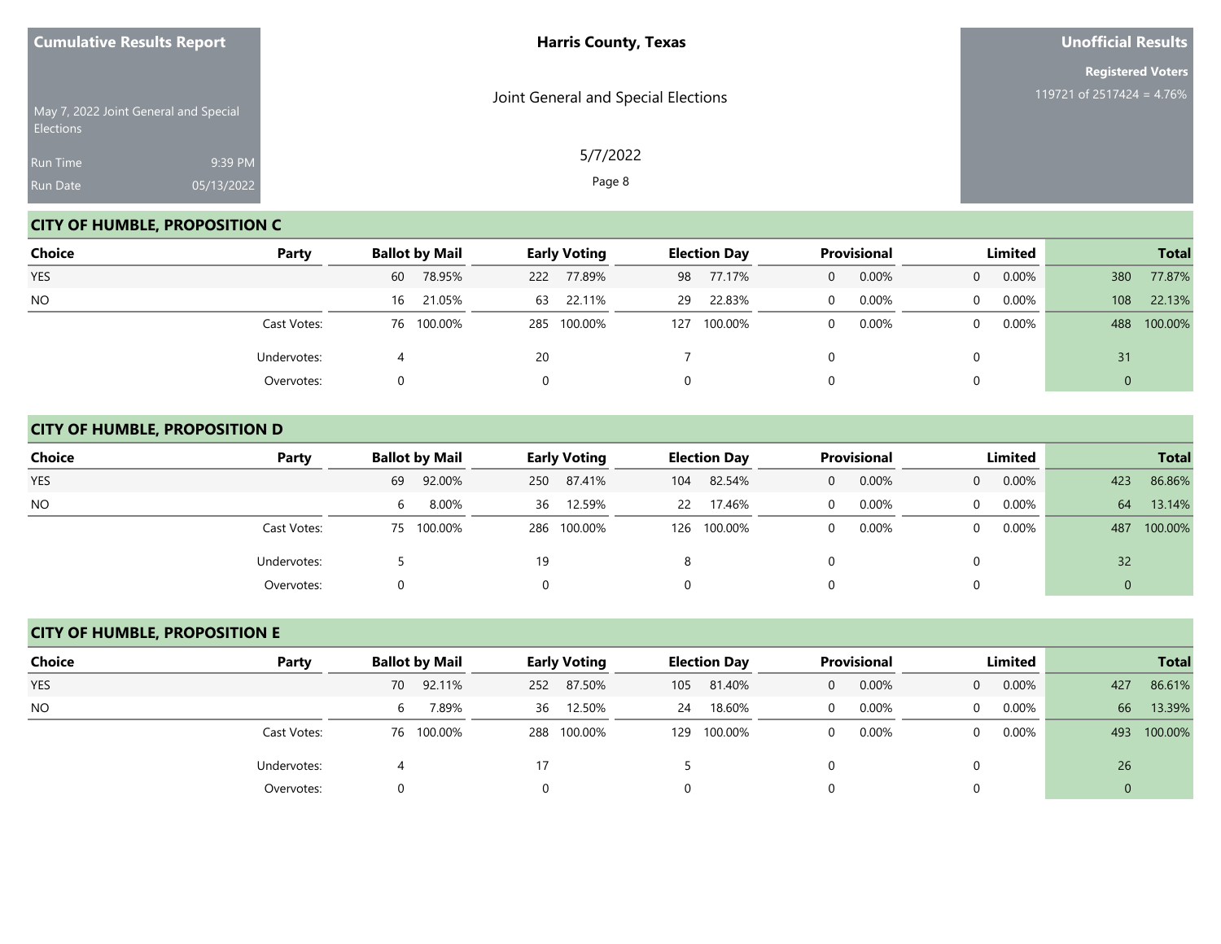**Cumulative Results Report**

May 7, 2022 Joint General and Special Elections

Run Time 9:39 PM

Run Date 05/13/2022

**Harris County, Texas**

Joint General and Special Elections

5/7/2022

**Unofficial Results**

**Registered Voters**

119721 of 2517424 = 4.76%

## CITY OF HUMBLE, PROPOSITION C

| Choice | Party | Ballot by Mail | | Early Voting | | Election Day | | Provisional | | Limited | | Total | |
|---|---|---|---|---|---|---|---|---|---|---|---|---|---|
| YES | | 60 | 78.95% | 222 | 77.89% | 98 | 77.17% | 0 | 0.00% | 0 | 0.00% | 380 | 77.87% |
| NO | | 16 | 21.05% | 63 | 22.11% | 29 | 22.83% | 0 | 0.00% | 0 | 0.00% | 108 | 22.13% |
| | Cast Votes: | 76 | 100.00% | 285 | 100.00% | 127 | 100.00% | 0 | 0.00% | 0 | 0.00% | 488 | 100.00% |
| | Undervotes: | 4 | | 20 | | 7 | | 0 | | 0 | | 31 | |
| | Overvotes: | 0 | | 0 | | 0 | | 0 | | 0 | | 0 | |

## CITY OF HUMBLE, PROPOSITION D

| Choice | Party | Ballot by Mail | | Early Voting | | Election Day | | Provisional | | Limited | | Total | |
|---|---|---|---|---|---|---|---|---|---|---|---|---|---|
| YES | | 69 | 92.00% | 250 | 87.41% | 104 | 82.54% | 0 | 0.00% | 0 | 0.00% | 423 | 86.86% |
| NO | | 6 | 8.00% | 36 | 12.59% | 22 | 17.46% | 0 | 0.00% | 0 | 0.00% | 64 | 13.14% |
| | Cast Votes: | 75 | 100.00% | 286 | 100.00% | 126 | 100.00% | 0 | 0.00% | 0 | 0.00% | 487 | 100.00% |
| | Undervotes: | 5 | | 19 | | 8 | | 0 | | 0 | | 32 | |
| | Overvotes: | 0 | | 0 | | 0 | | 0 | | 0 | | 0 | |

## CITY OF HUMBLE, PROPOSITION E

| Choice | Party | Ballot by Mail | | Early Voting | | Election Day | | Provisional | | Limited | | Total | |
|---|---|---|---|---|---|---|---|---|---|---|---|---|---|
| YES | | 70 | 92.11% | 252 | 87.50% | 105 | 81.40% | 0 | 0.00% | 0 | 0.00% | 427 | 86.61% |
| NO | | 6 | 7.89% | 36 | 12.50% | 24 | 18.60% | 0 | 0.00% | 0 | 0.00% | 66 | 13.39% |
| | Cast Votes: | 76 | 100.00% | 288 | 100.00% | 129 | 100.00% | 0 | 0.00% | 0 | 0.00% | 493 | 100.00% |
| | Undervotes: | 4 | | 17 | | 5 | | 0 | | 0 | | 26 | |
| | Overvotes: | 0 | | 0 | | 0 | | 0 | | 0 | | 0 | |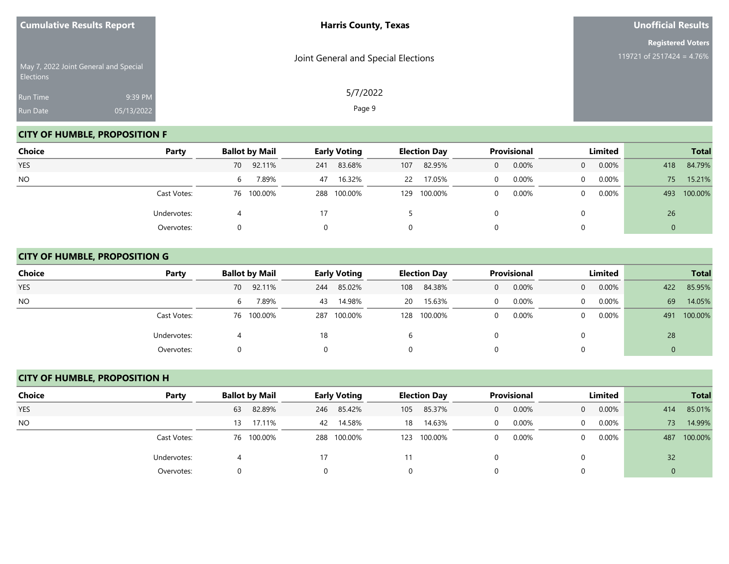## CITY OF HUMBLE, PROPOSITION F

| Choice | Party | Ballot by Mail | | Early Voting | | Election Day | | Provisional | | Limited | | Total | |
|---|---|---|---|---|---|---|---|---|---|---|---|---|---|
| YES | | 70 | 92.11% | 241 | 83.68% | 107 | 82.95% | 0 | 0.00% | 0 | 0.00% | 418 | 84.79% |
| NO | | 6 | 7.89% | 47 | 16.32% | 22 | 17.05% | 0 | 0.00% | 0 | 0.00% | 75 | 15.21% |
| | Cast Votes: | 76 | 100.00% | 288 | 100.00% | 129 | 100.00% | 0 | 0.00% | 0 | 0.00% | 493 | 100.00% |
| | Undervotes: | 4 | | 17 | | 5 | | 0 | | 0 | | 26 | |
| | Overvotes: | 0 | | 0 | | 0 | | 0 | | 0 | | 0 | |

## CITY OF HUMBLE, PROPOSITION G

| Choice | Party | Ballot by Mail | | Early Voting | | Election Day | | Provisional | | Limited | | Total | |
|---|---|---|---|---|---|---|---|---|---|---|---|---|---|
| YES | | 70 | 92.11% | 244 | 85.02% | 108 | 84.38% | 0 | 0.00% | 0 | 0.00% | 422 | 85.95% |
| NO | | 6 | 7.89% | 43 | 14.98% | 20 | 15.63% | 0 | 0.00% | 0 | 0.00% | 69 | 14.05% |
| | Cast Votes: | 76 | 100.00% | 287 | 100.00% | 128 | 100.00% | 0 | 0.00% | 0 | 0.00% | 491 | 100.00% |
| | Undervotes: | 4 | | 18 | | 6 | | 0 | | 0 | | 28 | |
| | Overvotes: | 0 | | 0 | | 0 | | 0 | | 0 | | 0 | |

## CITY OF HUMBLE, PROPOSITION H

| Choice | Party | Ballot by Mail | | Early Voting | | Election Day | | Provisional | | Limited | | Total | |
|---|---|---|---|---|---|---|---|---|---|---|---|---|---|
| YES | | 63 | 82.89% | 246 | 85.42% | 105 | 85.37% | 0 | 0.00% | 0 | 0.00% | 414 | 85.01% |
| NO | | 13 | 17.11% | 42 | 14.58% | 18 | 14.63% | 0 | 0.00% | 0 | 0.00% | 73 | 14.99% |
| | Cast Votes: | 76 | 100.00% | 288 | 100.00% | 123 | 100.00% | 0 | 0.00% | 0 | 0.00% | 487 | 100.00% |
| | Undervotes: | 4 | | 17 | | 11 | | 0 | | 0 | | 32 | |
| | Overvotes: | 0 | | 0 | | 0 | | 0 | | 0 | | 0 | |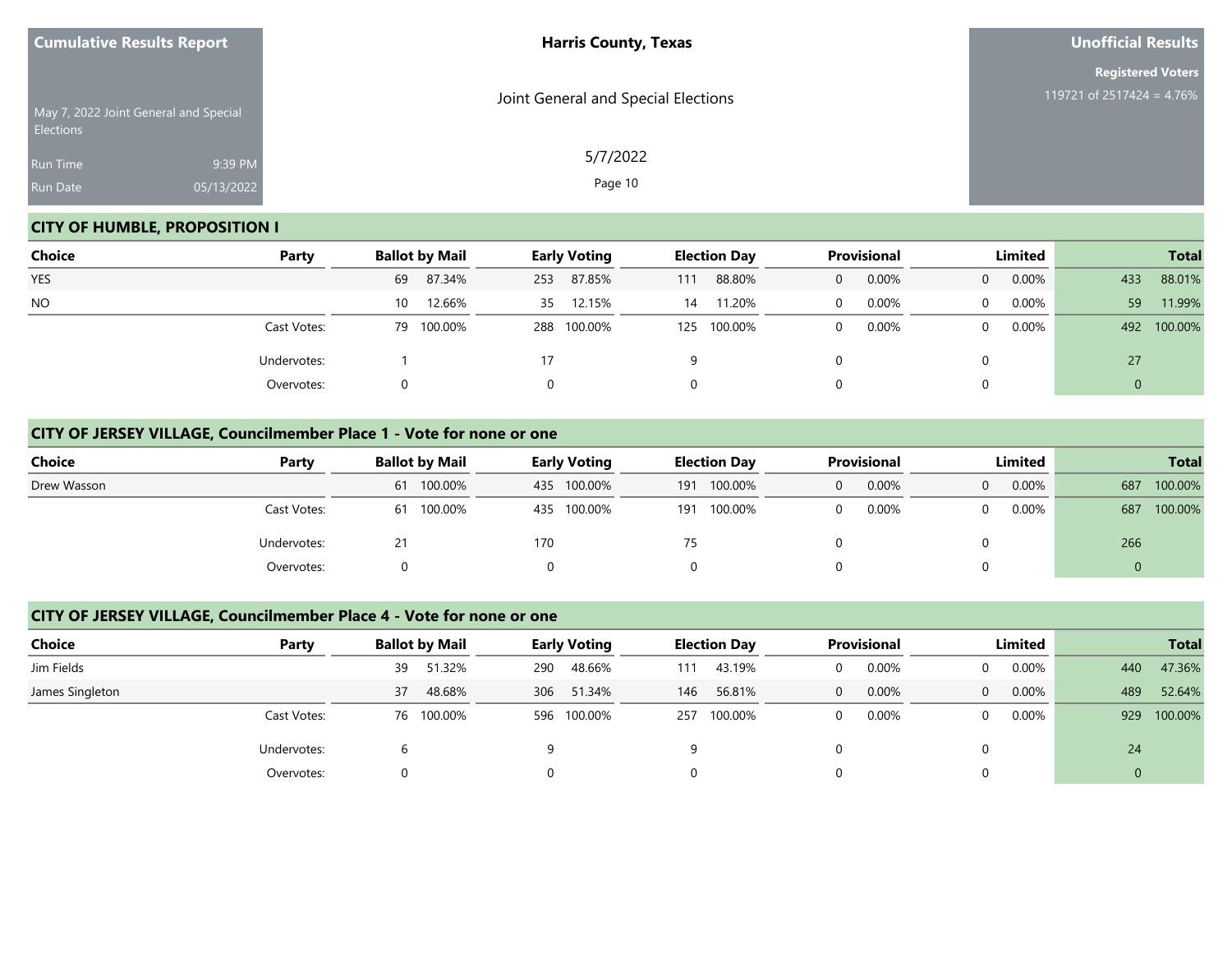## CITY OF HUMBLE, PROPOSITION I

| Choice | Party | Ballot by Mail | | Early Voting | | Election Day | | Provisional | | Limited | | Total | |
|---|---|---|---|---|---|---|---|---|---|---|---|---|---|
| YES | | 69 | 87.34% | 253 | 87.85% | 111 | 88.80% | 0 | 0.00% | 0 | 0.00% | 433 | 88.01% |
| NO | | 10 | 12.66% | 35 | 12.15% | 14 | 11.20% | 0 | 0.00% | 0 | 0.00% | 59 | 11.99% |
| | Cast Votes: | 79 | 100.00% | 288 | 100.00% | 125 | 100.00% | 0 | 0.00% | 0 | 0.00% | 492 | 100.00% |
| | Undervotes: | 1 | | 17 | | 9 | | 0 | | 0 | | 27 | |
| | Overvotes: | 0 | | 0 | | 0 | | 0 | | 0 | | 0 | |

## CITY OF JERSEY VILLAGE, Councilmember Place 1 - Vote for none or one

| Choice | Party | Ballot by Mail | | Early Voting | | Election Day | | Provisional | | Limited | | Total | |
|---|---|---|---|---|---|---|---|---|---|---|---|---|---|
| Drew Wasson | | 61 | 100.00% | 435 | 100.00% | 191 | 100.00% | 0 | 0.00% | 0 | 0.00% | 687 | 100.00% |
| | Cast Votes: | 61 | 100.00% | 435 | 100.00% | 191 | 100.00% | 0 | 0.00% | 0 | 0.00% | 687 | 100.00% |
| | Undervotes: | 21 | | 170 | | 75 | | 0 | | 0 | | 266 | |
| | Overvotes: | 0 | | 0 | | 0 | | 0 | | 0 | | 0 | |

## CITY OF JERSEY VILLAGE, Councilmember Place 4 - Vote for none or one

| Choice | Party | Ballot by Mail | | Early Voting | | Election Day | | Provisional | | Limited | | Total | |
|---|---|---|---|---|---|---|---|---|---|---|---|---|---|
| Jim Fields | | 39 | 51.32% | 290 | 48.66% | 111 | 43.19% | 0 | 0.00% | 0 | 0.00% | 440 | 47.36% |
| James Singleton | | 37 | 48.68% | 306 | 51.34% | 146 | 56.81% | 0 | 0.00% | 0 | 0.00% | 489 | 52.64% |
| | Cast Votes: | 76 | 100.00% | 596 | 100.00% | 257 | 100.00% | 0 | 0.00% | 0 | 0.00% | 929 | 100.00% |
| | Undervotes: | 6 | | 9 | | 9 | | 0 | | 0 | | 24 | |
| | Overvotes: | 0 | | 0 | | 0 | | 0 | | 0 | | 0 | |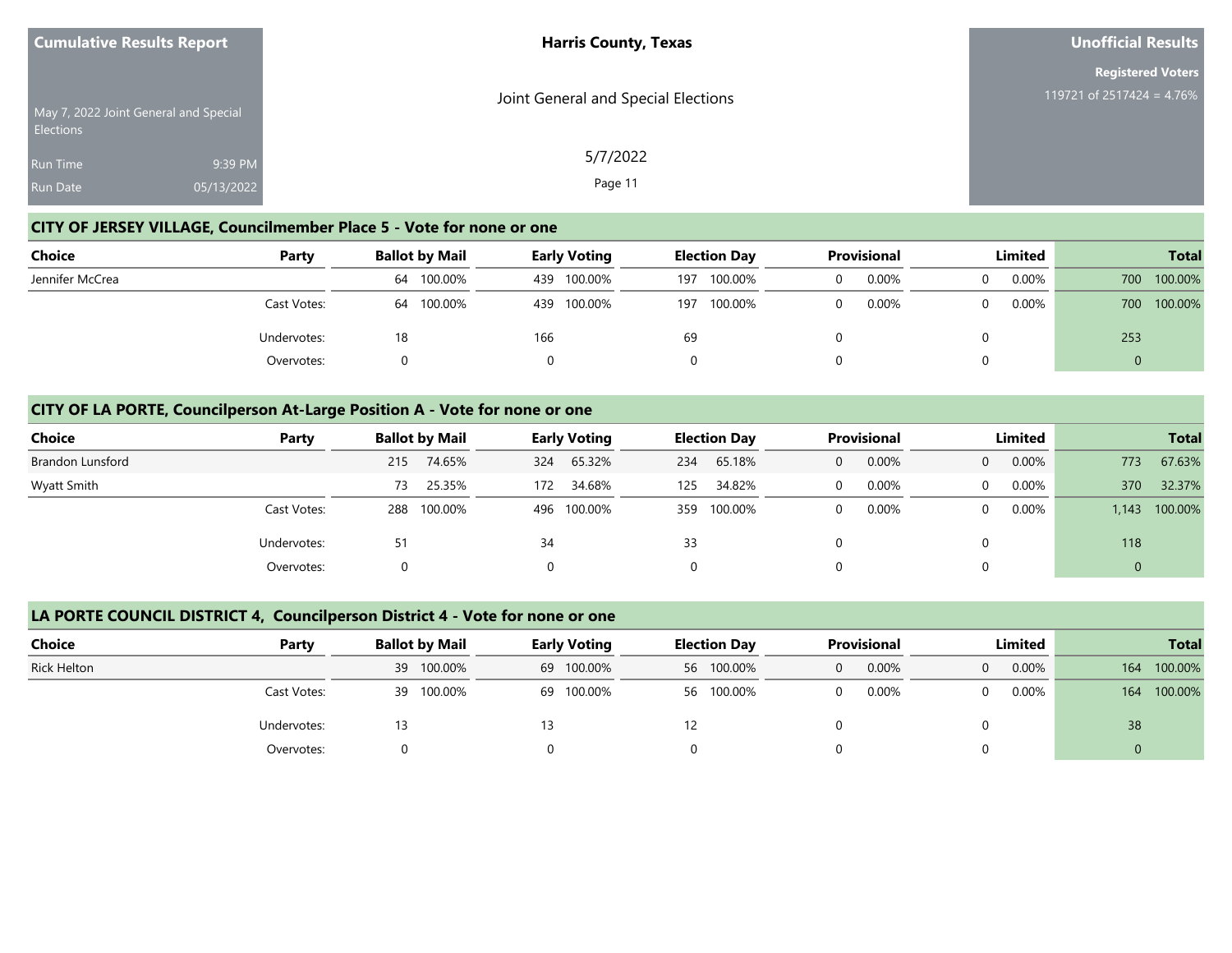## CITY OF JERSEY VILLAGE, Councilmember Place 5 - Vote for none or one

| Choice | Party | Ballot by Mail | | Early Voting | | Election Day | | Provisional | | Limited | | Total | |
|---|---|---|---|---|---|---|---|---|---|---|---|---|---|
| Jennifer McCrea | | 64 | 100.00% | 439 | 100.00% | 197 | 100.00% | 0 | 0.00% | 0 | 0.00% | 700 | 100.00% |
| | Cast Votes: | 64 | 100.00% | 439 | 100.00% | 197 | 100.00% | 0 | 0.00% | 0 | 0.00% | 700 | 100.00% |
| | Undervotes: | 18 | | 166 | | 69 | | 0 | | 0 | | 253 | |
| | Overvotes: | 0 | | 0 | | 0 | | 0 | | 0 | | 0 | |

## CITY OF LA PORTE, Councilperson At-Large Position A - Vote for none or one

| Choice | Party | Ballot by Mail | | Early Voting | | Election Day | | Provisional | | Limited | | Total | |
|---|---|---|---|---|---|---|---|---|---|---|---|---|---|
| Brandon Lunsford | | 215 | 74.65% | 324 | 65.32% | 234 | 65.18% | 0 | 0.00% | 0 | 0.00% | 773 | 67.63% |
| Wyatt Smith | | 73 | 25.35% | 172 | 34.68% | 125 | 34.82% | 0 | 0.00% | 0 | 0.00% | 370 | 32.37% |
| | Cast Votes: | 288 | 100.00% | 496 | 100.00% | 359 | 100.00% | 0 | 0.00% | 0 | 0.00% | 1,143 | 100.00% |
| | Undervotes: | 51 | | 34 | | 33 | | 0 | | 0 | | 118 | |
| | Overvotes: | 0 | | 0 | | 0 | | 0 | | 0 | | 0 | |

## LA PORTE COUNCIL DISTRICT 4, Councilperson District 4 - Vote for none or one

| Choice | Party | Ballot by Mail | | Early Voting | | Election Day | | Provisional | | Limited | | Total | |
|---|---|---|---|---|---|---|---|---|---|---|---|---|---|
| Rick Helton | | 39 | 100.00% | 69 | 100.00% | 56 | 100.00% | 0 | 0.00% | 0 | 0.00% | 164 | 100.00% |
| | Cast Votes: | 39 | 100.00% | 69 | 100.00% | 56 | 100.00% | 0 | 0.00% | 0 | 0.00% | 164 | 100.00% |
| | Undervotes: | 13 | | 13 | | 12 | | 0 | | 0 | | 38 | |
| | Overvotes: | 0 | | 0 | | 0 | | 0 | | 0 | | 0 | |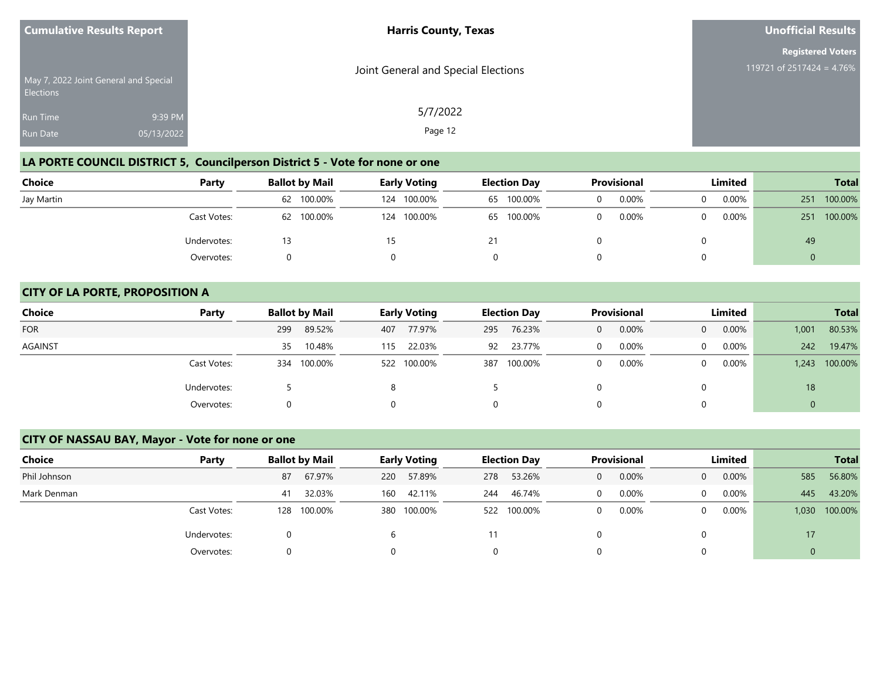Cumulative Results Report

May 7, 2022 Joint General and Special Elections

Run Time 9:39 PM
Run Date 05/13/2022

**Harris County, Texas**

Joint General and Special Elections

5/7/2022

**Unofficial Results**

**Registered Voters**
119721 of 2517424 = 4.76%

## LA PORTE COUNCIL DISTRICT 5, Councilperson District 5 - Vote for none or one

| Choice | Party | Ballot by Mail | | Early Voting | | Election Day | | Provisional | | Limited | | Total | |
|---|---|---|---|---|---|---|---|---|---|---|---|---|---|
| Jay Martin | | 62 | 100.00% | 124 | 100.00% | 65 | 100.00% | 0 | 0.00% | 0 | 0.00% | 251 | 100.00% |
| | Cast Votes: | 62 | 100.00% | 124 | 100.00% | 65 | 100.00% | 0 | 0.00% | 0 | 0.00% | 251 | 100.00% |
| | Undervotes: | 13 | | 15 | | 21 | | 0 | | 0 | | 49 | |
| | Overvotes: | 0 | | 0 | | 0 | | 0 | | 0 | | 0 | |

## CITY OF LA PORTE, PROPOSITION A

| Choice | Party | Ballot by Mail | | Early Voting | | Election Day | | Provisional | | Limited | | Total | |
|---|---|---|---|---|---|---|---|---|---|---|---|---|---|
| FOR | | 299 | 89.52% | 407 | 77.97% | 295 | 76.23% | 0 | 0.00% | 0 | 0.00% | 1,001 | 80.53% |
| AGAINST | | 35 | 10.48% | 115 | 22.03% | 92 | 23.77% | 0 | 0.00% | 0 | 0.00% | 242 | 19.47% |
| | Cast Votes: | 334 | 100.00% | 522 | 100.00% | 387 | 100.00% | 0 | 0.00% | 0 | 0.00% | 1,243 | 100.00% |
| | Undervotes: | 5 | | 8 | | 5 | | 0 | | 0 | | 18 | |
| | Overvotes: | 0 | | 0 | | 0 | | 0 | | 0 | | 0 | |

## CITY OF NASSAU BAY, Mayor - Vote for none or one

| Choice | Party | Ballot by Mail | | Early Voting | | Election Day | | Provisional | | Limited | | Total | |
|---|---|---|---|---|---|---|---|---|---|---|---|---|---|
| Phil Johnson | | 87 | 67.97% | 220 | 57.89% | 278 | 53.26% | 0 | 0.00% | 0 | 0.00% | 585 | 56.80% |
| Mark Denman | | 41 | 32.03% | 160 | 42.11% | 244 | 46.74% | 0 | 0.00% | 0 | 0.00% | 445 | 43.20% |
| | Cast Votes: | 128 | 100.00% | 380 | 100.00% | 522 | 100.00% | 0 | 0.00% | 0 | 0.00% | 1,030 | 100.00% |
| | Undervotes: | 0 | | 6 | | 11 | | 0 | | 0 | | 17 | |
| | Overvotes: | 0 | | 0 | | 0 | | 0 | | 0 | | 0 | |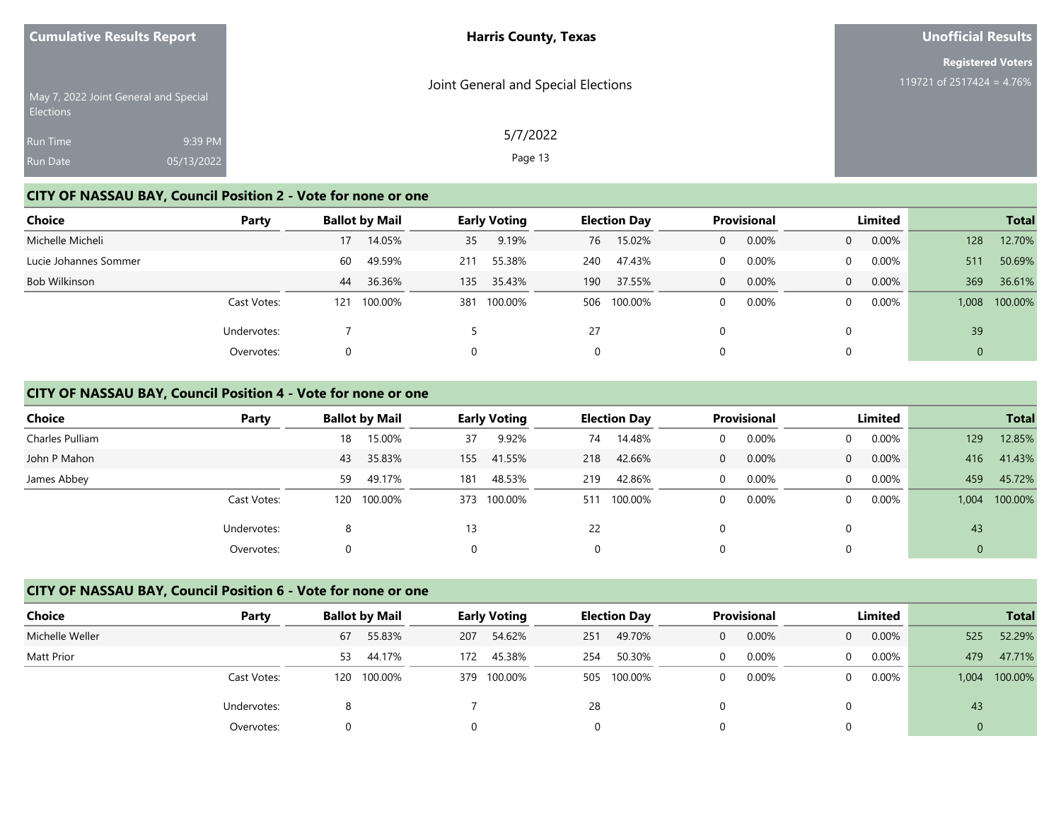## CITY OF NASSAU BAY, Council Position 2 - Vote for none or one

| Choice | Party | Ballot by Mail | | Early Voting | | Election Day | | Provisional | | Limited | | Total | |
|---|---|---|---|---|---|---|---|---|---|---|---|---|---|
| Michelle Micheli | | 17 | 14.05% | 35 | 9.19% | 76 | 15.02% | 0 | 0.00% | 0 | 0.00% | 128 | 12.70% |
| Lucie Johannes Sommer | | 60 | 49.59% | 211 | 55.38% | 240 | 47.43% | 0 | 0.00% | 0 | 0.00% | 511 | 50.69% |
| Bob Wilkinson | | 44 | 36.36% | 135 | 35.43% | 190 | 37.55% | 0 | 0.00% | 0 | 0.00% | 369 | 36.61% |
| | Cast Votes: | 121 | 100.00% | 381 | 100.00% | 506 | 100.00% | 0 | 0.00% | 0 | 0.00% | 1,008 | 100.00% |
| | Undervotes: | 7 | | 5 | | 27 | | 0 | | 0 | | 39 | |
| | Overvotes: | 0 | | 0 | | 0 | | 0 | | 0 | | 0 | |

## CITY OF NASSAU BAY, Council Position 4 - Vote for none or one

| Choice | Party | Ballot by Mail | | Early Voting | | Election Day | | Provisional | | Limited | | Total | |
|---|---|---|---|---|---|---|---|---|---|---|---|---|---|
| Charles Pulliam | | 18 | 15.00% | 37 | 9.92% | 74 | 14.48% | 0 | 0.00% | 0 | 0.00% | 129 | 12.85% |
| John P Mahon | | 43 | 35.83% | 155 | 41.55% | 218 | 42.66% | 0 | 0.00% | 0 | 0.00% | 416 | 41.43% |
| James Abbey | | 59 | 49.17% | 181 | 48.53% | 219 | 42.86% | 0 | 0.00% | 0 | 0.00% | 459 | 45.72% |
| | Cast Votes: | 120 | 100.00% | 373 | 100.00% | 511 | 100.00% | 0 | 0.00% | 0 | 0.00% | 1,004 | 100.00% |
| | Undervotes: | 8 | | 13 | | 22 | | 0 | | 0 | | 43 | |
| | Overvotes: | 0 | | 0 | | 0 | | 0 | | 0 | | 0 | |

## CITY OF NASSAU BAY, Council Position 6 - Vote for none or one

| Choice | Party | Ballot by Mail | | Early Voting | | Election Day | | Provisional | | Limited | | Total | |
|---|---|---|---|---|---|---|---|---|---|---|---|---|---|
| Michelle Weller | | 67 | 55.83% | 207 | 54.62% | 251 | 49.70% | 0 | 0.00% | 0 | 0.00% | 525 | 52.29% |
| Matt Prior | | 53 | 44.17% | 172 | 45.38% | 254 | 50.30% | 0 | 0.00% | 0 | 0.00% | 479 | 47.71% |
| | Cast Votes: | 120 | 100.00% | 379 | 100.00% | 505 | 100.00% | 0 | 0.00% | 0 | 0.00% | 1,004 | 100.00% |
| | Undervotes: | 8 | | 7 | | 28 | | 0 | | 0 | | 43 | |
| | Overvotes: | 0 | | 0 | | 0 | | 0 | | 0 | | 0 | |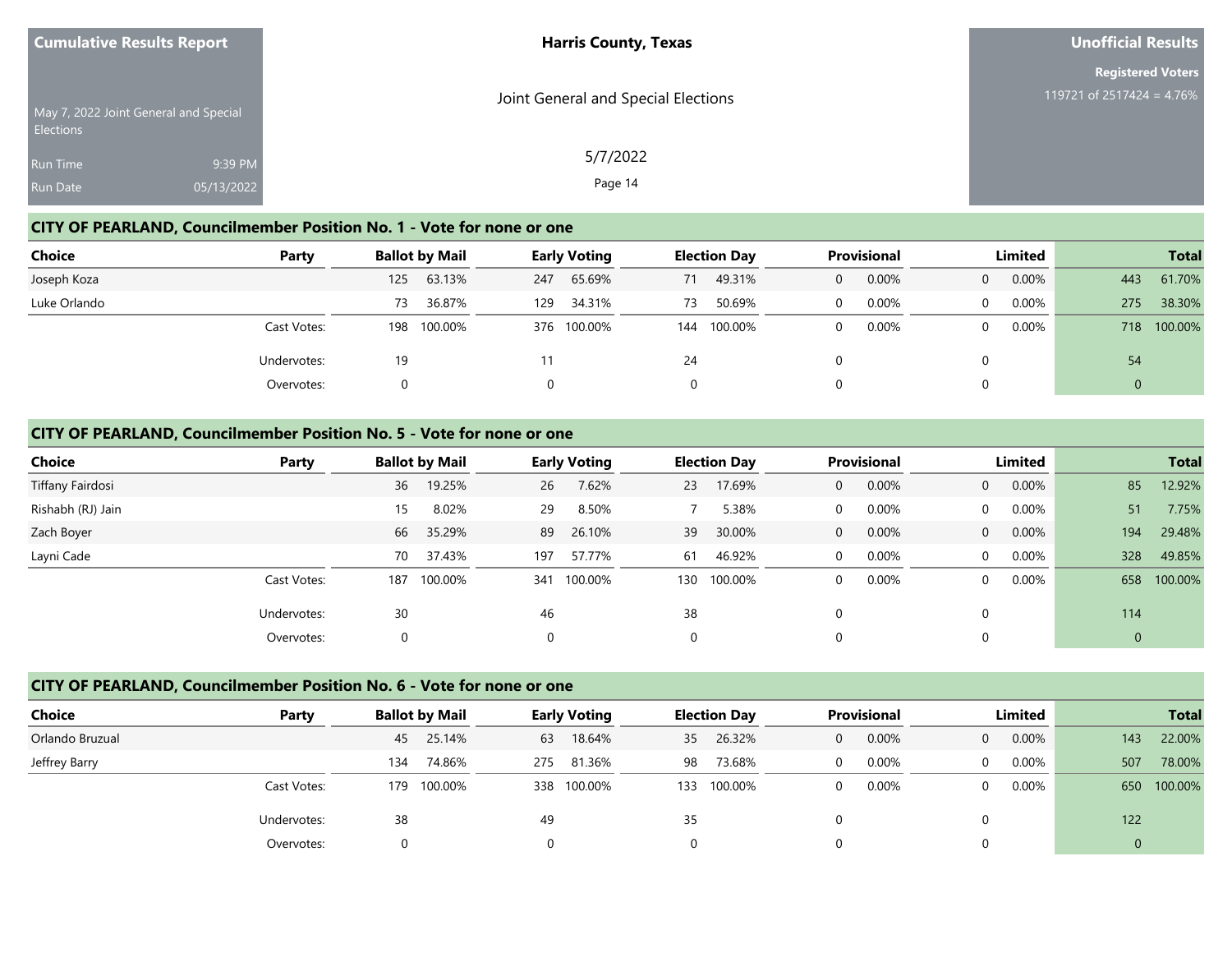Cumulative Results Report

May 7, 2022 Joint General and Special Elections

Run Time 9:39 PM

Run Date 05/13/2022

**Harris County, Texas**

Joint General and Special Elections

5/7/2022

**Unofficial Results**

**Registered Voters**

119721 of 2517424 = 4.76%

## CITY OF PEARLAND, Councilmember Position No. 1 - Vote for none or one

| Choice | Party | Ballot by Mail | | Early Voting | | Election Day | | Provisional | | Limited | | Total | |
|---|---|---|---|---|---|---|---|---|---|---|---|---|---|
| Joseph Koza | | 125 | 63.13% | 247 | 65.69% | 71 | 49.31% | 0 | 0.00% | 0 | 0.00% | 443 | 61.70% |
| Luke Orlando | | 73 | 36.87% | 129 | 34.31% | 73 | 50.69% | 0 | 0.00% | 0 | 0.00% | 275 | 38.30% |
| | Cast Votes: | 198 | 100.00% | 376 | 100.00% | 144 | 100.00% | 0 | 0.00% | 0 | 0.00% | 718 | 100.00% |
| | Undervotes: | 19 | | 11 | | 24 | | 0 | | 0 | | 54 | |
| | Overvotes: | 0 | | 0 | | 0 | | 0 | | 0 | | 0 | |

## CITY OF PEARLAND, Councilmember Position No. 5 - Vote for none or one

| Choice | Party | Ballot by Mail | | Early Voting | | Election Day | | Provisional | | Limited | | Total | |
|---|---|---|---|---|---|---|---|---|---|---|---|---|---|
| Tiffany Fairdosi | | 36 | 19.25% | 26 | 7.62% | 23 | 17.69% | 0 | 0.00% | 0 | 0.00% | 85 | 12.92% |
| Rishabh (RJ) Jain | | 15 | 8.02% | 29 | 8.50% | 7 | 5.38% | 0 | 0.00% | 0 | 0.00% | 51 | 7.75% |
| Zach Boyer | | 66 | 35.29% | 89 | 26.10% | 39 | 30.00% | 0 | 0.00% | 0 | 0.00% | 194 | 29.48% |
| Layni Cade | | 70 | 37.43% | 197 | 57.77% | 61 | 46.92% | 0 | 0.00% | 0 | 0.00% | 328 | 49.85% |
| | Cast Votes: | 187 | 100.00% | 341 | 100.00% | 130 | 100.00% | 0 | 0.00% | 0 | 0.00% | 658 | 100.00% |
| | Undervotes: | 30 | | 46 | | 38 | | 0 | | 0 | | 114 | |
| | Overvotes: | 0 | | 0 | | 0 | | 0 | | 0 | | 0 | |

## CITY OF PEARLAND, Councilmember Position No. 6 - Vote for none or one

| Choice | Party | Ballot by Mail | | Early Voting | | Election Day | | Provisional | | Limited | | Total | |
|---|---|---|---|---|---|---|---|---|---|---|---|---|---|
| Orlando Bruzual | | 45 | 25.14% | 63 | 18.64% | 35 | 26.32% | 0 | 0.00% | 0 | 0.00% | 143 | 22.00% |
| Jeffrey Barry | | 134 | 74.86% | 275 | 81.36% | 98 | 73.68% | 0 | 0.00% | 0 | 0.00% | 507 | 78.00% |
| | Cast Votes: | 179 | 100.00% | 338 | 100.00% | 133 | 100.00% | 0 | 0.00% | 0 | 0.00% | 650 | 100.00% |
| | Undervotes: | 38 | | 49 | | 35 | | 0 | | 0 | | 122 | |
| | Overvotes: | 0 | | 0 | | 0 | | 0 | | 0 | | 0 | |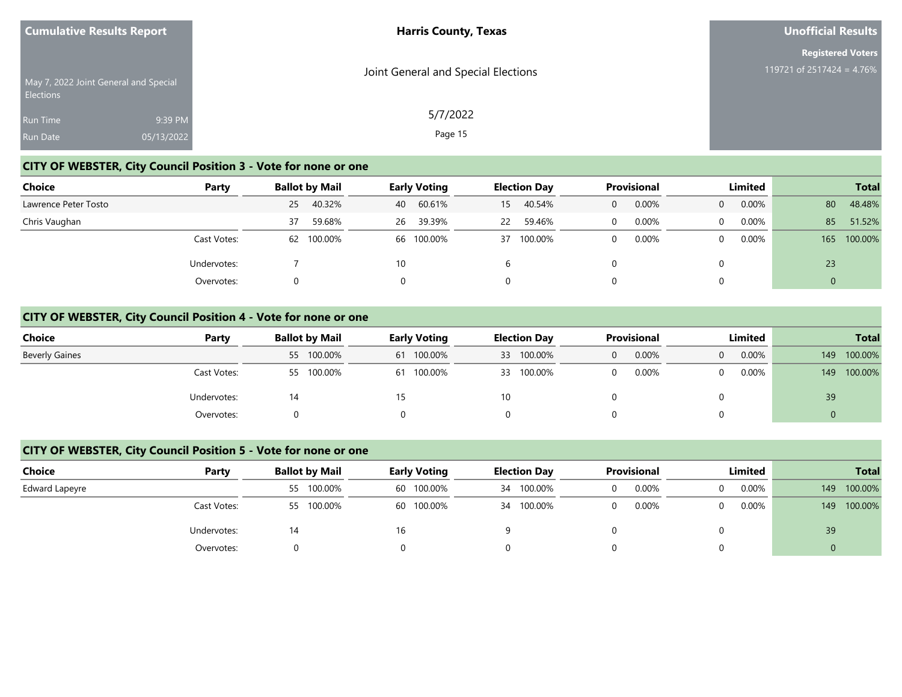## CITY OF WEBSTER, City Council Position 3 - Vote for none or one

| Choice | Party | Ballot by Mail | | Early Voting | | Election Day | | Provisional | | Limited | | Total | |
|---|---|---|---|---|---|---|---|---|---|---|---|---|---|
| Lawrence Peter Tosto | | 25 | 40.32% | 40 | 60.61% | 15 | 40.54% | 0 | 0.00% | 0 | 0.00% | 80 | 48.48% |
| Chris Vaughan | | 37 | 59.68% | 26 | 39.39% | 22 | 59.46% | 0 | 0.00% | 0 | 0.00% | 85 | 51.52% |
| | Cast Votes: | 62 | 100.00% | 66 | 100.00% | 37 | 100.00% | 0 | 0.00% | 0 | 0.00% | 165 | 100.00% |
| | Undervotes: | 7 | | 10 | | 6 | | 0 | | 0 | | 23 | |
| | Overvotes: | 0 | | 0 | | 0 | | 0 | | 0 | | 0 | |

## CITY OF WEBSTER, City Council Position 4 - Vote for none or one

| Choice | Party | Ballot by Mail | | Early Voting | | Election Day | | Provisional | | Limited | | Total | |
|---|---|---|---|---|---|---|---|---|---|---|---|---|---|
| Beverly Gaines | | 55 | 100.00% | 61 | 100.00% | 33 | 100.00% | 0 | 0.00% | 0 | 0.00% | 149 | 100.00% |
| | Cast Votes: | 55 | 100.00% | 61 | 100.00% | 33 | 100.00% | 0 | 0.00% | 0 | 0.00% | 149 | 100.00% |
| | Undervotes: | 14 | | 15 | | 10 | | 0 | | 0 | | 39 | |
| | Overvotes: | 0 | | 0 | | 0 | | 0 | | 0 | | 0 | |

## CITY OF WEBSTER, City Council Position 5 - Vote for none or one

| Choice | Party | Ballot by Mail | | Early Voting | | Election Day | | Provisional | | Limited | | Total | |
|---|---|---|---|---|---|---|---|---|---|---|---|---|---|
| Edward Lapeyre | | 55 | 100.00% | 60 | 100.00% | 34 | 100.00% | 0 | 0.00% | 0 | 0.00% | 149 | 100.00% |
| | Cast Votes: | 55 | 100.00% | 60 | 100.00% | 34 | 100.00% | 0 | 0.00% | 0 | 0.00% | 149 | 100.00% |
| | Undervotes: | 14 | | 16 | | 9 | | 0 | | 0 | | 39 | |
| | Overvotes: | 0 | | 0 | | 0 | | 0 | | 0 | | 0 | |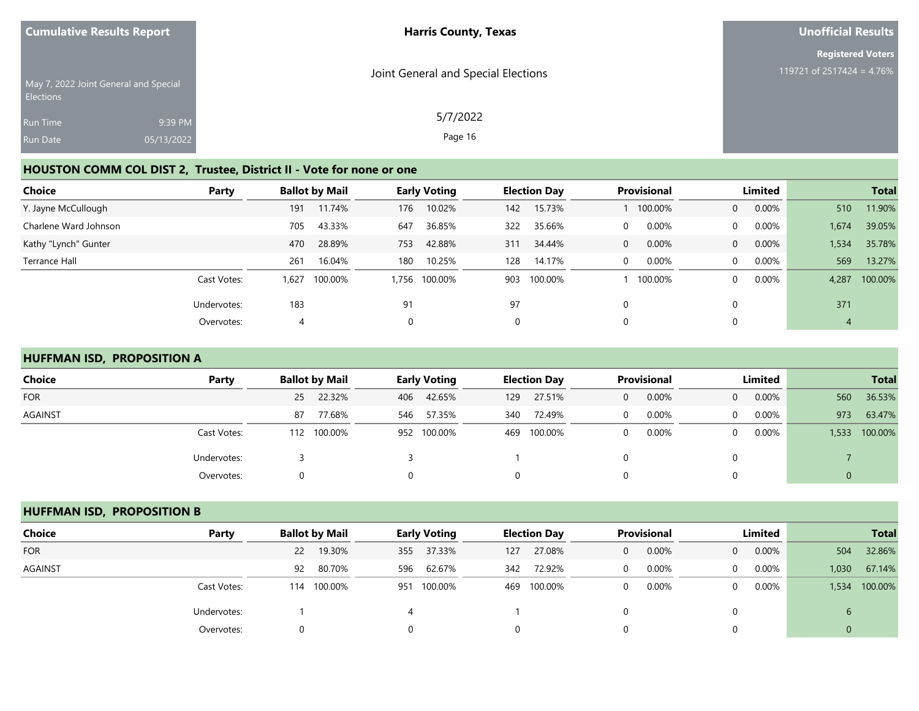## HOUSTON COMM COL DIST 2, Trustee, District II - Vote for none or one

| Choice | Party | Ballot by Mail | | Early Voting | | Election Day | | Provisional | | Limited | | Total | |
|---|---|---|---|---|---|---|---|---|---|---|---|---|---|
| Y. Jayne McCullough | | 191 | 11.74% | 176 | 10.02% | 142 | 15.73% | 1 | 100.00% | 0 | 0.00% | 510 | 11.90% |
| Charlene Ward Johnson | | 705 | 43.33% | 647 | 36.85% | 322 | 35.66% | 0 | 0.00% | 0 | 0.00% | 1,674 | 39.05% |
| Kathy "Lynch" Gunter | | 470 | 28.89% | 753 | 42.88% | 311 | 34.44% | 0 | 0.00% | 0 | 0.00% | 1,534 | 35.78% |
| Terrance Hall | | 261 | 16.04% | 180 | 10.25% | 128 | 14.17% | 0 | 0.00% | 0 | 0.00% | 569 | 13.27% |
| | Cast Votes: | 1,627 | 100.00% | 1,756 | 100.00% | 903 | 100.00% | 1 | 100.00% | 0 | 0.00% | 4,287 | 100.00% |
| | Undervotes: | 183 | | 91 | | 97 | | 0 | | 0 | | 371 | |
| | Overvotes: | 4 | | 0 | | 0 | | 0 | | 0 | | 4 | |

## HUFFMAN ISD, PROPOSITION A

| Choice | Party | Ballot by Mail | | Early Voting | | Election Day | | Provisional | | Limited | | Total | |
|---|---|---|---|---|---|---|---|---|---|---|---|---|---|
| FOR | | 25 | 22.32% | 406 | 42.65% | 129 | 27.51% | 0 | 0.00% | 0 | 0.00% | 560 | 36.53% |
| AGAINST | | 87 | 77.68% | 546 | 57.35% | 340 | 72.49% | 0 | 0.00% | 0 | 0.00% | 973 | 63.47% |
| | Cast Votes: | 112 | 100.00% | 952 | 100.00% | 469 | 100.00% | 0 | 0.00% | 0 | 0.00% | 1,533 | 100.00% |
| | Undervotes: | 3 | | 3 | | 1 | | 0 | | 0 | | 7 | |
| | Overvotes: | 0 | | 0 | | 0 | | 0 | | 0 | | 0 | |

## HUFFMAN ISD, PROPOSITION B

| Choice | Party | Ballot by Mail | | Early Voting | | Election Day | | Provisional | | Limited | | Total | |
|---|---|---|---|---|---|---|---|---|---|---|---|---|---|
| FOR | | 22 | 19.30% | 355 | 37.33% | 127 | 27.08% | 0 | 0.00% | 0 | 0.00% | 504 | 32.86% |
| AGAINST | | 92 | 80.70% | 596 | 62.67% | 342 | 72.92% | 0 | 0.00% | 0 | 0.00% | 1,030 | 67.14% |
| | Cast Votes: | 114 | 100.00% | 951 | 100.00% | 469 | 100.00% | 0 | 0.00% | 0 | 0.00% | 1,534 | 100.00% |
| | Undervotes: | 1 | | 4 | | 1 | | 0 | | 0 | | 6 | |
| | Overvotes: | 0 | | 0 | | 0 | | 0 | | 0 | | 0 | |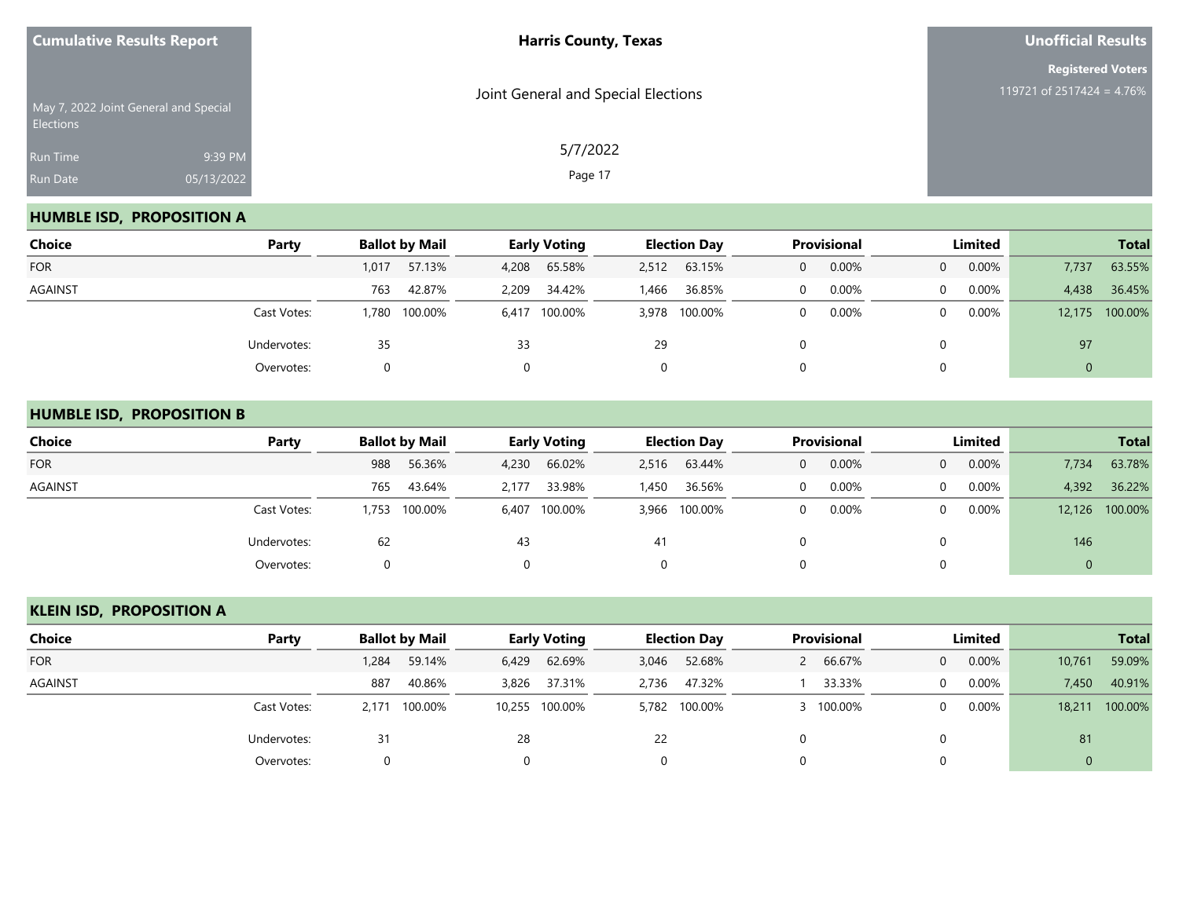## HUMBLE ISD, PROPOSITION A

| Choice | Party | Ballot by Mail | | Early Voting | | Election Day | | Provisional | | Limited | | Total | |
|---|---|---|---|---|---|---|---|---|---|---|---|---|---|
| FOR | | 1,017 | 57.13% | 4,208 | 65.58% | 2,512 | 63.15% | 0 | 0.00% | 0 | 0.00% | 7,737 | 63.55% |
| AGAINST | | 763 | 42.87% | 2,209 | 34.42% | 1,466 | 36.85% | 0 | 0.00% | 0 | 0.00% | 4,438 | 36.45% |
| | Cast Votes: | 1,780 | 100.00% | 6,417 | 100.00% | 3,978 | 100.00% | 0 | 0.00% | 0 | 0.00% | 12,175 | 100.00% |
| | Undervotes: | 35 | | 33 | | 29 | | 0 | | 0 | | 97 | |
| | Overvotes: | 0 | | 0 | | 0 | | 0 | | 0 | | 0 | |

## HUMBLE ISD, PROPOSITION B

| Choice | Party | Ballot by Mail | | Early Voting | | Election Day | | Provisional | | Limited | | Total | |
|---|---|---|---|---|---|---|---|---|---|---|---|---|---|
| FOR | | 988 | 56.36% | 4,230 | 66.02% | 2,516 | 63.44% | 0 | 0.00% | 0 | 0.00% | 7,734 | 63.78% |
| AGAINST | | 765 | 43.64% | 2,177 | 33.98% | 1,450 | 36.56% | 0 | 0.00% | 0 | 0.00% | 4,392 | 36.22% |
| | Cast Votes: | 1,753 | 100.00% | 6,407 | 100.00% | 3,966 | 100.00% | 0 | 0.00% | 0 | 0.00% | 12,126 | 100.00% |
| | Undervotes: | 62 | | 43 | | 41 | | 0 | | 0 | | 146 | |
| | Overvotes: | 0 | | 0 | | 0 | | 0 | | 0 | | 0 | |

## KLEIN ISD, PROPOSITION A

| Choice | Party | Ballot by Mail | | Early Voting | | Election Day | | Provisional | | Limited | | Total | |
|---|---|---|---|---|---|---|---|---|---|---|---|---|---|
| FOR | | 1,284 | 59.14% | 6,429 | 62.69% | 3,046 | 52.68% | 2 | 66.67% | 0 | 0.00% | 10,761 | 59.09% |
| AGAINST | | 887 | 40.86% | 3,826 | 37.31% | 2,736 | 47.32% | 1 | 33.33% | 0 | 0.00% | 7,450 | 40.91% |
| | Cast Votes: | 2,171 | 100.00% | 10,255 | 100.00% | 5,782 | 100.00% | 3 | 100.00% | 0 | 0.00% | 18,211 | 100.00% |
| | Undervotes: | 31 | | 28 | | 22 | | 0 | | 0 | | 81 | |
| | Overvotes: | 0 | | 0 | | 0 | | 0 | | 0 | | 0 | |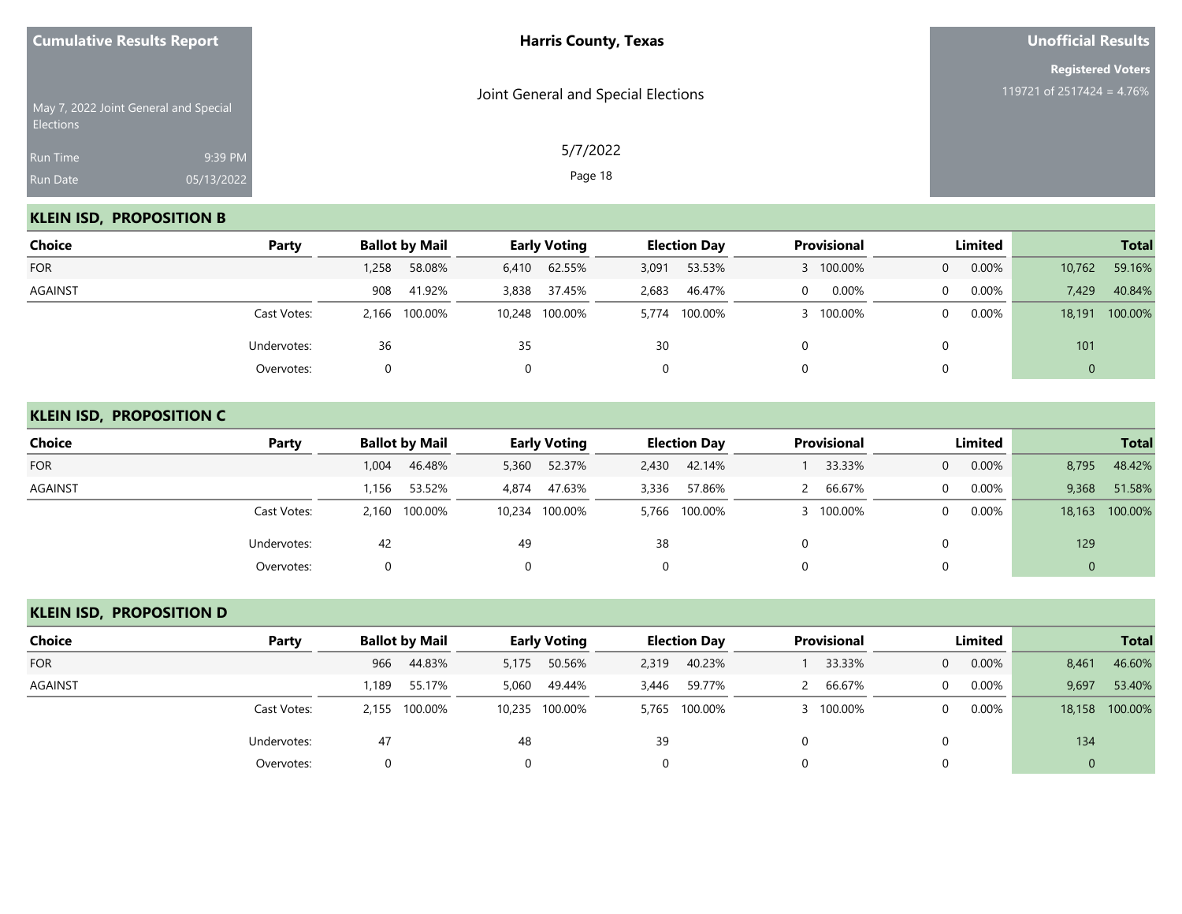**Cumulative Results Report**

May 7, 2022 Joint General and Special Elections

Run Time 9:39 PM

Run Date 05/13/2022

**Harris County, Texas**

Joint General and Special Elections

5/7/2022

**Unofficial Results**

**Registered Voters**

119721 of 2517424 = 4.76%

## KLEIN ISD, PROPOSITION B

| Choice | Party | Ballot by Mail | | Early Voting | | Election Day | | Provisional | | Limited | | Total | |
|---|---|---|---|---|---|---|---|---|---|---|---|---|---|
| FOR | | 1,258 | 58.08% | 6,410 | 62.55% | 3,091 | 53.53% | 3 | 100.00% | 0 | 0.00% | 10,762 | 59.16% |
| AGAINST | | 908 | 41.92% | 3,838 | 37.45% | 2,683 | 46.47% | 0 | 0.00% | 0 | 0.00% | 7,429 | 40.84% |
| | Cast Votes: | 2,166 | 100.00% | 10,248 | 100.00% | 5,774 | 100.00% | 3 | 100.00% | 0 | 0.00% | 18,191 | 100.00% |
| | Undervotes: | 36 | | 35 | | 30 | | 0 | | 0 | | 101 | |
| | Overvotes: | 0 | | 0 | | 0 | | 0 | | 0 | | 0 | |

## KLEIN ISD, PROPOSITION C

| Choice | Party | Ballot by Mail | | Early Voting | | Election Day | | Provisional | | Limited | | Total | |
|---|---|---|---|---|---|---|---|---|---|---|---|---|---|
| FOR | | 1,004 | 46.48% | 5,360 | 52.37% | 2,430 | 42.14% | 1 | 33.33% | 0 | 0.00% | 8,795 | 48.42% |
| AGAINST | | 1,156 | 53.52% | 4,874 | 47.63% | 3,336 | 57.86% | 2 | 66.67% | 0 | 0.00% | 9,368 | 51.58% |
| | Cast Votes: | 2,160 | 100.00% | 10,234 | 100.00% | 5,766 | 100.00% | 3 | 100.00% | 0 | 0.00% | 18,163 | 100.00% |
| | Undervotes: | 42 | | 49 | | 38 | | 0 | | 0 | | 129 | |
| | Overvotes: | 0 | | 0 | | 0 | | 0 | | 0 | | 0 | |

## KLEIN ISD, PROPOSITION D

| Choice | Party | Ballot by Mail | | Early Voting | | Election Day | | Provisional | | Limited | | Total | |
|---|---|---|---|---|---|---|---|---|---|---|---|---|---|
| FOR | | 966 | 44.83% | 5,175 | 50.56% | 2,319 | 40.23% | 1 | 33.33% | 0 | 0.00% | 8,461 | 46.60% |
| AGAINST | | 1,189 | 55.17% | 5,060 | 49.44% | 3,446 | 59.77% | 2 | 66.67% | 0 | 0.00% | 9,697 | 53.40% |
| | Cast Votes: | 2,155 | 100.00% | 10,235 | 100.00% | 5,765 | 100.00% | 3 | 100.00% | 0 | 0.00% | 18,158 | 100.00% |
| | Undervotes: | 47 | | 48 | | 39 | | 0 | | 0 | | 134 | |
| | Overvotes: | 0 | | 0 | | 0 | | 0 | | 0 | | 0 | |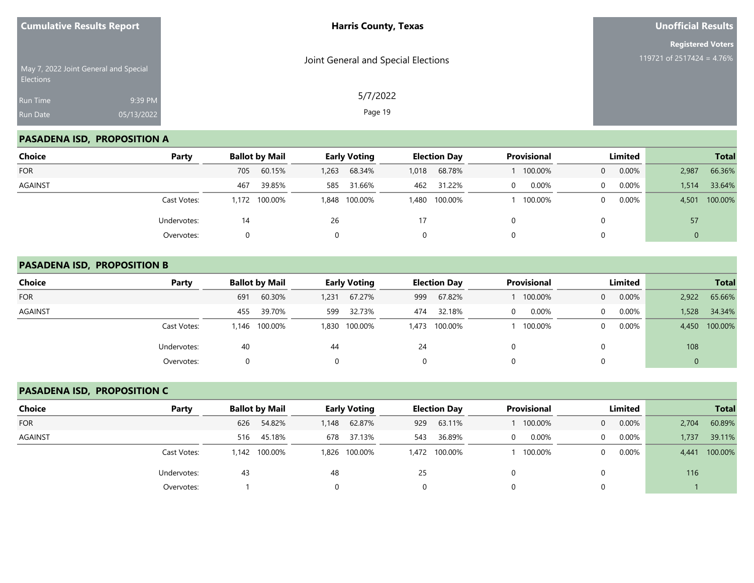Cumulative Results Report

May 7, 2022 Joint General and Special Elections

Run Time 9:39 PM

Run Date 05/13/2022

**Harris County, Texas**

Joint General and Special Elections

5/7/2022

**Unofficial Results**

**Registered Voters**

119721 of 2517424 = 4.76%

## PASADENA ISD, PROPOSITION A

| Choice | Party | Ballot by Mail | | Early Voting | | Election Day | | Provisional | | Limited | | Total | |
|---|---|---|---|---|---|---|---|---|---|---|---|---|---|
| FOR | | 705 | 60.15% | 1,263 | 68.34% | 1,018 | 68.78% | 1 | 100.00% | 0 | 0.00% | 2,987 | 66.36% |
| AGAINST | | 467 | 39.85% | 585 | 31.66% | 462 | 31.22% | 0 | 0.00% | 0 | 0.00% | 1,514 | 33.64% |
| | Cast Votes: | 1,172 | 100.00% | 1,848 | 100.00% | 1,480 | 100.00% | 1 | 100.00% | 0 | 0.00% | 4,501 | 100.00% |
| | Undervotes: | 14 | | 26 | | 17 | | 0 | | 0 | | 57 | |
| | Overvotes: | 0 | | 0 | | 0 | | 0 | | 0 | | 0 | |

## PASADENA ISD, PROPOSITION B

| Choice | Party | Ballot by Mail | | Early Voting | | Election Day | | Provisional | | Limited | | Total | |
|---|---|---|---|---|---|---|---|---|---|---|---|---|---|
| FOR | | 691 | 60.30% | 1,231 | 67.27% | 999 | 67.82% | 1 | 100.00% | 0 | 0.00% | 2,922 | 65.66% |
| AGAINST | | 455 | 39.70% | 599 | 32.73% | 474 | 32.18% | 0 | 0.00% | 0 | 0.00% | 1,528 | 34.34% |
| | Cast Votes: | 1,146 | 100.00% | 1,830 | 100.00% | 1,473 | 100.00% | 1 | 100.00% | 0 | 0.00% | 4,450 | 100.00% |
| | Undervotes: | 40 | | 44 | | 24 | | 0 | | 0 | | 108 | |
| | Overvotes: | 0 | | 0 | | 0 | | 0 | | 0 | | 0 | |

## PASADENA ISD, PROPOSITION C

| Choice | Party | Ballot by Mail | | Early Voting | | Election Day | | Provisional | | Limited | | Total | |
|---|---|---|---|---|---|---|---|---|---|---|---|---|---|
| FOR | | 626 | 54.82% | 1,148 | 62.87% | 929 | 63.11% | 1 | 100.00% | 0 | 0.00% | 2,704 | 60.89% |
| AGAINST | | 516 | 45.18% | 678 | 37.13% | 543 | 36.89% | 0 | 0.00% | 0 | 0.00% | 1,737 | 39.11% |
| | Cast Votes: | 1,142 | 100.00% | 1,826 | 100.00% | 1,472 | 100.00% | 1 | 100.00% | 0 | 0.00% | 4,441 | 100.00% |
| | Undervotes: | 43 | | 48 | | 25 | | 0 | | 0 | | 116 | |
| | Overvotes: | 1 | | 0 | | 0 | | 0 | | 0 | | 1 | |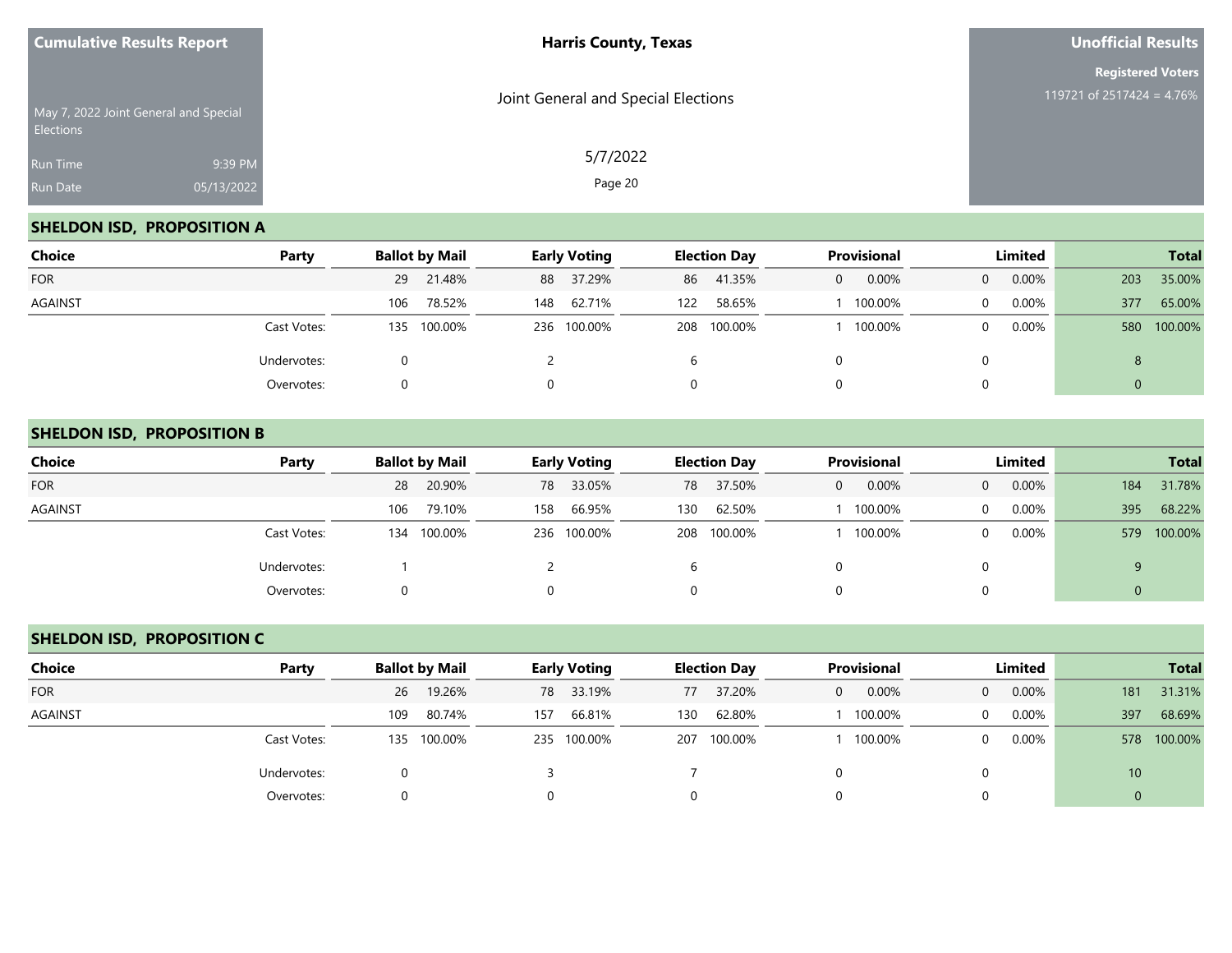**Cumulative Results Report**

May 7, 2022 Joint General and Special Elections

Run Time 9:39 PM

Run Date 05/13/2022

**Harris County, Texas**

Joint General and Special Elections

5/7/2022

**Unofficial Results**

**Registered Voters**

119721 of 2517424 = 4.76%

## SHELDON ISD, PROPOSITION A

| Choice | Party | Ballot by Mail | | Early Voting | | Election Day | | Provisional | | Limited | | Total | |
|---|---|---|---|---|---|---|---|---|---|---|---|---|---|
| FOR | | 29 | 21.48% | 88 | 37.29% | 86 | 41.35% | 0 | 0.00% | 0 | 0.00% | 203 | 35.00% |
| AGAINST | | 106 | 78.52% | 148 | 62.71% | 122 | 58.65% | 1 | 100.00% | 0 | 0.00% | 377 | 65.00% |
| | Cast Votes: | 135 | 100.00% | 236 | 100.00% | 208 | 100.00% | 1 | 100.00% | 0 | 0.00% | 580 | 100.00% |
| | Undervotes: | 0 | | 2 | | 6 | | 0 | | 0 | | 8 | |
| | Overvotes: | 0 | | 0 | | 0 | | 0 | | 0 | | 0 | |

## SHELDON ISD, PROPOSITION B

| Choice | Party | Ballot by Mail | | Early Voting | | Election Day | | Provisional | | Limited | | Total | |
|---|---|---|---|---|---|---|---|---|---|---|---|---|---|
| FOR | | 28 | 20.90% | 78 | 33.05% | 78 | 37.50% | 0 | 0.00% | 0 | 0.00% | 184 | 31.78% |
| AGAINST | | 106 | 79.10% | 158 | 66.95% | 130 | 62.50% | 1 | 100.00% | 0 | 0.00% | 395 | 68.22% |
| | Cast Votes: | 134 | 100.00% | 236 | 100.00% | 208 | 100.00% | 1 | 100.00% | 0 | 0.00% | 579 | 100.00% |
| | Undervotes: | 1 | | 2 | | 6 | | 0 | | 0 | | 9 | |
| | Overvotes: | 0 | | 0 | | 0 | | 0 | | 0 | | 0 | |

## SHELDON ISD, PROPOSITION C

| Choice | Party | Ballot by Mail | | Early Voting | | Election Day | | Provisional | | Limited | | Total | |
|---|---|---|---|---|---|---|---|---|---|---|---|---|---|
| FOR | | 26 | 19.26% | 78 | 33.19% | 77 | 37.20% | 0 | 0.00% | 0 | 0.00% | 181 | 31.31% |
| AGAINST | | 109 | 80.74% | 157 | 66.81% | 130 | 62.80% | 1 | 100.00% | 0 | 0.00% | 397 | 68.69% |
| | Cast Votes: | 135 | 100.00% | 235 | 100.00% | 207 | 100.00% | 1 | 100.00% | 0 | 0.00% | 578 | 100.00% |
| | Undervotes: | 0 | | 3 | | 7 | | 0 | | 0 | | 10 | |
| | Overvotes: | 0 | | 0 | | 0 | | 0 | | 0 | | 0 | |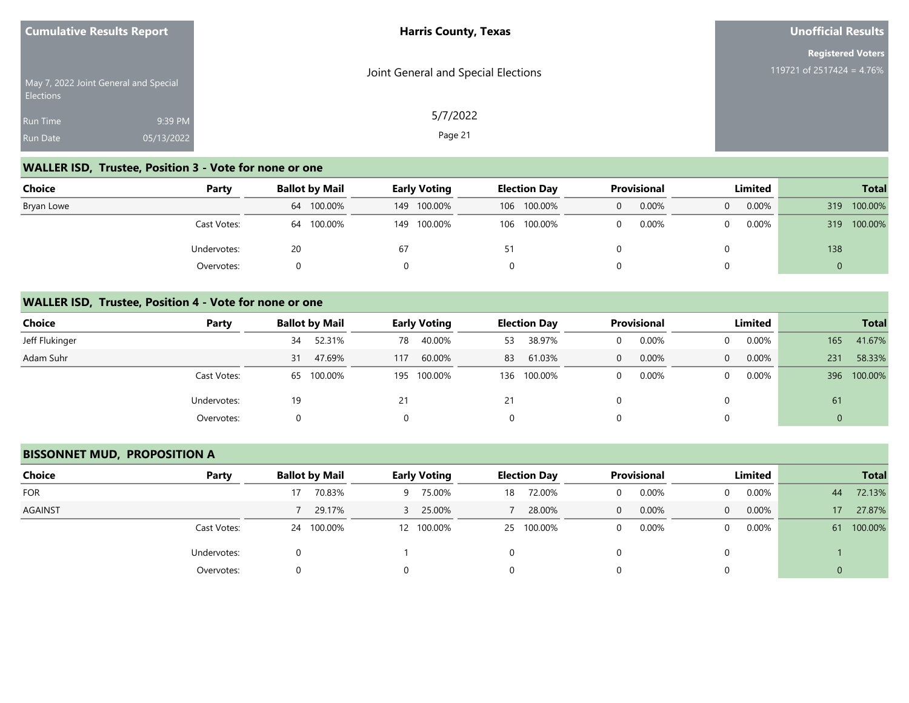Cumulative Results Report

May 7, 2022 Joint General and Special Elections

Run Time 9:39 PM
Run Date 05/13/2022

**Harris County, Texas**

Joint General and Special Elections

5/7/2022

**Unofficial Results**

**Registered Voters**
119721 of 2517424 = 4.76%

## WALLER ISD, Trustee, Position 3 - Vote for none or one

| Choice | Party | Ballot by Mail | | Early Voting | | Election Day | | Provisional | | Limited | | Total | |
|---|---|---|---|---|---|---|---|---|---|---|---|---|---|
| Bryan Lowe | | 64 | 100.00% | 149 | 100.00% | 106 | 100.00% | 0 | 0.00% | 0 | 0.00% | 319 | 100.00% |
| | Cast Votes: | 64 | 100.00% | 149 | 100.00% | 106 | 100.00% | 0 | 0.00% | 0 | 0.00% | 319 | 100.00% |
| | Undervotes: | 20 | | 67 | | 51 | | 0 | | 0 | | 138 | |
| | Overvotes: | 0 | | 0 | | 0 | | 0 | | 0 | | 0 | |

## WALLER ISD, Trustee, Position 4 - Vote for none or one

| Choice | Party | Ballot by Mail | | Early Voting | | Election Day | | Provisional | | Limited | | Total | |
|---|---|---|---|---|---|---|---|---|---|---|---|---|---|
| Jeff Flukinger | | 34 | 52.31% | 78 | 40.00% | 53 | 38.97% | 0 | 0.00% | 0 | 0.00% | 165 | 41.67% |
| Adam Suhr | | 31 | 47.69% | 117 | 60.00% | 83 | 61.03% | 0 | 0.00% | 0 | 0.00% | 231 | 58.33% |
| | Cast Votes: | 65 | 100.00% | 195 | 100.00% | 136 | 100.00% | 0 | 0.00% | 0 | 0.00% | 396 | 100.00% |
| | Undervotes: | 19 | | 21 | | 21 | | 0 | | 0 | | 61 | |
| | Overvotes: | 0 | | 0 | | 0 | | 0 | | 0 | | 0 | |

## BISSONNET MUD, PROPOSITION A

| Choice | Party | Ballot by Mail | | Early Voting | | Election Day | | Provisional | | Limited | | Total | |
|---|---|---|---|---|---|---|---|---|---|---|---|---|---|
| FOR | | 17 | 70.83% | 9 | 75.00% | 18 | 72.00% | 0 | 0.00% | 0 | 0.00% | 44 | 72.13% |
| AGAINST | | 7 | 29.17% | 3 | 25.00% | 7 | 28.00% | 0 | 0.00% | 0 | 0.00% | 17 | 27.87% |
| | Cast Votes: | 24 | 100.00% | 12 | 100.00% | 25 | 100.00% | 0 | 0.00% | 0 | 0.00% | 61 | 100.00% |
| | Undervotes: | 0 | | 1 | | 0 | | 0 | | 0 | | 1 | |
| | Overvotes: | 0 | | 0 | | 0 | | 0 | | 0 | | 0 | |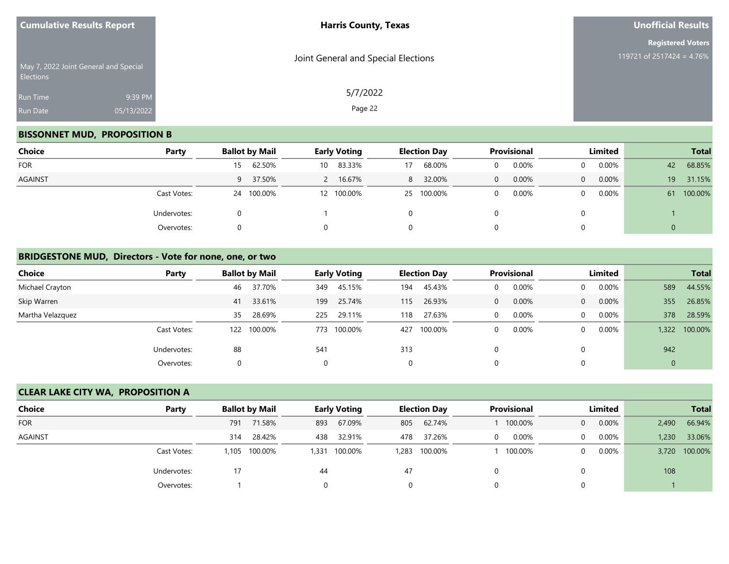**Cumulative Results Report**

May 7, 2022 Joint General and Special Elections

Run Time 9:39 PM
Run Date 05/13/2022

**Harris County, Texas**

Joint General and Special Elections

5/7/2022

**Unofficial Results**

**Registered Voters**
119721 of 2517424 = 4.76%

## BISSONNET MUD, PROPOSITION B

| Choice | Party | Ballot by Mail | | Early Voting | | Election Day | | Provisional | | Limited | | Total | |
|---|---|---|---|---|---|---|---|---|---|---|---|---|---|
| FOR | | 15 | 62.50% | 10 | 83.33% | 17 | 68.00% | 0 | 0.00% | 0 | 0.00% | 42 | 68.85% |
| AGAINST | | 9 | 37.50% | 2 | 16.67% | 8 | 32.00% | 0 | 0.00% | 0 | 0.00% | 19 | 31.15% |
| | Cast Votes: | 24 | 100.00% | 12 | 100.00% | 25 | 100.00% | 0 | 0.00% | 0 | 0.00% | 61 | 100.00% |
| | Undervotes: | 0 | | 1 | | 0 | | 0 | | 0 | | 1 | |
| | Overvotes: | 0 | | 0 | | 0 | | 0 | | 0 | | 0 | |

## BRIDGESTONE MUD, Directors - Vote for none, one, or two

| Choice | Party | Ballot by Mail | | Early Voting | | Election Day | | Provisional | | Limited | | Total | |
|---|---|---|---|---|---|---|---|---|---|---|---|---|---|
| Michael Crayton | | 46 | 37.70% | 349 | 45.15% | 194 | 45.43% | 0 | 0.00% | 0 | 0.00% | 589 | 44.55% |
| Skip Warren | | 41 | 33.61% | 199 | 25.74% | 115 | 26.93% | 0 | 0.00% | 0 | 0.00% | 355 | 26.85% |
| Martha Velazquez | | 35 | 28.69% | 225 | 29.11% | 118 | 27.63% | 0 | 0.00% | 0 | 0.00% | 378 | 28.59% |
| | Cast Votes: | 122 | 100.00% | 773 | 100.00% | 427 | 100.00% | 0 | 0.00% | 0 | 0.00% | 1,322 | 100.00% |
| | Undervotes: | 88 | | 541 | | 313 | | 0 | | 0 | | 942 | |
| | Overvotes: | 0 | | 0 | | 0 | | 0 | | 0 | | 0 | |

## CLEAR LAKE CITY WA, PROPOSITION A

| Choice | Party | Ballot by Mail | | Early Voting | | Election Day | | Provisional | | Limited | | Total | |
|---|---|---|---|---|---|---|---|---|---|---|---|---|---|
| FOR | | 791 | 71.58% | 893 | 67.09% | 805 | 62.74% | 1 | 100.00% | 0 | 0.00% | 2,490 | 66.94% |
| AGAINST | | 314 | 28.42% | 438 | 32.91% | 478 | 37.26% | 0 | 0.00% | 0 | 0.00% | 1,230 | 33.06% |
| | Cast Votes: | 1,105 | 100.00% | 1,331 | 100.00% | 1,283 | 100.00% | 1 | 100.00% | 0 | 0.00% | 3,720 | 100.00% |
| | Undervotes: | 17 | | 44 | | 47 | | 0 | | 0 | | 108 | |
| | Overvotes: | 1 | | 0 | | 0 | | 0 | | 0 | | 1 | |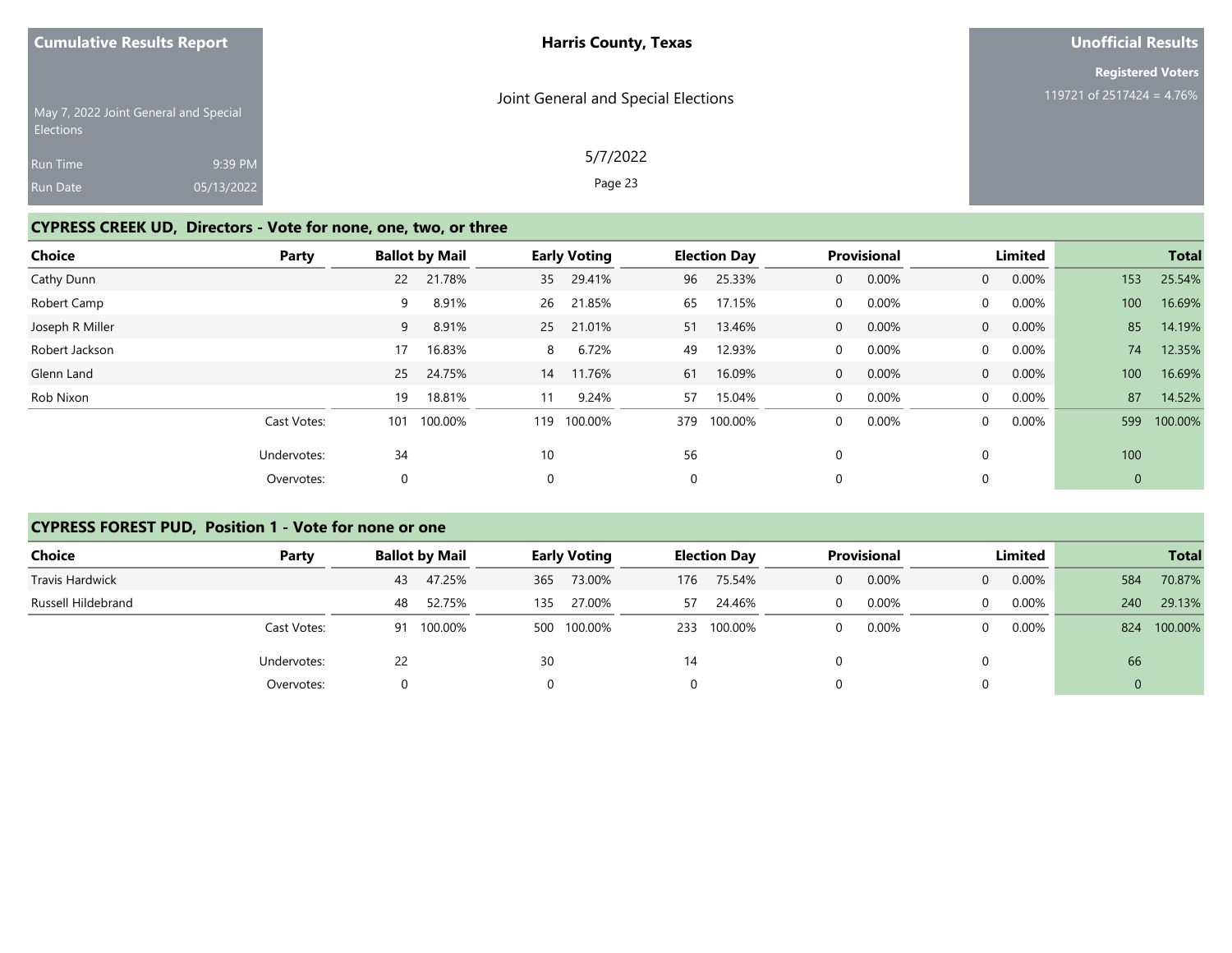**Cumulative Results Report**

May 7, 2022 Joint General and Special Elections

Run Time 9:39 PM
Run Date 05/13/2022

**Harris County, Texas**

Joint General and Special Elections

5/7/2022

**Unofficial Results**

**Registered Voters**
119721 of 2517424 = 4.76%

## CYPRESS CREEK UD, Directors - Vote for none, one, two, or three

| Choice | Party | Ballot by Mail | | Early Voting | | Election Day | | Provisional | | Limited | | Total | |
|---|---|---|---|---|---|---|---|---|---|---|---|---|---|
| Cathy Dunn | | 22 | 21.78% | 35 | 29.41% | 96 | 25.33% | 0 | 0.00% | 0 | 0.00% | 153 | 25.54% |
| Robert Camp | | 9 | 8.91% | 26 | 21.85% | 65 | 17.15% | 0 | 0.00% | 0 | 0.00% | 100 | 16.69% |
| Joseph R Miller | | 9 | 8.91% | 25 | 21.01% | 51 | 13.46% | 0 | 0.00% | 0 | 0.00% | 85 | 14.19% |
| Robert Jackson | | 17 | 16.83% | 8 | 6.72% | 49 | 12.93% | 0 | 0.00% | 0 | 0.00% | 74 | 12.35% |
| Glenn Land | | 25 | 24.75% | 14 | 11.76% | 61 | 16.09% | 0 | 0.00% | 0 | 0.00% | 100 | 16.69% |
| Rob Nixon | | 19 | 18.81% | 11 | 9.24% | 57 | 15.04% | 0 | 0.00% | 0 | 0.00% | 87 | 14.52% |
| | Cast Votes: | 101 | 100.00% | 119 | 100.00% | 379 | 100.00% | 0 | 0.00% | 0 | 0.00% | 599 | 100.00% |
| | Undervotes: | 34 | | 10 | | 56 | | 0 | | 0 | | 100 | |
| | Overvotes: | 0 | | 0 | | 0 | | 0 | | 0 | | 0 | |

## CYPRESS FOREST PUD, Position 1 - Vote for none or one

| Choice | Party | Ballot by Mail | | Early Voting | | Election Day | | Provisional | | Limited | | Total | |
|---|---|---|---|---|---|---|---|---|---|---|---|---|---|
| Travis Hardwick | | 43 | 47.25% | 365 | 73.00% | 176 | 75.54% | 0 | 0.00% | 0 | 0.00% | 584 | 70.87% |
| Russell Hildebrand | | 48 | 52.75% | 135 | 27.00% | 57 | 24.46% | 0 | 0.00% | 0 | 0.00% | 240 | 29.13% |
| | Cast Votes: | 91 | 100.00% | 500 | 100.00% | 233 | 100.00% | 0 | 0.00% | 0 | 0.00% | 824 | 100.00% |
| | Undervotes: | 22 | | 30 | | 14 | | 0 | | 0 | | 66 | |
| | Overvotes: | 0 | | 0 | | 0 | | 0 | | 0 | | 0 | |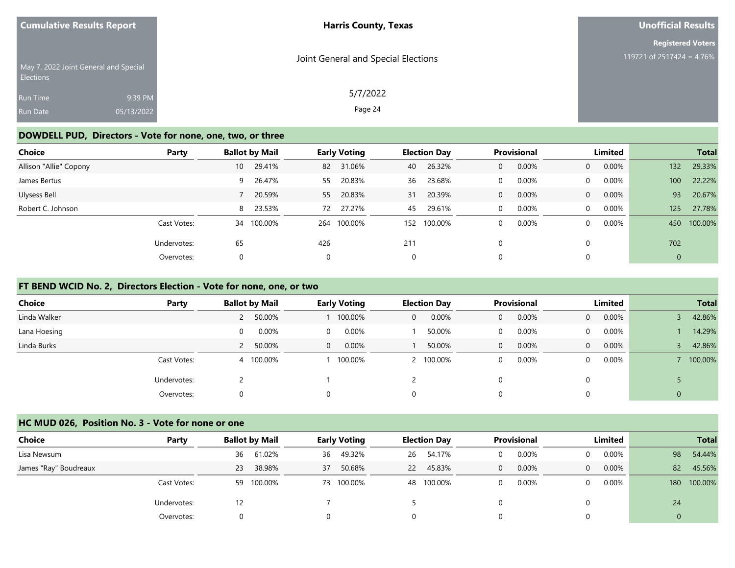| Cumulative Results Report | Harris County, Texas | Unofficial Results |
|---|---|---|
| May 7, 2022 Joint General and Special Elections | Joint General and Special Elections | Registered Voters |
| Run Time 9:39 PM | 5/7/2022 | 119721 of 2517424 = 4.76% |
| Run Date 05/13/2022 | | |

## DOWDELL PUD, Directors - Vote for none, one, two, or three

| Choice | Party | Ballot by Mail | | Early Voting | | Election Day | | Provisional | | Limited | | Total | |
|---|---|---|---|---|---|---|---|---|---|---|---|---|---|
| Allison "Allie" Copony | | 10 | 29.41% | 82 | 31.06% | 40 | 26.32% | 0 | 0.00% | 0 | 0.00% | 132 | 29.33% |
| James Bertus | | 9 | 26.47% | 55 | 20.83% | 36 | 23.68% | 0 | 0.00% | 0 | 0.00% | 100 | 22.22% |
| Ulysess Bell | | 7 | 20.59% | 55 | 20.83% | 31 | 20.39% | 0 | 0.00% | 0 | 0.00% | 93 | 20.67% |
| Robert C. Johnson | | 8 | 23.53% | 72 | 27.27% | 45 | 29.61% | 0 | 0.00% | 0 | 0.00% | 125 | 27.78% |
| | Cast Votes: | 34 | 100.00% | 264 | 100.00% | 152 | 100.00% | 0 | 0.00% | 0 | 0.00% | 450 | 100.00% |
| | Undervotes: | 65 | | 426 | | 211 | | 0 | | 0 | | 702 | |
| | Overvotes: | 0 | | 0 | | 0 | | 0 | | 0 | | 0 | |

## FT BEND WCID No. 2, Directors Election - Vote for none, one, or two

| Choice | Party | Ballot by Mail | | Early Voting | | Election Day | | Provisional | | Limited | | Total | |
|---|---|---|---|---|---|---|---|---|---|---|---|---|---|
| Linda Walker | | 2 | 50.00% | 1 | 100.00% | 0 | 0.00% | 0 | 0.00% | 0 | 0.00% | 3 | 42.86% |
| Lana Hoesing | | 0 | 0.00% | 0 | 0.00% | 1 | 50.00% | 0 | 0.00% | 0 | 0.00% | 1 | 14.29% |
| Linda Burks | | 2 | 50.00% | 0 | 0.00% | 1 | 50.00% | 0 | 0.00% | 0 | 0.00% | 3 | 42.86% |
| | Cast Votes: | 4 | 100.00% | 1 | 100.00% | 2 | 100.00% | 0 | 0.00% | 0 | 0.00% | 7 | 100.00% |
| | Undervotes: | 2 | | 1 | | 2 | | 0 | | 0 | | 5 | |
| | Overvotes: | 0 | | 0 | | 0 | | 0 | | 0 | | 0 | |

## HC MUD 026, Position No. 3 - Vote for none or one

| Choice | Party | Ballot by Mail | | Early Voting | | Election Day | | Provisional | | Limited | | Total | |
|---|---|---|---|---|---|---|---|---|---|---|---|---|---|
| Lisa Newsum | | 36 | 61.02% | 36 | 49.32% | 26 | 54.17% | 0 | 0.00% | 0 | 0.00% | 98 | 54.44% |
| James "Ray" Boudreaux | | 23 | 38.98% | 37 | 50.68% | 22 | 45.83% | 0 | 0.00% | 0 | 0.00% | 82 | 45.56% |
| | Cast Votes: | 59 | 100.00% | 73 | 100.00% | 48 | 100.00% | 0 | 0.00% | 0 | 0.00% | 180 | 100.00% |
| | Undervotes: | 12 | | 7 | | 5 | | 0 | | 0 | | 24 | |
| | Overvotes: | 0 | | 0 | | 0 | | 0 | | 0 | | 0 | |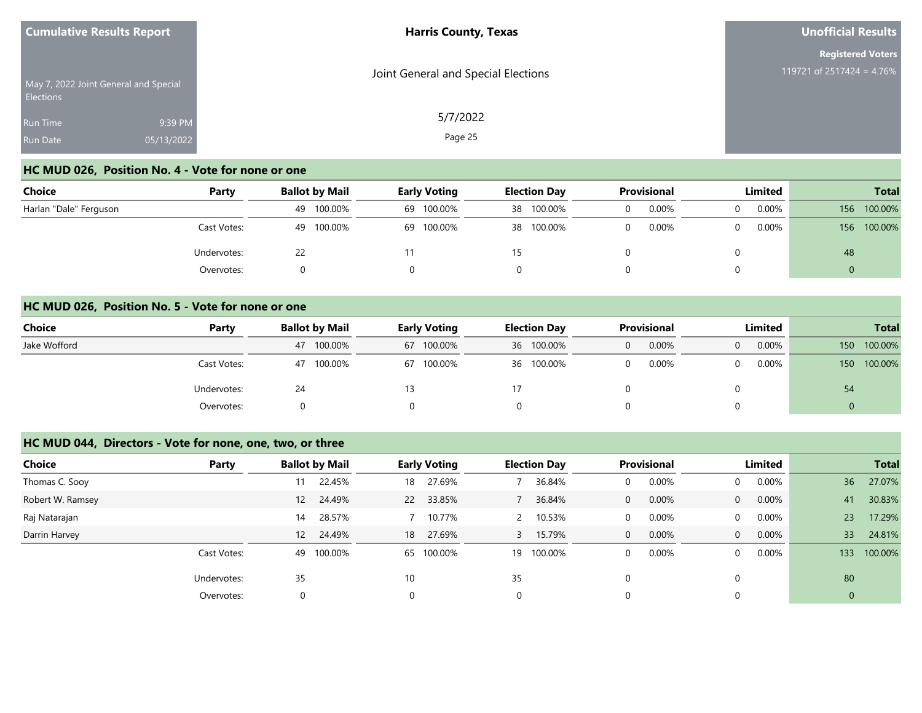**Cumulative Results Report**

May 7, 2022 Joint General and Special Elections

Run Time 9:39 PM

Run Date 05/13/2022

**Harris County, Texas**

Joint General and Special Elections

5/7/2022

**Unofficial Results**

**Registered Voters**

119721 of 2517424 = 4.76%

## HC MUD 026, Position No. 4 - Vote for none or one

| Choice | Party | Ballot by Mail | | Early Voting | | Election Day | | Provisional | | Limited | | Total | |
|---|---|---|---|---|---|---|---|---|---|---|---|---|---|
| Harlan "Dale" Ferguson | | 49 | 100.00% | 69 | 100.00% | 38 | 100.00% | 0 | 0.00% | 0 | 0.00% | 156 | 100.00% |
| | Cast Votes: | 49 | 100.00% | 69 | 100.00% | 38 | 100.00% | 0 | 0.00% | 0 | 0.00% | 156 | 100.00% |
| | Undervotes: | 22 | | 11 | | 15 | | 0 | | 0 | | 48 | |
| | Overvotes: | 0 | | 0 | | 0 | | 0 | | 0 | | 0 | |

## HC MUD 026, Position No. 5 - Vote for none or one

| Choice | Party | Ballot by Mail | | Early Voting | | Election Day | | Provisional | | Limited | | Total | |
|---|---|---|---|---|---|---|---|---|---|---|---|---|---|
| Jake Wofford | | 47 | 100.00% | 67 | 100.00% | 36 | 100.00% | 0 | 0.00% | 0 | 0.00% | 150 | 100.00% |
| | Cast Votes: | 47 | 100.00% | 67 | 100.00% | 36 | 100.00% | 0 | 0.00% | 0 | 0.00% | 150 | 100.00% |
| | Undervotes: | 24 | | 13 | | 17 | | 0 | | 0 | | 54 | |
| | Overvotes: | 0 | | 0 | | 0 | | 0 | | 0 | | 0 | |

## HC MUD 044, Directors - Vote for none, one, two, or three

| Choice | Party | Ballot by Mail | | Early Voting | | Election Day | | Provisional | | Limited | | Total | |
|---|---|---|---|---|---|---|---|---|---|---|---|---|---|
| Thomas C. Sooy | | 11 | 22.45% | 18 | 27.69% | 7 | 36.84% | 0 | 0.00% | 0 | 0.00% | 36 | 27.07% |
| Robert W. Ramsey | | 12 | 24.49% | 22 | 33.85% | 7 | 36.84% | 0 | 0.00% | 0 | 0.00% | 41 | 30.83% |
| Raj Natarajan | | 14 | 28.57% | 7 | 10.77% | 2 | 10.53% | 0 | 0.00% | 0 | 0.00% | 23 | 17.29% |
| Darrin Harvey | | 12 | 24.49% | 18 | 27.69% | 3 | 15.79% | 0 | 0.00% | 0 | 0.00% | 33 | 24.81% |
| | Cast Votes: | 49 | 100.00% | 65 | 100.00% | 19 | 100.00% | 0 | 0.00% | 0 | 0.00% | 133 | 100.00% |
| | Undervotes: | 35 | | 10 | | 35 | | 0 | | 0 | | 80 | |
| | Overvotes: | 0 | | 0 | | 0 | | 0 | | 0 | | 0 | |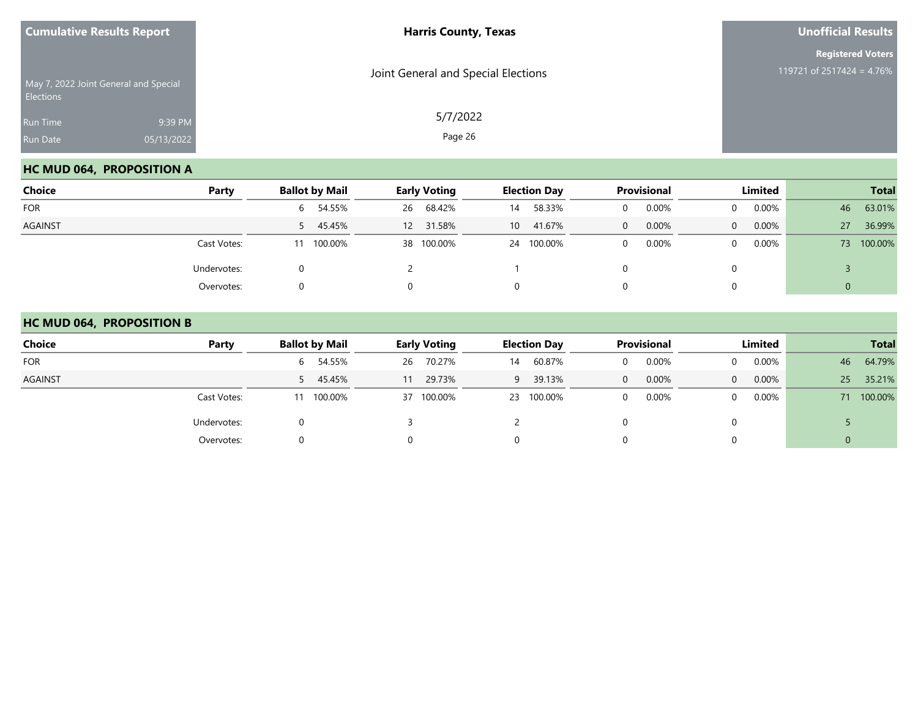## HC MUD 064, PROPOSITION A

| Choice | Party | Ballot by Mail | | Early Voting | | Election Day | | Provisional | | Limited | | Total | |
|---|---|---|---|---|---|---|---|---|---|---|---|---|---|
| FOR | | 6 | 54.55% | 26 | 68.42% | 14 | 58.33% | 0 | 0.00% | 0 | 0.00% | 46 | 63.01% |
| AGAINST | | 5 | 45.45% | 12 | 31.58% | 10 | 41.67% | 0 | 0.00% | 0 | 0.00% | 27 | 36.99% |
| | Cast Votes: | 11 | 100.00% | 38 | 100.00% | 24 | 100.00% | 0 | 0.00% | 0 | 0.00% | 73 | 100.00% |
| | Undervotes: | 0 | | 2 | | 1 | | 0 | | 0 | | 3 | |
| | Overvotes: | 0 | | 0 | | 0 | | 0 | | 0 | | 0 | |

## HC MUD 064, PROPOSITION B

| Choice | Party | Ballot by Mail | | Early Voting | | Election Day | | Provisional | | Limited | | Total | |
|---|---|---|---|---|---|---|---|---|---|---|---|---|---|
| FOR | | 6 | 54.55% | 26 | 70.27% | 14 | 60.87% | 0 | 0.00% | 0 | 0.00% | 46 | 64.79% |
| AGAINST | | 5 | 45.45% | 11 | 29.73% | 9 | 39.13% | 0 | 0.00% | 0 | 0.00% | 25 | 35.21% |
| | Cast Votes: | 11 | 100.00% | 37 | 100.00% | 23 | 100.00% | 0 | 0.00% | 0 | 0.00% | 71 | 100.00% |
| | Undervotes: | 0 | | 3 | | 2 | | 0 | | 0 | | 5 | |
| | Overvotes: | 0 | | 0 | | 0 | | 0 | | 0 | | 0 | |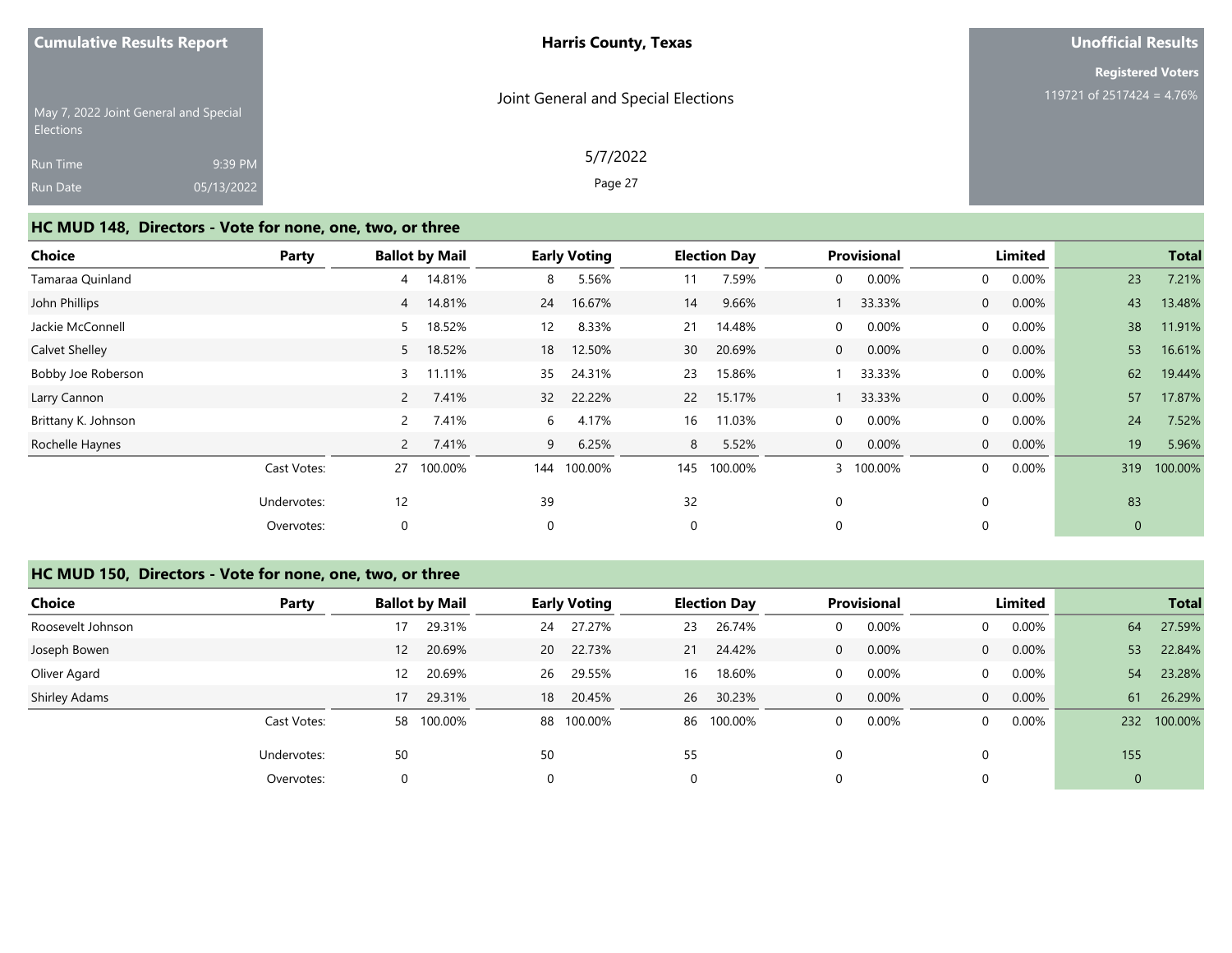Cumulative Results Report

May 7, 2022 Joint General and Special Elections

Run Time 9:39 PM
Run Date 05/13/2022

Harris County, Texas

Joint General and Special Elections

5/7/2022

Unofficial Results

Registered Voters
119721 of 2517424 = 4.76%

## HC MUD 148, Directors - Vote for none, one, two, or three

| Choice | Party | Ballot by Mail | | Early Voting | | Election Day | | Provisional | | Limited | | Total | |
|---|---|---|---|---|---|---|---|---|---|---|---|---|---|
| Tamaraa Quinland | | 4 | 14.81% | 8 | 5.56% | 11 | 7.59% | 0 | 0.00% | 0 | 0.00% | 23 | 7.21% |
| John Phillips | | 4 | 14.81% | 24 | 16.67% | 14 | 9.66% | 1 | 33.33% | 0 | 0.00% | 43 | 13.48% |
| Jackie McConnell | | 5 | 18.52% | 12 | 8.33% | 21 | 14.48% | 0 | 0.00% | 0 | 0.00% | 38 | 11.91% |
| Calvet Shelley | | 5 | 18.52% | 18 | 12.50% | 30 | 20.69% | 0 | 0.00% | 0 | 0.00% | 53 | 16.61% |
| Bobby Joe Roberson | | 3 | 11.11% | 35 | 24.31% | 23 | 15.86% | 1 | 33.33% | 0 | 0.00% | 62 | 19.44% |
| Larry Cannon | | 2 | 7.41% | 32 | 22.22% | 22 | 15.17% | 1 | 33.33% | 0 | 0.00% | 57 | 17.87% |
| Brittany K. Johnson | | 2 | 7.41% | 6 | 4.17% | 16 | 11.03% | 0 | 0.00% | 0 | 0.00% | 24 | 7.52% |
| Rochelle Haynes | | 2 | 7.41% | 9 | 6.25% | 8 | 5.52% | 0 | 0.00% | 0 | 0.00% | 19 | 5.96% |
| | Cast Votes: | 27 | 100.00% | 144 | 100.00% | 145 | 100.00% | 3 | 100.00% | 0 | 0.00% | 319 | 100.00% |
| | Undervotes: | 12 | | 39 | | 32 | | 0 | | 0 | | 83 | |
| | Overvotes: | 0 | | 0 | | 0 | | 0 | | 0 | | 0 | |

## HC MUD 150, Directors - Vote for none, one, two, or three

| Choice | Party | Ballot by Mail | | Early Voting | | Election Day | | Provisional | | Limited | | Total | |
|---|---|---|---|---|---|---|---|---|---|---|---|---|---|
| Roosevelt Johnson | | 17 | 29.31% | 24 | 27.27% | 23 | 26.74% | 0 | 0.00% | 0 | 0.00% | 64 | 27.59% |
| Joseph Bowen | | 12 | 20.69% | 20 | 22.73% | 21 | 24.42% | 0 | 0.00% | 0 | 0.00% | 53 | 22.84% |
| Oliver Agard | | 12 | 20.69% | 26 | 29.55% | 16 | 18.60% | 0 | 0.00% | 0 | 0.00% | 54 | 23.28% |
| Shirley Adams | | 17 | 29.31% | 18 | 20.45% | 26 | 30.23% | 0 | 0.00% | 0 | 0.00% | 61 | 26.29% |
| | Cast Votes: | 58 | 100.00% | 88 | 100.00% | 86 | 100.00% | 0 | 0.00% | 0 | 0.00% | 232 | 100.00% |
| | Undervotes: | 50 | | 50 | | 55 | | 0 | | 0 | | 155 | |
| | Overvotes: | 0 | | 0 | | 0 | | 0 | | 0 | | 0 | |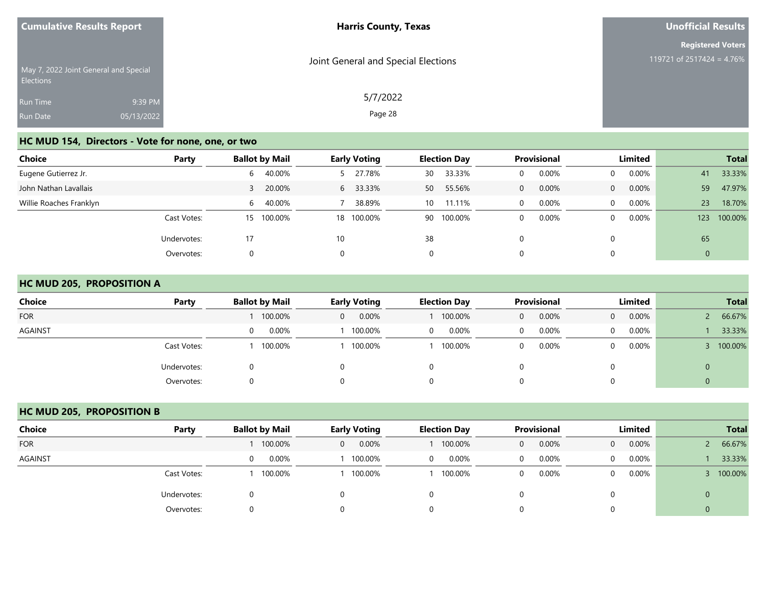Cumulative Results Report

May 7, 2022 Joint General and Special Elections

Run Time 9:39 PM

Run Date 05/13/2022

**Harris County, Texas**

Joint General and Special Elections

5/7/2022

**Unofficial Results**

**Registered Voters**

119721 of 2517424 = 4.76%

## HC MUD 154, Directors - Vote for none, one, or two

| Choice | Party | Ballot by Mail | | Early Voting | | Election Day | | Provisional | | Limited | | Total | |
|---|---|---|---|---|---|---|---|---|---|---|---|---|---|
| Eugene Gutierrez Jr. | | 6 | 40.00% | 5 | 27.78% | 30 | 33.33% | 0 | 0.00% | 0 | 0.00% | 41 | 33.33% |
| John Nathan Lavallais | | 3 | 20.00% | 6 | 33.33% | 50 | 55.56% | 0 | 0.00% | 0 | 0.00% | 59 | 47.97% |
| Willie Roaches Franklyn | | 6 | 40.00% | 7 | 38.89% | 10 | 11.11% | 0 | 0.00% | 0 | 0.00% | 23 | 18.70% |
| | Cast Votes: | 15 | 100.00% | 18 | 100.00% | 90 | 100.00% | 0 | 0.00% | 0 | 0.00% | 123 | 100.00% |
| | Undervotes: | 17 | | 10 | | 38 | | 0 | | 0 | | 65 | |
| | Overvotes: | 0 | | 0 | | 0 | | 0 | | 0 | | 0 | |

## HC MUD 205, PROPOSITION A

| Choice | Party | Ballot by Mail | | Early Voting | | Election Day | | Provisional | | Limited | | Total | |
|---|---|---|---|---|---|---|---|---|---|---|---|---|---|
| FOR | | 1 | 100.00% | 0 | 0.00% | 1 | 100.00% | 0 | 0.00% | 0 | 0.00% | 2 | 66.67% |
| AGAINST | | 0 | 0.00% | 1 | 100.00% | 0 | 0.00% | 0 | 0.00% | 0 | 0.00% | 1 | 33.33% |
| | Cast Votes: | 1 | 100.00% | 1 | 100.00% | 1 | 100.00% | 0 | 0.00% | 0 | 0.00% | 3 | 100.00% |
| | Undervotes: | 0 | | 0 | | 0 | | 0 | | 0 | | 0 | |
| | Overvotes: | 0 | | 0 | | 0 | | 0 | | 0 | | 0 | |

## HC MUD 205, PROPOSITION B

| Choice | Party | Ballot by Mail | | Early Voting | | Election Day | | Provisional | | Limited | | Total | |
|---|---|---|---|---|---|---|---|---|---|---|---|---|---|
| FOR | | 1 | 100.00% | 0 | 0.00% | 1 | 100.00% | 0 | 0.00% | 0 | 0.00% | 2 | 66.67% |
| AGAINST | | 0 | 0.00% | 1 | 100.00% | 0 | 0.00% | 0 | 0.00% | 0 | 0.00% | 1 | 33.33% |
| | Cast Votes: | 1 | 100.00% | 1 | 100.00% | 1 | 100.00% | 0 | 0.00% | 0 | 0.00% | 3 | 100.00% |
| | Undervotes: | 0 | | 0 | | 0 | | 0 | | 0 | | 0 | |
| | Overvotes: | 0 | | 0 | | 0 | | 0 | | 0 | | 0 | |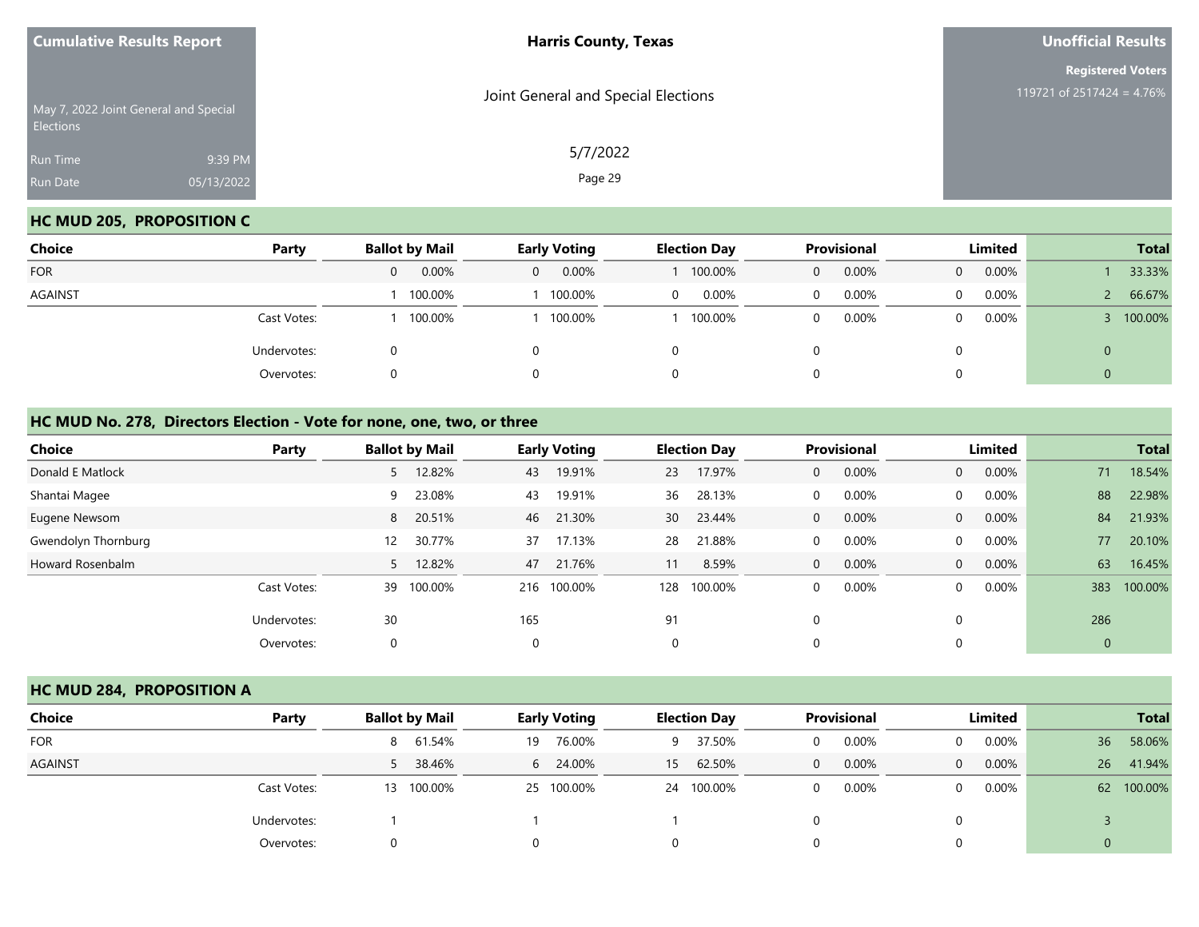**Cumulative Results Report**

May 7, 2022 Joint General and Special Elections

Run Time 9:39 PM
Run Date 05/13/2022

**Harris County, Texas**

Joint General and Special Elections

5/7/2022

**Unofficial Results**

**Registered Voters**
119721 of 2517424 = 4.76%

## HC MUD 205, PROPOSITION C

| Choice | Party | Ballot by Mail | | Early Voting | | Election Day | | Provisional | | Limited | | Total | |
|---|---|---|---|---|---|---|---|---|---|---|---|---|---|
| FOR | | 0 | 0.00% | 0 | 0.00% | 1 | 100.00% | 0 | 0.00% | 0 | 0.00% | 1 | 33.33% |
| AGAINST | | 1 | 100.00% | 1 | 100.00% | 0 | 0.00% | 0 | 0.00% | 0 | 0.00% | 2 | 66.67% |
| | Cast Votes: | 1 | 100.00% | 1 | 100.00% | 1 | 100.00% | 0 | 0.00% | 0 | 0.00% | 3 | 100.00% |
| | Undervotes: | 0 | | 0 | | 0 | | 0 | | 0 | | 0 | |
| | Overvotes: | 0 | | 0 | | 0 | | 0 | | 0 | | 0 | |

## HC MUD No. 278, Directors Election - Vote for none, one, two, or three

| Choice | Party | Ballot by Mail | | Early Voting | | Election Day | | Provisional | | Limited | | Total | |
|---|---|---|---|---|---|---|---|---|---|---|---|---|---|
| Donald E Matlock | | 5 | 12.82% | 43 | 19.91% | 23 | 17.97% | 0 | 0.00% | 0 | 0.00% | 71 | 18.54% |
| Shantai Magee | | 9 | 23.08% | 43 | 19.91% | 36 | 28.13% | 0 | 0.00% | 0 | 0.00% | 88 | 22.98% |
| Eugene Newsom | | 8 | 20.51% | 46 | 21.30% | 30 | 23.44% | 0 | 0.00% | 0 | 0.00% | 84 | 21.93% |
| Gwendolyn Thornburg | | 12 | 30.77% | 37 | 17.13% | 28 | 21.88% | 0 | 0.00% | 0 | 0.00% | 77 | 20.10% |
| Howard Rosenbalm | | 5 | 12.82% | 47 | 21.76% | 11 | 8.59% | 0 | 0.00% | 0 | 0.00% | 63 | 16.45% |
| | Cast Votes: | 39 | 100.00% | 216 | 100.00% | 128 | 100.00% | 0 | 0.00% | 0 | 0.00% | 383 | 100.00% |
| | Undervotes: | 30 | | 165 | | 91 | | 0 | | 0 | | 286 | |
| | Overvotes: | 0 | | 0 | | 0 | | 0 | | 0 | | 0 | |

## HC MUD 284, PROPOSITION A

| Choice | Party | Ballot by Mail | | Early Voting | | Election Day | | Provisional | | Limited | | Total | |
|---|---|---|---|---|---|---|---|---|---|---|---|---|---|
| FOR | | 8 | 61.54% | 19 | 76.00% | 9 | 37.50% | 0 | 0.00% | 0 | 0.00% | 36 | 58.06% |
| AGAINST | | 5 | 38.46% | 6 | 24.00% | 15 | 62.50% | 0 | 0.00% | 0 | 0.00% | 26 | 41.94% |
| | Cast Votes: | 13 | 100.00% | 25 | 100.00% | 24 | 100.00% | 0 | 0.00% | 0 | 0.00% | 62 | 100.00% |
| | Undervotes: | 1 | | 1 | | 1 | | 0 | | 0 | | 3 | |
| | Overvotes: | 0 | | 0 | | 0 | | 0 | | 0 | | 0 | |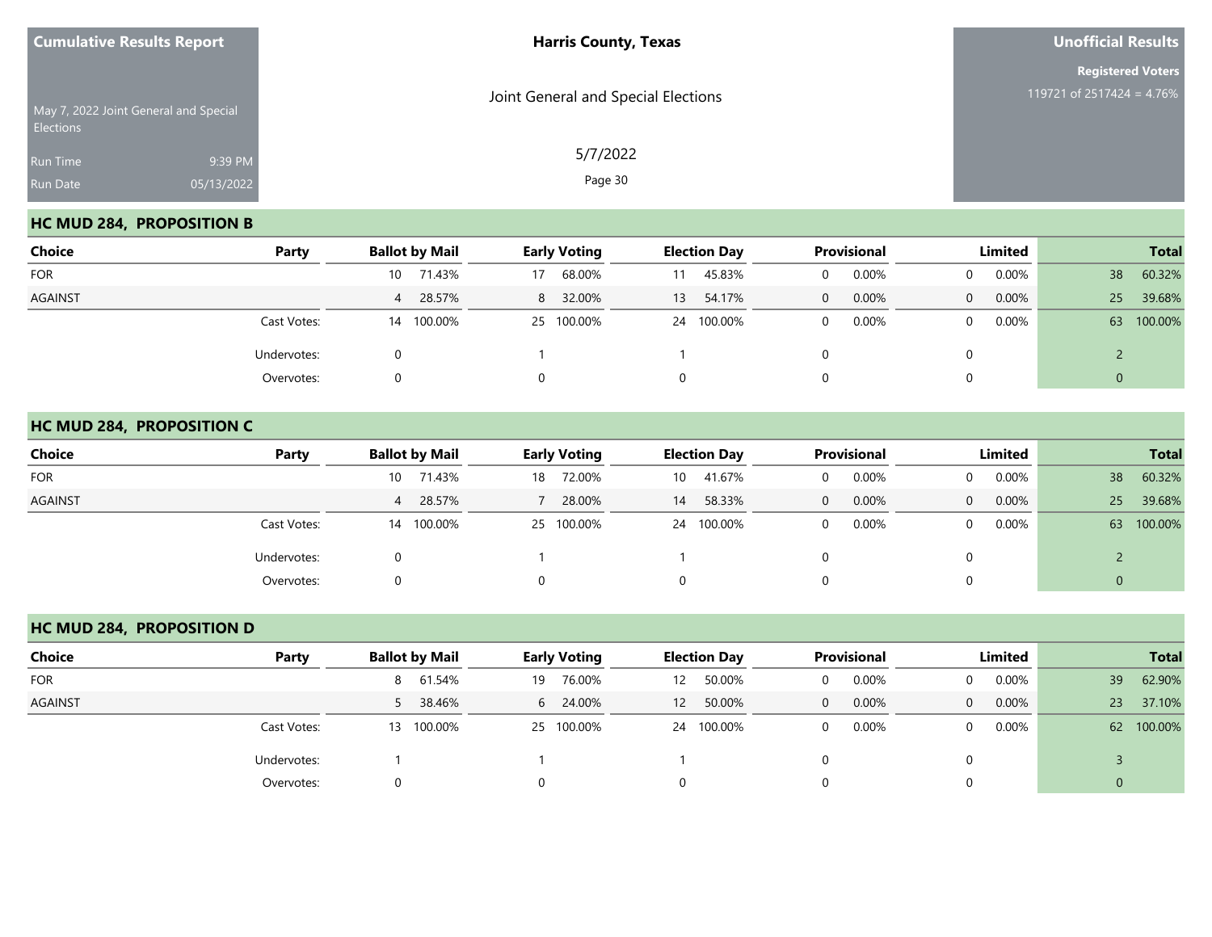**Cumulative Results Report**

May 7, 2022 Joint General and Special Elections

Run Time 9:39 PM
Run Date 05/13/2022

**Harris County, Texas**

Joint General and Special Elections

5/7/2022

**Unofficial Results**

**Registered Voters**
119721 of 2517424 = 4.76%

## HC MUD 284, PROPOSITION B

| Choice | Party | Ballot by Mail | | Early Voting | | Election Day | | Provisional | | Limited | | Total | |
|---|---|---|---|---|---|---|---|---|---|---|---|---|---|
| FOR | | 10 | 71.43% | 17 | 68.00% | 11 | 45.83% | 0 | 0.00% | 0 | 0.00% | 38 | 60.32% |
| AGAINST | | 4 | 28.57% | 8 | 32.00% | 13 | 54.17% | 0 | 0.00% | 0 | 0.00% | 25 | 39.68% |
| | Cast Votes: | 14 | 100.00% | 25 | 100.00% | 24 | 100.00% | 0 | 0.00% | 0 | 0.00% | 63 | 100.00% |
| | Undervotes: | 0 | | 1 | | 1 | | 0 | | 0 | | 2 | |
| | Overvotes: | 0 | | 0 | | 0 | | 0 | | 0 | | 0 | |

## HC MUD 284, PROPOSITION C

| Choice | Party | Ballot by Mail | | Early Voting | | Election Day | | Provisional | | Limited | | Total | |
|---|---|---|---|---|---|---|---|---|---|---|---|---|---|
| FOR | | 10 | 71.43% | 18 | 72.00% | 10 | 41.67% | 0 | 0.00% | 0 | 0.00% | 38 | 60.32% |
| AGAINST | | 4 | 28.57% | 7 | 28.00% | 14 | 58.33% | 0 | 0.00% | 0 | 0.00% | 25 | 39.68% |
| | Cast Votes: | 14 | 100.00% | 25 | 100.00% | 24 | 100.00% | 0 | 0.00% | 0 | 0.00% | 63 | 100.00% |
| | Undervotes: | 0 | | 1 | | 1 | | 0 | | 0 | | 2 | |
| | Overvotes: | 0 | | 0 | | 0 | | 0 | | 0 | | 0 | |

## HC MUD 284, PROPOSITION D

| Choice | Party | Ballot by Mail | | Early Voting | | Election Day | | Provisional | | Limited | | Total | |
|---|---|---|---|---|---|---|---|---|---|---|---|---|---|
| FOR | | 8 | 61.54% | 19 | 76.00% | 12 | 50.00% | 0 | 0.00% | 0 | 0.00% | 39 | 62.90% |
| AGAINST | | 5 | 38.46% | 6 | 24.00% | 12 | 50.00% | 0 | 0.00% | 0 | 0.00% | 23 | 37.10% |
| | Cast Votes: | 13 | 100.00% | 25 | 100.00% | 24 | 100.00% | 0 | 0.00% | 0 | 0.00% | 62 | 100.00% |
| | Undervotes: | 1 | | 1 | | 1 | | 0 | | 0 | | 3 | |
| | Overvotes: | 0 | | 0 | | 0 | | 0 | | 0 | | 0 | |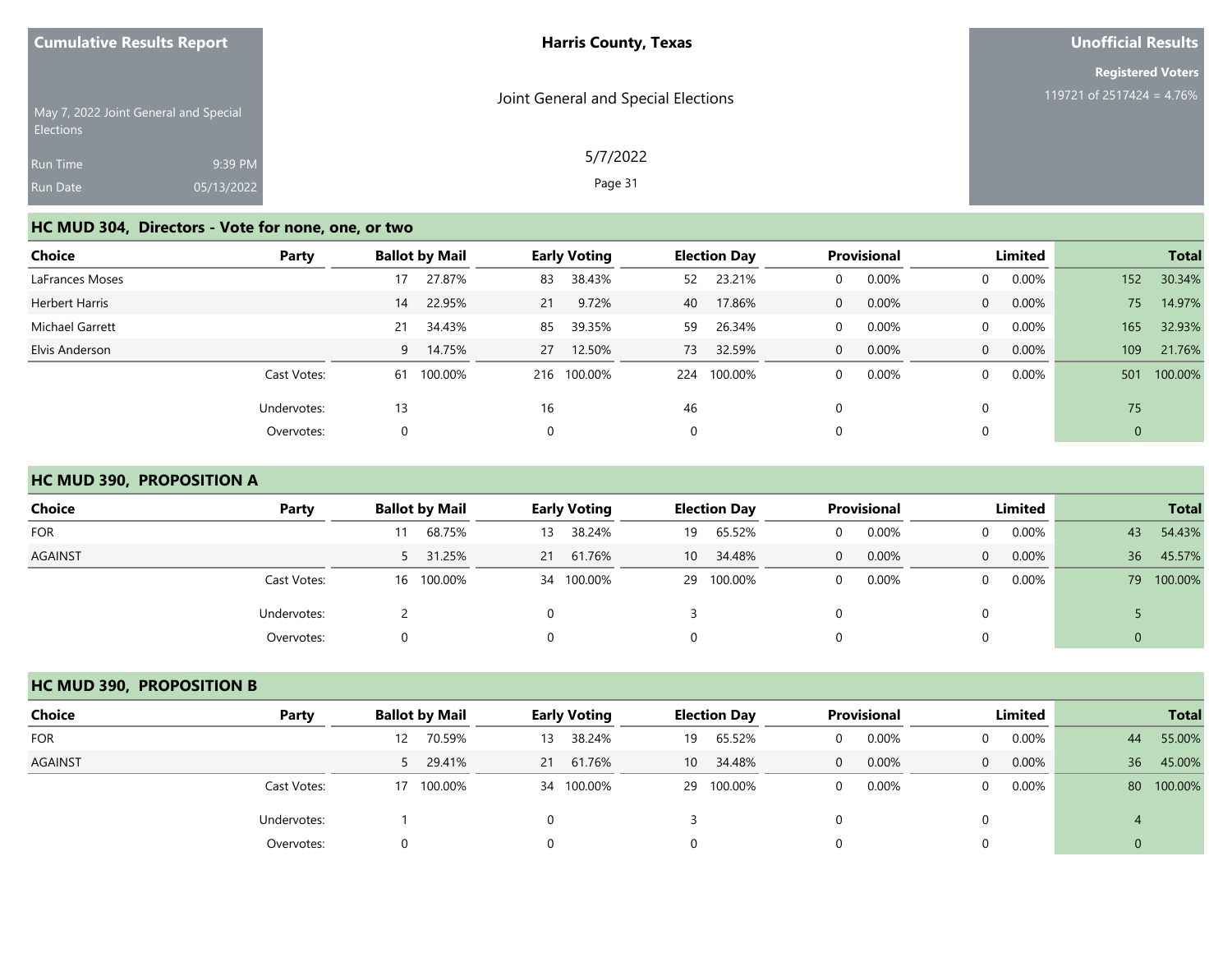## HC MUD 304, Directors - Vote for none, one, or two

| Choice | Party | Ballot by Mail | | Early Voting | | Election Day | | Provisional | | Limited | | Total | |
|---|---|---|---|---|---|---|---|---|---|---|---|---|---|
| LaFrances Moses | | 17 | 27.87% | 83 | 38.43% | 52 | 23.21% | 0 | 0.00% | 0 | 0.00% | 152 | 30.34% |
| Herbert Harris | | 14 | 22.95% | 21 | 9.72% | 40 | 17.86% | 0 | 0.00% | 0 | 0.00% | 75 | 14.97% |
| Michael Garrett | | 21 | 34.43% | 85 | 39.35% | 59 | 26.34% | 0 | 0.00% | 0 | 0.00% | 165 | 32.93% |
| Elvis Anderson | | 9 | 14.75% | 27 | 12.50% | 73 | 32.59% | 0 | 0.00% | 0 | 0.00% | 109 | 21.76% |
| | Cast Votes: | 61 | 100.00% | 216 | 100.00% | 224 | 100.00% | 0 | 0.00% | 0 | 0.00% | 501 | 100.00% |
| | Undervotes: | 13 | | 16 | | 46 | | 0 | | 0 | | 75 | |
| | Overvotes: | 0 | | 0 | | 0 | | 0 | | 0 | | 0 | |

## HC MUD 390, PROPOSITION A

| Choice | Party | Ballot by Mail | | Early Voting | | Election Day | | Provisional | | Limited | | Total | |
|---|---|---|---|---|---|---|---|---|---|---|---|---|---|
| FOR | | 11 | 68.75% | 13 | 38.24% | 19 | 65.52% | 0 | 0.00% | 0 | 0.00% | 43 | 54.43% |
| AGAINST | | 5 | 31.25% | 21 | 61.76% | 10 | 34.48% | 0 | 0.00% | 0 | 0.00% | 36 | 45.57% |
| | Cast Votes: | 16 | 100.00% | 34 | 100.00% | 29 | 100.00% | 0 | 0.00% | 0 | 0.00% | 79 | 100.00% |
| | Undervotes: | 2 | | 0 | | 3 | | 0 | | 0 | | 5 | |
| | Overvotes: | 0 | | 0 | | 0 | | 0 | | 0 | | 0 | |

## HC MUD 390, PROPOSITION B

| Choice | Party | Ballot by Mail | | Early Voting | | Election Day | | Provisional | | Limited | | Total | |
|---|---|---|---|---|---|---|---|---|---|---|---|---|---|
| FOR | | 12 | 70.59% | 13 | 38.24% | 19 | 65.52% | 0 | 0.00% | 0 | 0.00% | 44 | 55.00% |
| AGAINST | | 5 | 29.41% | 21 | 61.76% | 10 | 34.48% | 0 | 0.00% | 0 | 0.00% | 36 | 45.00% |
| | Cast Votes: | 17 | 100.00% | 34 | 100.00% | 29 | 100.00% | 0 | 0.00% | 0 | 0.00% | 80 | 100.00% |
| | Undervotes: | 1 | | 0 | | 3 | | 0 | | 0 | | 4 | |
| | Overvotes: | 0 | | 0 | | 0 | | 0 | | 0 | | 0 | |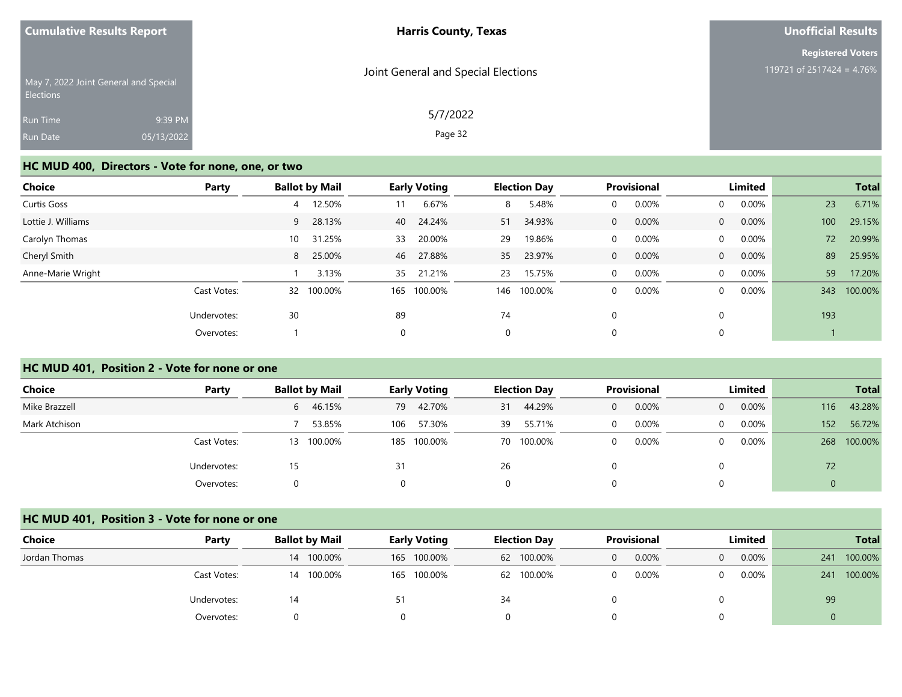**Cumulative Results Report**

May 7, 2022 Joint General and Special Elections

Run Time 9:39 PM

Run Date 05/13/2022

**Harris County, Texas**

Joint General and Special Elections

5/7/2022

**Unofficial Results**

**Registered Voters**

119721 of 2517424 = 4.76%

## HC MUD 400, Directors - Vote for none, one, or two

| Choice | Party | Ballot by Mail | | Early Voting | | Election Day | | Provisional | | Limited | | Total | |
|---|---|---|---|---|---|---|---|---|---|---|---|---|---|
| Curtis Goss | | 4 | 12.50% | 11 | 6.67% | 8 | 5.48% | 0 | 0.00% | 0 | 0.00% | 23 | 6.71% |
| Lottie J. Williams | | 9 | 28.13% | 40 | 24.24% | 51 | 34.93% | 0 | 0.00% | 0 | 0.00% | 100 | 29.15% |
| Carolyn Thomas | | 10 | 31.25% | 33 | 20.00% | 29 | 19.86% | 0 | 0.00% | 0 | 0.00% | 72 | 20.99% |
| Cheryl Smith | | 8 | 25.00% | 46 | 27.88% | 35 | 23.97% | 0 | 0.00% | 0 | 0.00% | 89 | 25.95% |
| Anne-Marie Wright | | 1 | 3.13% | 35 | 21.21% | 23 | 15.75% | 0 | 0.00% | 0 | 0.00% | 59 | 17.20% |
| | Cast Votes: | 32 | 100.00% | 165 | 100.00% | 146 | 100.00% | 0 | 0.00% | 0 | 0.00% | 343 | 100.00% |
| | Undervotes: | 30 | | 89 | | 74 | | 0 | | 0 | | 193 | |
| | Overvotes: | 1 | | 0 | | 0 | | 0 | | 0 | | 1 | |

## HC MUD 401, Position 2 - Vote for none or one

| Choice | Party | Ballot by Mail | | Early Voting | | Election Day | | Provisional | | Limited | | Total | |
|---|---|---|---|---|---|---|---|---|---|---|---|---|---|
| Mike Brazzell | | 6 | 46.15% | 79 | 42.70% | 31 | 44.29% | 0 | 0.00% | 0 | 0.00% | 116 | 43.28% |
| Mark Atchison | | 7 | 53.85% | 106 | 57.30% | 39 | 55.71% | 0 | 0.00% | 0 | 0.00% | 152 | 56.72% |
| | Cast Votes: | 13 | 100.00% | 185 | 100.00% | 70 | 100.00% | 0 | 0.00% | 0 | 0.00% | 268 | 100.00% |
| | Undervotes: | 15 | | 31 | | 26 | | 0 | | 0 | | 72 | |
| | Overvotes: | 0 | | 0 | | 0 | | 0 | | 0 | | 0 | |

## HC MUD 401, Position 3 - Vote for none or one

| Choice | Party | Ballot by Mail | | Early Voting | | Election Day | | Provisional | | Limited | | Total | |
|---|---|---|---|---|---|---|---|---|---|---|---|---|---|
| Jordan Thomas | | 14 | 100.00% | 165 | 100.00% | 62 | 100.00% | 0 | 0.00% | 0 | 0.00% | 241 | 100.00% |
| | Cast Votes: | 14 | 100.00% | 165 | 100.00% | 62 | 100.00% | 0 | 0.00% | 0 | 0.00% | 241 | 100.00% |
| | Undervotes: | 14 | | 51 | | 34 | | 0 | | 0 | | 99 | |
| | Overvotes: | 0 | | 0 | | 0 | | 0 | | 0 | | 0 | |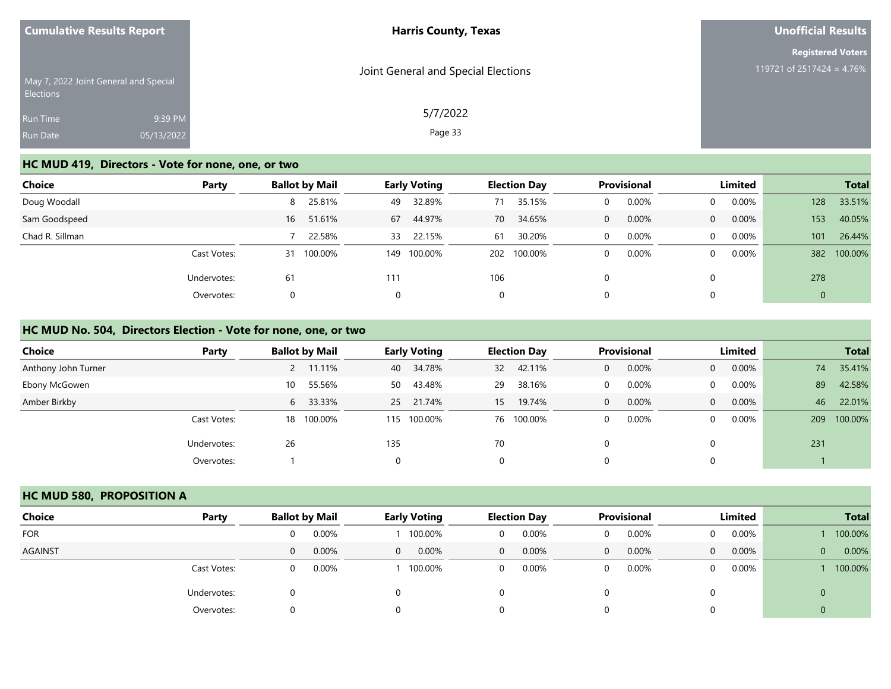Cumulative Results Report

May 7, 2022 Joint General and Special Elections

Run Time 9:39 PM
Run Date 05/13/2022

**Harris County, Texas**

Joint General and Special Elections

5/7/2022

**Unofficial Results**

**Registered Voters**
119721 of 2517424 = 4.76%

## HC MUD 419, Directors - Vote for none, one, or two

| Choice | Party | Ballot by Mail | | Early Voting | | Election Day | | Provisional | | Limited | | Total | |
|---|---|---|---|---|---|---|---|---|---|---|---|---|---|
| Doug Woodall | | 8 | 25.81% | 49 | 32.89% | 71 | 35.15% | 0 | 0.00% | 0 | 0.00% | 128 | 33.51% |
| Sam Goodspeed | | 16 | 51.61% | 67 | 44.97% | 70 | 34.65% | 0 | 0.00% | 0 | 0.00% | 153 | 40.05% |
| Chad R. Sillman | | 7 | 22.58% | 33 | 22.15% | 61 | 30.20% | 0 | 0.00% | 0 | 0.00% | 101 | 26.44% |
| | Cast Votes: | 31 | 100.00% | 149 | 100.00% | 202 | 100.00% | 0 | 0.00% | 0 | 0.00% | 382 | 100.00% |
| | Undervotes: | 61 | | 111 | | 106 | | 0 | | 0 | | 278 | |
| | Overvotes: | 0 | | 0 | | 0 | | 0 | | 0 | | 0 | |

## HC MUD No. 504, Directors Election - Vote for none, one, or two

| Choice | Party | Ballot by Mail | | Early Voting | | Election Day | | Provisional | | Limited | | Total | |
|---|---|---|---|---|---|---|---|---|---|---|---|---|---|
| Anthony John Turner | | 2 | 11.11% | 40 | 34.78% | 32 | 42.11% | 0 | 0.00% | 0 | 0.00% | 74 | 35.41% |
| Ebony McGowen | | 10 | 55.56% | 50 | 43.48% | 29 | 38.16% | 0 | 0.00% | 0 | 0.00% | 89 | 42.58% |
| Amber Birkby | | 6 | 33.33% | 25 | 21.74% | 15 | 19.74% | 0 | 0.00% | 0 | 0.00% | 46 | 22.01% |
| | Cast Votes: | 18 | 100.00% | 115 | 100.00% | 76 | 100.00% | 0 | 0.00% | 0 | 0.00% | 209 | 100.00% |
| | Undervotes: | 26 | | 135 | | 70 | | 0 | | 0 | | 231 | |
| | Overvotes: | 1 | | 0 | | 0 | | 0 | | 0 | | 1 | |

## HC MUD 580, PROPOSITION A

| Choice | Party | Ballot by Mail | | Early Voting | | Election Day | | Provisional | | Limited | | Total | |
|---|---|---|---|---|---|---|---|---|---|---|---|---|---|
| FOR | | 0 | 0.00% | 1 | 100.00% | 0 | 0.00% | 0 | 0.00% | 0 | 0.00% | 1 | 100.00% |
| AGAINST | | 0 | 0.00% | 0 | 0.00% | 0 | 0.00% | 0 | 0.00% | 0 | 0.00% | 0 | 0.00% |
| | Cast Votes: | 0 | 0.00% | 1 | 100.00% | 0 | 0.00% | 0 | 0.00% | 0 | 0.00% | 1 | 100.00% |
| | Undervotes: | 0 | | 0 | | 0 | | 0 | | 0 | | 0 | |
| | Overvotes: | 0 | | 0 | | 0 | | 0 | | 0 | | 0 | |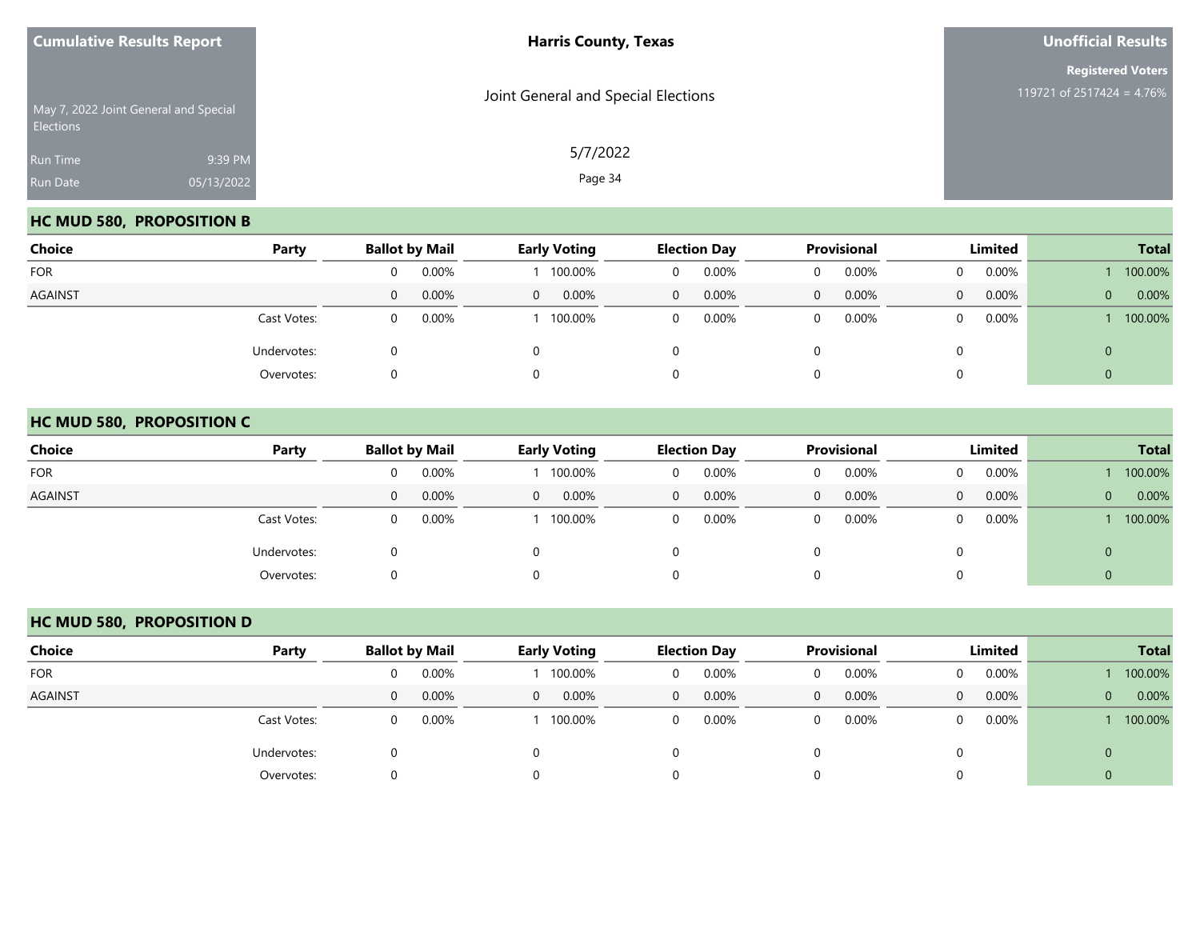**Cumulative Results Report**

May 7, 2022 Joint General and Special Elections

Run Time 9:39 PM

Run Date 05/13/2022

**Harris County, Texas**

Joint General and Special Elections

5/7/2022

**Unofficial Results**

**Registered Voters**

119721 of 2517424 = 4.76%

## HC MUD 580, PROPOSITION B

| Choice | Party | Ballot by Mail | | Early Voting | | Election Day | | Provisional | | Limited | | Total | |
|---|---|---|---|---|---|---|---|---|---|---|---|---|---|
| FOR | | 0 | 0.00% | 1 | 100.00% | 0 | 0.00% | 0 | 0.00% | 0 | 0.00% | 1 | 100.00% |
| AGAINST | | 0 | 0.00% | 0 | 0.00% | 0 | 0.00% | 0 | 0.00% | 0 | 0.00% | 0 | 0.00% |
| | Cast Votes: | 0 | 0.00% | 1 | 100.00% | 0 | 0.00% | 0 | 0.00% | 0 | 0.00% | 1 | 100.00% |
| | Undervotes: | 0 | | 0 | | 0 | | 0 | | 0 | | 0 | |
| | Overvotes: | 0 | | 0 | | 0 | | 0 | | 0 | | 0 | |

## HC MUD 580, PROPOSITION C

| Choice | Party | Ballot by Mail | | Early Voting | | Election Day | | Provisional | | Limited | | Total | |
|---|---|---|---|---|---|---|---|---|---|---|---|---|---|
| FOR | | 0 | 0.00% | 1 | 100.00% | 0 | 0.00% | 0 | 0.00% | 0 | 0.00% | 1 | 100.00% |
| AGAINST | | 0 | 0.00% | 0 | 0.00% | 0 | 0.00% | 0 | 0.00% | 0 | 0.00% | 0 | 0.00% |
| | Cast Votes: | 0 | 0.00% | 1 | 100.00% | 0 | 0.00% | 0 | 0.00% | 0 | 0.00% | 1 | 100.00% |
| | Undervotes: | 0 | | 0 | | 0 | | 0 | | 0 | | 0 | |
| | Overvotes: | 0 | | 0 | | 0 | | 0 | | 0 | | 0 | |

## HC MUD 580, PROPOSITION D

| Choice | Party | Ballot by Mail | | Early Voting | | Election Day | | Provisional | | Limited | | Total | |
|---|---|---|---|---|---|---|---|---|---|---|---|---|---|
| FOR | | 0 | 0.00% | 1 | 100.00% | 0 | 0.00% | 0 | 0.00% | 0 | 0.00% | 1 | 100.00% |
| AGAINST | | 0 | 0.00% | 0 | 0.00% | 0 | 0.00% | 0 | 0.00% | 0 | 0.00% | 0 | 0.00% |
| | Cast Votes: | 0 | 0.00% | 1 | 100.00% | 0 | 0.00% | 0 | 0.00% | 0 | 0.00% | 1 | 100.00% |
| | Undervotes: | 0 | | 0 | | 0 | | 0 | | 0 | | 0 | |
| | Overvotes: | 0 | | 0 | | 0 | | 0 | | 0 | | 0 | |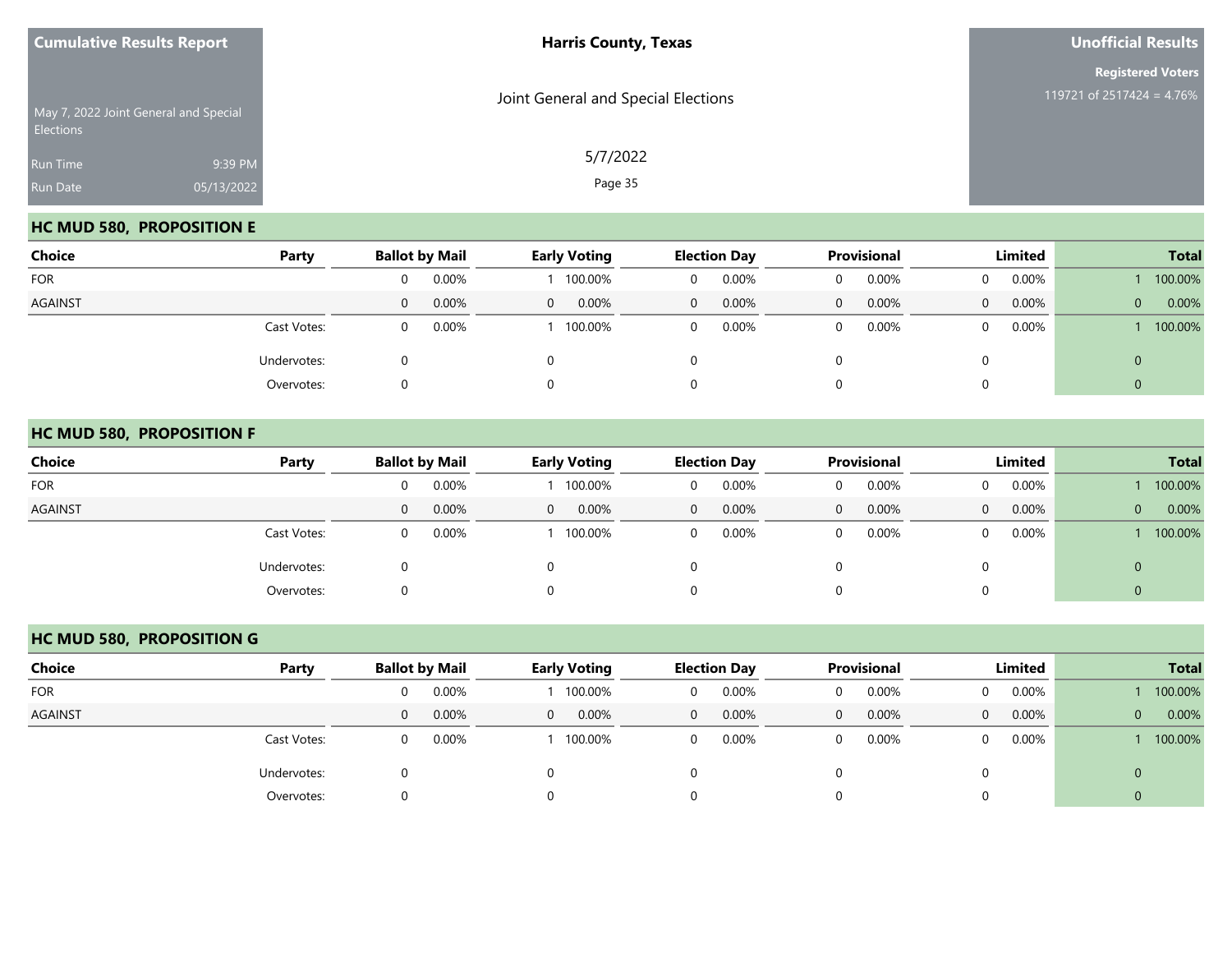| Cumulative Results Report | Harris County, Texas | Unofficial Results |
|---|---|---|
| May 7, 2022 Joint General and Special Elections | Joint General and Special Elections | Registered Voters |
| Run Time 9:39 PM | 5/7/2022 | 119721 of 2517424 = 4.76% |
| Run Date 05/13/2022 | | |

## HC MUD 580, PROPOSITION E

| Choice | Party | Ballot by Mail | | Early Voting | | Election Day | | Provisional | | Limited | | Total | |
|---|---|---|---|---|---|---|---|---|---|---|---|---|---|
| FOR | | 0 | 0.00% | 1 | 100.00% | 0 | 0.00% | 0 | 0.00% | 0 | 0.00% | 1 | 100.00% |
| AGAINST | | 0 | 0.00% | 0 | 0.00% | 0 | 0.00% | 0 | 0.00% | 0 | 0.00% | 0 | 0.00% |
| | Cast Votes: | 0 | 0.00% | 1 | 100.00% | 0 | 0.00% | 0 | 0.00% | 0 | 0.00% | 1 | 100.00% |
| | Undervotes: | 0 | | 0 | | 0 | | 0 | | 0 | | 0 | |
| | Overvotes: | 0 | | 0 | | 0 | | 0 | | 0 | | 0 | |

## HC MUD 580, PROPOSITION F

| Choice | Party | Ballot by Mail | | Early Voting | | Election Day | | Provisional | | Limited | | Total | |
|---|---|---|---|---|---|---|---|---|---|---|---|---|---|
| FOR | | 0 | 0.00% | 1 | 100.00% | 0 | 0.00% | 0 | 0.00% | 0 | 0.00% | 1 | 100.00% |
| AGAINST | | 0 | 0.00% | 0 | 0.00% | 0 | 0.00% | 0 | 0.00% | 0 | 0.00% | 0 | 0.00% |
| | Cast Votes: | 0 | 0.00% | 1 | 100.00% | 0 | 0.00% | 0 | 0.00% | 0 | 0.00% | 1 | 100.00% |
| | Undervotes: | 0 | | 0 | | 0 | | 0 | | 0 | | 0 | |
| | Overvotes: | 0 | | 0 | | 0 | | 0 | | 0 | | 0 | |

## HC MUD 580, PROPOSITION G

| Choice | Party | Ballot by Mail | | Early Voting | | Election Day | | Provisional | | Limited | | Total | |
|---|---|---|---|---|---|---|---|---|---|---|---|---|---|
| FOR | | 0 | 0.00% | 1 | 100.00% | 0 | 0.00% | 0 | 0.00% | 0 | 0.00% | 1 | 100.00% |
| AGAINST | | 0 | 0.00% | 0 | 0.00% | 0 | 0.00% | 0 | 0.00% | 0 | 0.00% | 0 | 0.00% |
| | Cast Votes: | 0 | 0.00% | 1 | 100.00% | 0 | 0.00% | 0 | 0.00% | 0 | 0.00% | 1 | 100.00% |
| | Undervotes: | 0 | | 0 | | 0 | | 0 | | 0 | | 0 | |
| | Overvotes: | 0 | | 0 | | 0 | | 0 | | 0 | | 0 | |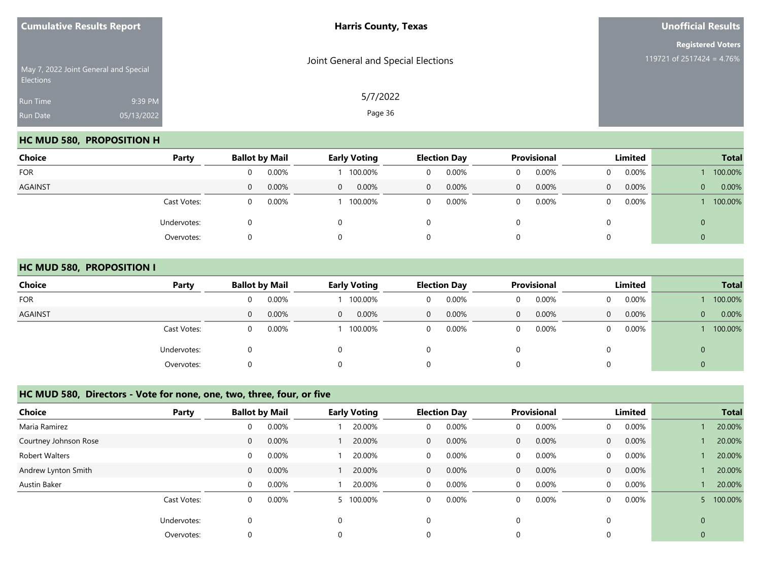| Cumulative Results Report | Harris County, Texas | Unofficial Results |
|---|---|---|
| May 7, 2022 Joint General and Special Elections | Joint General and Special Elections | Registered Voters 119721 of 2517424 = 4.76% |
| Run Time 9:39 PM | 5/7/2022 | |
| Run Date 05/13/2022 | | |

## HC MUD 580, PROPOSITION H

| Choice | Party | Ballot by Mail | | Early Voting | | Election Day | | Provisional | | Limited | | Total | |
|---|---|---|---|---|---|---|---|---|---|---|---|---|---|
| FOR | | 0 | 0.00% | 1 | 100.00% | 0 | 0.00% | 0 | 0.00% | 0 | 0.00% | 1 | 100.00% |
| AGAINST | | 0 | 0.00% | 0 | 0.00% | 0 | 0.00% | 0 | 0.00% | 0 | 0.00% | 0 | 0.00% |
| | Cast Votes: | 0 | 0.00% | 1 | 100.00% | 0 | 0.00% | 0 | 0.00% | 0 | 0.00% | 1 | 100.00% |
| | Undervotes: | 0 | | 0 | | 0 | | 0 | | 0 | | 0 | |
| | Overvotes: | 0 | | 0 | | 0 | | 0 | | 0 | | 0 | |

## HC MUD 580, PROPOSITION I

| Choice | Party | Ballot by Mail | | Early Voting | | Election Day | | Provisional | | Limited | | Total | |
|---|---|---|---|---|---|---|---|---|---|---|---|---|---|
| FOR | | 0 | 0.00% | 1 | 100.00% | 0 | 0.00% | 0 | 0.00% | 0 | 0.00% | 1 | 100.00% |
| AGAINST | | 0 | 0.00% | 0 | 0.00% | 0 | 0.00% | 0 | 0.00% | 0 | 0.00% | 0 | 0.00% |
| | Cast Votes: | 0 | 0.00% | 1 | 100.00% | 0 | 0.00% | 0 | 0.00% | 0 | 0.00% | 1 | 100.00% |
| | Undervotes: | 0 | | 0 | | 0 | | 0 | | 0 | | 0 | |
| | Overvotes: | 0 | | 0 | | 0 | | 0 | | 0 | | 0 | |

## HC MUD 580, Directors - Vote for none, one, two, three, four, or five

| Choice | Party | Ballot by Mail | | Early Voting | | Election Day | | Provisional | | Limited | | Total | |
|---|---|---|---|---|---|---|---|---|---|---|---|---|---|
| Maria Ramirez | | 0 | 0.00% | 1 | 20.00% | 0 | 0.00% | 0 | 0.00% | 0 | 0.00% | 1 | 20.00% |
| Courtney Johnson Rose | | 0 | 0.00% | 1 | 20.00% | 0 | 0.00% | 0 | 0.00% | 0 | 0.00% | 1 | 20.00% |
| Robert Walters | | 0 | 0.00% | 1 | 20.00% | 0 | 0.00% | 0 | 0.00% | 0 | 0.00% | 1 | 20.00% |
| Andrew Lynton Smith | | 0 | 0.00% | 1 | 20.00% | 0 | 0.00% | 0 | 0.00% | 0 | 0.00% | 1 | 20.00% |
| Austin Baker | | 0 | 0.00% | 1 | 20.00% | 0 | 0.00% | 0 | 0.00% | 0 | 0.00% | 1 | 20.00% |
| | Cast Votes: | 0 | 0.00% | 5 | 100.00% | 0 | 0.00% | 0 | 0.00% | 0 | 0.00% | 5 | 100.00% |
| | Undervotes: | 0 | | 0 | | 0 | | 0 | | 0 | | 0 | |
| | Overvotes: | 0 | | 0 | | 0 | | 0 | | 0 | | 0 | |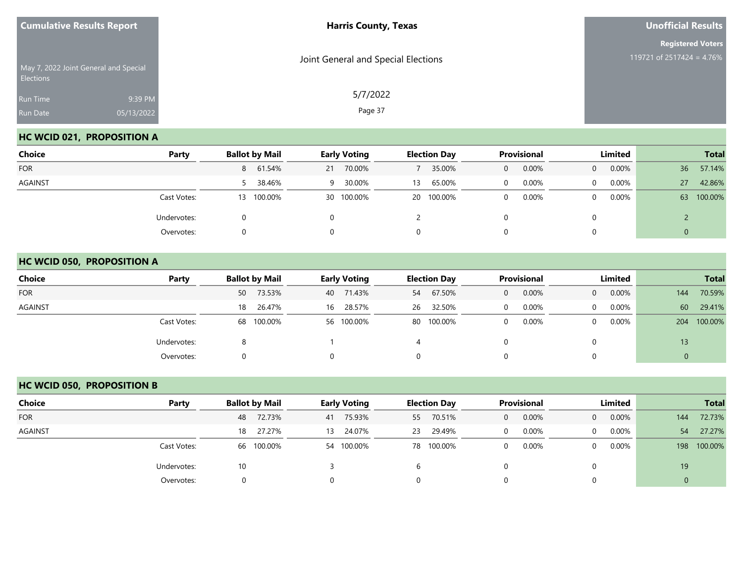Cumulative Results Report

May 7, 2022 Joint General and Special Elections

Run Time 9:39 PM

Run Date 05/13/2022

**Harris County, Texas**

Joint General and Special Elections

5/7/2022

**Unofficial Results**

**Registered Voters**

119721 of 2517424 = 4.76%

## HC WCID 021, PROPOSITION A

| Choice | Party | Ballot by Mail | | Early Voting | | Election Day | | Provisional | | Limited | | Total | |
|---|---|---|---|---|---|---|---|---|---|---|---|---|---|
| FOR | | 8 | 61.54% | 21 | 70.00% | 7 | 35.00% | 0 | 0.00% | 0 | 0.00% | 36 | 57.14% |
| AGAINST | | 5 | 38.46% | 9 | 30.00% | 13 | 65.00% | 0 | 0.00% | 0 | 0.00% | 27 | 42.86% |
| | Cast Votes: | 13 | 100.00% | 30 | 100.00% | 20 | 100.00% | 0 | 0.00% | 0 | 0.00% | 63 | 100.00% |
| | Undervotes: | 0 | | 0 | | 2 | | 0 | | 0 | | 2 | |
| | Overvotes: | 0 | | 0 | | 0 | | 0 | | 0 | | 0 | |

## HC WCID 050, PROPOSITION A

| Choice | Party | Ballot by Mail | | Early Voting | | Election Day | | Provisional | | Limited | | Total | |
|---|---|---|---|---|---|---|---|---|---|---|---|---|---|
| FOR | | 50 | 73.53% | 40 | 71.43% | 54 | 67.50% | 0 | 0.00% | 0 | 0.00% | 144 | 70.59% |
| AGAINST | | 18 | 26.47% | 16 | 28.57% | 26 | 32.50% | 0 | 0.00% | 0 | 0.00% | 60 | 29.41% |
| | Cast Votes: | 68 | 100.00% | 56 | 100.00% | 80 | 100.00% | 0 | 0.00% | 0 | 0.00% | 204 | 100.00% |
| | Undervotes: | 8 | | 1 | | 4 | | 0 | | 0 | | 13 | |
| | Overvotes: | 0 | | 0 | | 0 | | 0 | | 0 | | 0 | |

## HC WCID 050, PROPOSITION B

| Choice | Party | Ballot by Mail | | Early Voting | | Election Day | | Provisional | | Limited | | Total | |
|---|---|---|---|---|---|---|---|---|---|---|---|---|---|
| FOR | | 48 | 72.73% | 41 | 75.93% | 55 | 70.51% | 0 | 0.00% | 0 | 0.00% | 144 | 72.73% |
| AGAINST | | 18 | 27.27% | 13 | 24.07% | 23 | 29.49% | 0 | 0.00% | 0 | 0.00% | 54 | 27.27% |
| | Cast Votes: | 66 | 100.00% | 54 | 100.00% | 78 | 100.00% | 0 | 0.00% | 0 | 0.00% | 198 | 100.00% |
| | Undervotes: | 10 | | 3 | | 6 | | 0 | | 0 | | 19 | |
| | Overvotes: | 0 | | 0 | | 0 | | 0 | | 0 | | 0 | |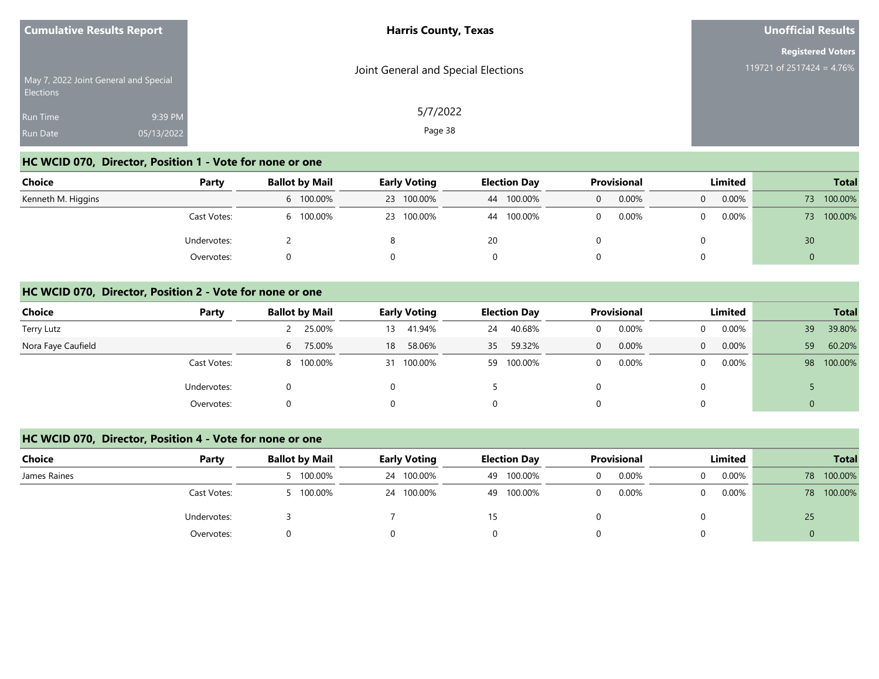Cumulative Results Report

May 7, 2022 Joint General and Special Elections

Run Time 9:39 PM

Run Date 05/13/2022

**Harris County, Texas**

Joint General and Special Elections

5/7/2022

**Unofficial Results**

**Registered Voters**

119721 of 2517424 = 4.76%

## HC WCID 070, Director, Position 1 - Vote for none or one

| Choice | Party | Ballot by Mail | | Early Voting | | Election Day | | Provisional | | Limited | | Total | |
|---|---|---|---|---|---|---|---|---|---|---|---|---|---|
| Kenneth M. Higgins | | 6 | 100.00% | 23 | 100.00% | 44 | 100.00% | 0 | 0.00% | 0 | 0.00% | 73 | 100.00% |
| | Cast Votes: | 6 | 100.00% | 23 | 100.00% | 44 | 100.00% | 0 | 0.00% | 0 | 0.00% | 73 | 100.00% |
| | Undervotes: | 2 | | 8 | | 20 | | 0 | | 0 | | 30 | |
| | Overvotes: | 0 | | 0 | | 0 | | 0 | | 0 | | 0 | |

## HC WCID 070, Director, Position 2 - Vote for none or one

| Choice | Party | Ballot by Mail | | Early Voting | | Election Day | | Provisional | | Limited | | Total | |
|---|---|---|---|---|---|---|---|---|---|---|---|---|---|
| Terry Lutz | | 2 | 25.00% | 13 | 41.94% | 24 | 40.68% | 0 | 0.00% | 0 | 0.00% | 39 | 39.80% |
| Nora Faye Caufield | | 6 | 75.00% | 18 | 58.06% | 35 | 59.32% | 0 | 0.00% | 0 | 0.00% | 59 | 60.20% |
| | Cast Votes: | 8 | 100.00% | 31 | 100.00% | 59 | 100.00% | 0 | 0.00% | 0 | 0.00% | 98 | 100.00% |
| | Undervotes: | 0 | | 0 | | 5 | | 0 | | 0 | | 5 | |
| | Overvotes: | 0 | | 0 | | 0 | | 0 | | 0 | | 0 | |

## HC WCID 070, Director, Position 4 - Vote for none or one

| Choice | Party | Ballot by Mail | | Early Voting | | Election Day | | Provisional | | Limited | | Total | |
|---|---|---|---|---|---|---|---|---|---|---|---|---|---|
| James Raines | | 5 | 100.00% | 24 | 100.00% | 49 | 100.00% | 0 | 0.00% | 0 | 0.00% | 78 | 100.00% |
| | Cast Votes: | 5 | 100.00% | 24 | 100.00% | 49 | 100.00% | 0 | 0.00% | 0 | 0.00% | 78 | 100.00% |
| | Undervotes: | 3 | | 7 | | 15 | | 0 | | 0 | | 25 | |
| | Overvotes: | 0 | | 0 | | 0 | | 0 | | 0 | | 0 | |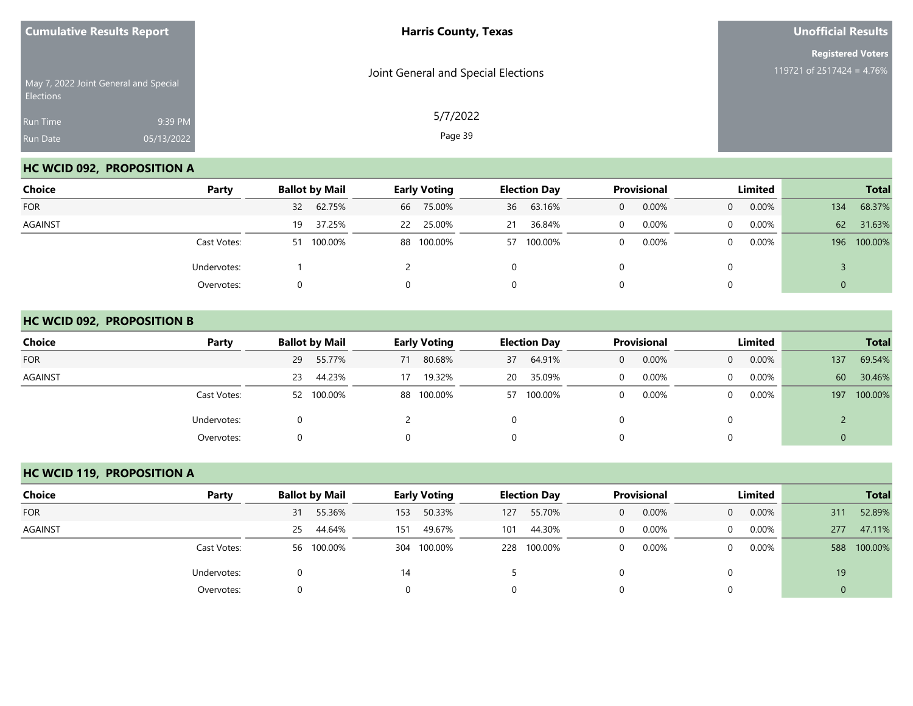| Cumulative Results Report | Harris County, Texas | Unofficial Results |
|---|---|---|
| May 7, 2022 Joint General and Special Elections | Joint General and Special Elections | Registered Voters |
| Run Time 9:39 PM | 5/7/2022 | 119721 of 2517424 = 4.76% |
| Run Date 05/13/2022 | | |

## HC WCID 092, PROPOSITION A

| Choice | Party | Ballot by Mail | | Early Voting | | Election Day | | Provisional | | Limited | | Total | |
|---|---|---|---|---|---|---|---|---|---|---|---|---|---|
| FOR | | 32 | 62.75% | 66 | 75.00% | 36 | 63.16% | 0 | 0.00% | 0 | 0.00% | 134 | 68.37% |
| AGAINST | | 19 | 37.25% | 22 | 25.00% | 21 | 36.84% | 0 | 0.00% | 0 | 0.00% | 62 | 31.63% |
| | Cast Votes: | 51 | 100.00% | 88 | 100.00% | 57 | 100.00% | 0 | 0.00% | 0 | 0.00% | 196 | 100.00% |
| | Undervotes: | 1 | | 2 | | 0 | | 0 | | 0 | | 3 | |
| | Overvotes: | 0 | | 0 | | 0 | | 0 | | 0 | | 0 | |

## HC WCID 092, PROPOSITION B

| Choice | Party | Ballot by Mail | | Early Voting | | Election Day | | Provisional | | Limited | | Total | |
|---|---|---|---|---|---|---|---|---|---|---|---|---|---|
| FOR | | 29 | 55.77% | 71 | 80.68% | 37 | 64.91% | 0 | 0.00% | 0 | 0.00% | 137 | 69.54% |
| AGAINST | | 23 | 44.23% | 17 | 19.32% | 20 | 35.09% | 0 | 0.00% | 0 | 0.00% | 60 | 30.46% |
| | Cast Votes: | 52 | 100.00% | 88 | 100.00% | 57 | 100.00% | 0 | 0.00% | 0 | 0.00% | 197 | 100.00% |
| | Undervotes: | 0 | | 2 | | 0 | | 0 | | 0 | | 2 | |
| | Overvotes: | 0 | | 0 | | 0 | | 0 | | 0 | | 0 | |

## HC WCID 119, PROPOSITION A

| Choice | Party | Ballot by Mail | | Early Voting | | Election Day | | Provisional | | Limited | | Total | |
|---|---|---|---|---|---|---|---|---|---|---|---|---|---|
| FOR | | 31 | 55.36% | 153 | 50.33% | 127 | 55.70% | 0 | 0.00% | 0 | 0.00% | 311 | 52.89% |
| AGAINST | | 25 | 44.64% | 151 | 49.67% | 101 | 44.30% | 0 | 0.00% | 0 | 0.00% | 277 | 47.11% |
| | Cast Votes: | 56 | 100.00% | 304 | 100.00% | 228 | 100.00% | 0 | 0.00% | 0 | 0.00% | 588 | 100.00% |
| | Undervotes: | 0 | | 14 | | 5 | | 0 | | 0 | | 19 | |
| | Overvotes: | 0 | | 0 | | 0 | | 0 | | 0 | | 0 | |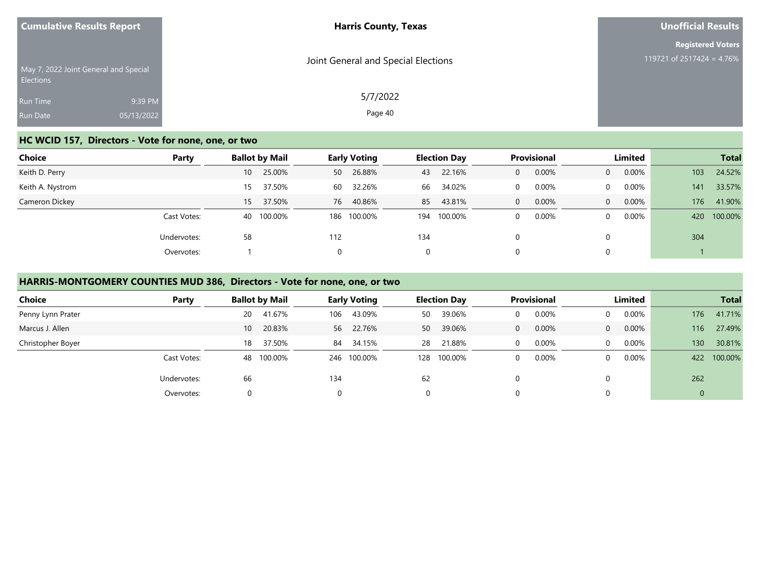**Cumulative Results Report**

May 7, 2022 Joint General and Special Elections

Run Time 9:39 PM

Run Date 05/13/2022

**Harris County, Texas**

Joint General and Special Elections

5/7/2022

**Unofficial Results**

**Registered Voters**

119721 of 2517424 = 4.76%

## HC WCID 157, Directors - Vote for none, one, or two

| Choice | Party | Ballot by Mail | | Early Voting | | Election Day | | Provisional | | Limited | | Total | |
|---|---|---|---|---|---|---|---|---|---|---|---|---|---|
| Keith D. Perry | | 10 | 25.00% | 50 | 26.88% | 43 | 22.16% | 0 | 0.00% | 0 | 0.00% | 103 | 24.52% |
| Keith A. Nystrom | | 15 | 37.50% | 60 | 32.26% | 66 | 34.02% | 0 | 0.00% | 0 | 0.00% | 141 | 33.57% |
| Cameron Dickey | | 15 | 37.50% | 76 | 40.86% | 85 | 43.81% | 0 | 0.00% | 0 | 0.00% | 176 | 41.90% |
| | Cast Votes: | 40 | 100.00% | 186 | 100.00% | 194 | 100.00% | 0 | 0.00% | 0 | 0.00% | 420 | 100.00% |
| | Undervotes: | 58 | | 112 | | 134 | | 0 | | 0 | | 304 | |
| | Overvotes: | 1 | | 0 | | 0 | | 0 | | 0 | | 1 | |

## HARRIS-MONTGOMERY COUNTIES MUD 386, Directors - Vote for none, one, or two

| Choice | Party | Ballot by Mail | | Early Voting | | Election Day | | Provisional | | Limited | | Total | |
|---|---|---|---|---|---|---|---|---|---|---|---|---|---|
| Penny Lynn Prater | | 20 | 41.67% | 106 | 43.09% | 50 | 39.06% | 0 | 0.00% | 0 | 0.00% | 176 | 41.71% |
| Marcus J. Allen | | 10 | 20.83% | 56 | 22.76% | 50 | 39.06% | 0 | 0.00% | 0 | 0.00% | 116 | 27.49% |
| Christopher Boyer | | 18 | 37.50% | 84 | 34.15% | 28 | 21.88% | 0 | 0.00% | 0 | 0.00% | 130 | 30.81% |
| | Cast Votes: | 48 | 100.00% | 246 | 100.00% | 128 | 100.00% | 0 | 0.00% | 0 | 0.00% | 422 | 100.00% |
| | Undervotes: | 66 | | 134 | | 62 | | 0 | | 0 | | 262 | |
| | Overvotes: | 0 | | 0 | | 0 | | 0 | | 0 | | 0 | |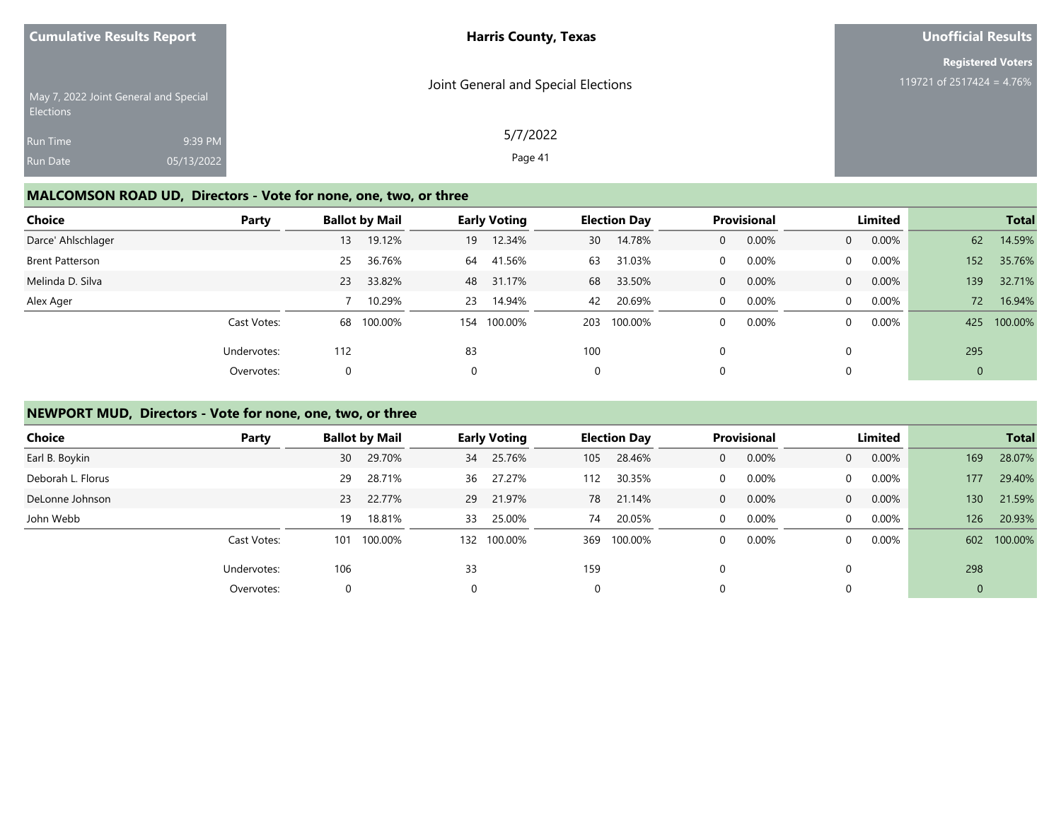Cumulative Results Report

May 7, 2022 Joint General and Special Elections

Run Time 9:39 PM

Run Date 05/13/2022

**Harris County, Texas**

Joint General and Special Elections

5/7/2022

**Unofficial Results**

**Registered Voters**

119721 of 2517424 = 4.76%

## MALCOMSON ROAD UD, Directors - Vote for none, one, two, or three

| Choice | Party | Ballot by Mail | | Early Voting | | Election Day | | Provisional | | Limited | | Total | |
|---|---|---|---|---|---|---|---|---|---|---|---|---|---|
| Darce' Ahlschlager | | 13 | 19.12% | 19 | 12.34% | 30 | 14.78% | 0 | 0.00% | 0 | 0.00% | 62 | 14.59% |
| Brent Patterson | | 25 | 36.76% | 64 | 41.56% | 63 | 31.03% | 0 | 0.00% | 0 | 0.00% | 152 | 35.76% |
| Melinda D. Silva | | 23 | 33.82% | 48 | 31.17% | 68 | 33.50% | 0 | 0.00% | 0 | 0.00% | 139 | 32.71% |
| Alex Ager | | 7 | 10.29% | 23 | 14.94% | 42 | 20.69% | 0 | 0.00% | 0 | 0.00% | 72 | 16.94% |
| | Cast Votes: | 68 | 100.00% | 154 | 100.00% | 203 | 100.00% | 0 | 0.00% | 0 | 0.00% | 425 | 100.00% |
| | Undervotes: | 112 | | 83 | | 100 | | 0 | | 0 | | 295 | |
| | Overvotes: | 0 | | 0 | | 0 | | 0 | | 0 | | 0 | |

## NEWPORT MUD, Directors - Vote for none, one, two, or three

| Choice | Party | Ballot by Mail | | Early Voting | | Election Day | | Provisional | | Limited | | Total | |
|---|---|---|---|---|---|---|---|---|---|---|---|---|---|
| Earl B. Boykin | | 30 | 29.70% | 34 | 25.76% | 105 | 28.46% | 0 | 0.00% | 0 | 0.00% | 169 | 28.07% |
| Deborah L. Florus | | 29 | 28.71% | 36 | 27.27% | 112 | 30.35% | 0 | 0.00% | 0 | 0.00% | 177 | 29.40% |
| DeLonne Johnson | | 23 | 22.77% | 29 | 21.97% | 78 | 21.14% | 0 | 0.00% | 0 | 0.00% | 130 | 21.59% |
| John Webb | | 19 | 18.81% | 33 | 25.00% | 74 | 20.05% | 0 | 0.00% | 0 | 0.00% | 126 | 20.93% |
| | Cast Votes: | 101 | 100.00% | 132 | 100.00% | 369 | 100.00% | 0 | 0.00% | 0 | 0.00% | 602 | 100.00% |
| | Undervotes: | 106 | | 33 | | 159 | | 0 | | 0 | | 298 | |
| | Overvotes: | 0 | | 0 | | 0 | | 0 | | 0 | | 0 | |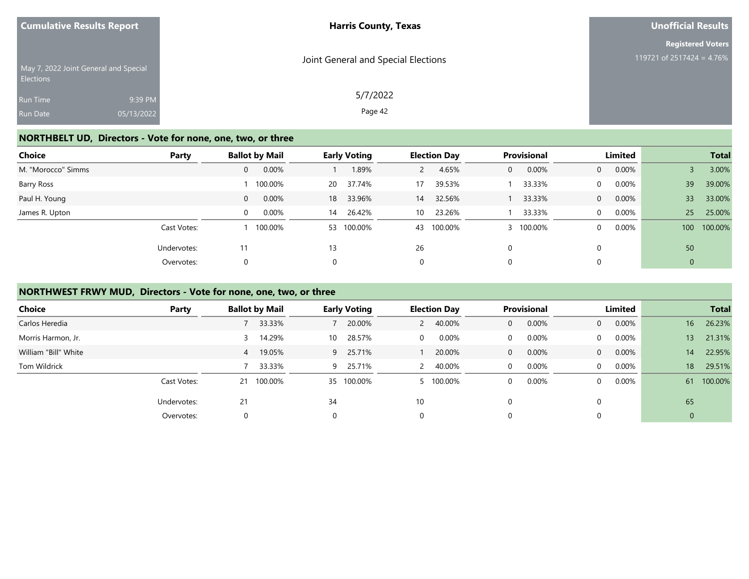Cumulative Results Report

May 7, 2022 Joint General and Special Elections

Run Time 9:39 PM
Run Date 05/13/2022

**Harris County, Texas**

Joint General and Special Elections

5/7/2022

**Unofficial Results**

**Registered Voters**
119721 of 2517424 = 4.76%

## NORTHBELT UD, Directors - Vote for none, one, two, or three

| Choice | Party | Ballot by Mail | | Early Voting | | Election Day | | Provisional | | Limited | | Total | |
|---|---|---|---|---|---|---|---|---|---|---|---|---|---|
| M. "Morocco" Simms | | 0 | 0.00% | 1 | 1.89% | 2 | 4.65% | 0 | 0.00% | 0 | 0.00% | 3 | 3.00% |
| Barry Ross | | 1 | 100.00% | 20 | 37.74% | 17 | 39.53% | 1 | 33.33% | 0 | 0.00% | 39 | 39.00% |
| Paul H. Young | | 0 | 0.00% | 18 | 33.96% | 14 | 32.56% | 1 | 33.33% | 0 | 0.00% | 33 | 33.00% |
| James R. Upton | | 0 | 0.00% | 14 | 26.42% | 10 | 23.26% | 1 | 33.33% | 0 | 0.00% | 25 | 25.00% |
| | Cast Votes: | 1 | 100.00% | 53 | 100.00% | 43 | 100.00% | 3 | 100.00% | 0 | 0.00% | 100 | 100.00% |
| | Undervotes: | 11 | | 13 | | 26 | | 0 | | 0 | | 50 | |
| | Overvotes: | 0 | | 0 | | 0 | | 0 | | 0 | | 0 | |

## NORTHWEST FRWY MUD, Directors - Vote for none, one, two, or three

| Choice | Party | Ballot by Mail | | Early Voting | | Election Day | | Provisional | | Limited | | Total | |
|---|---|---|---|---|---|---|---|---|---|---|---|---|---|
| Carlos Heredia | | 7 | 33.33% | 7 | 20.00% | 2 | 40.00% | 0 | 0.00% | 0 | 0.00% | 16 | 26.23% |
| Morris Harmon, Jr. | | 3 | 14.29% | 10 | 28.57% | 0 | 0.00% | 0 | 0.00% | 0 | 0.00% | 13 | 21.31% |
| William "Bill" White | | 4 | 19.05% | 9 | 25.71% | 1 | 20.00% | 0 | 0.00% | 0 | 0.00% | 14 | 22.95% |
| Tom Wildrick | | 7 | 33.33% | 9 | 25.71% | 2 | 40.00% | 0 | 0.00% | 0 | 0.00% | 18 | 29.51% |
| | Cast Votes: | 21 | 100.00% | 35 | 100.00% | 5 | 100.00% | 0 | 0.00% | 0 | 0.00% | 61 | 100.00% |
| | Undervotes: | 21 | | 34 | | 10 | | 0 | | 0 | | 65 | |
| | Overvotes: | 0 | | 0 | | 0 | | 0 | | 0 | | 0 | |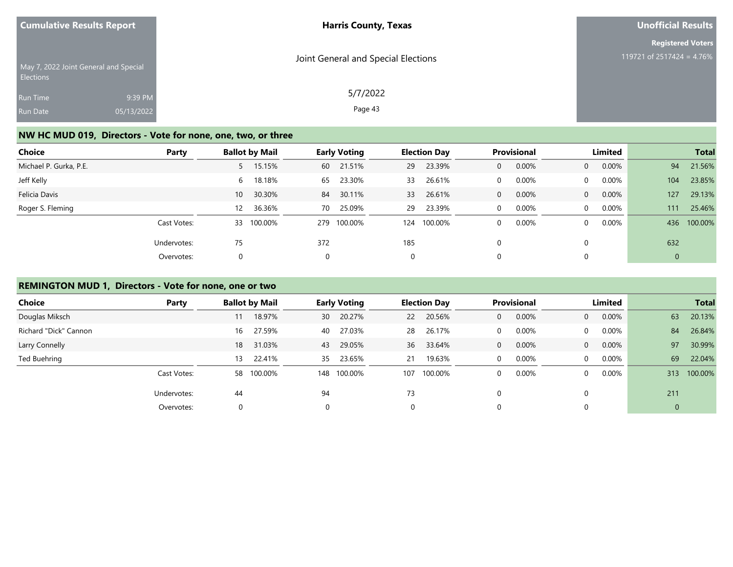**Cumulative Results Report**

May 7, 2022 Joint General and Special Elections

Run Time 9:39 PM

Run Date 05/13/2022

**Harris County, Texas**

Joint General and Special Elections

5/7/2022

**Unofficial Results**

**Registered Voters**

119721 of 2517424 = 4.76%

## NW HC MUD 019, Directors - Vote for none, one, two, or three

| Choice | Party | Ballot by Mail | | Early Voting | | Election Day | | Provisional | | Limited | | Total | |
|---|---|---|---|---|---|---|---|---|---|---|---|---|---|
| Michael P. Gurka, P.E. | | 5 | 15.15% | 60 | 21.51% | 29 | 23.39% | 0 | 0.00% | 0 | 0.00% | 94 | 21.56% |
| Jeff Kelly | | 6 | 18.18% | 65 | 23.30% | 33 | 26.61% | 0 | 0.00% | 0 | 0.00% | 104 | 23.85% |
| Felicia Davis | | 10 | 30.30% | 84 | 30.11% | 33 | 26.61% | 0 | 0.00% | 0 | 0.00% | 127 | 29.13% |
| Roger S. Fleming | | 12 | 36.36% | 70 | 25.09% | 29 | 23.39% | 0 | 0.00% | 0 | 0.00% | 111 | 25.46% |
| | Cast Votes: | 33 | 100.00% | 279 | 100.00% | 124 | 100.00% | 0 | 0.00% | 0 | 0.00% | 436 | 100.00% |
| | Undervotes: | 75 | | 372 | | 185 | | 0 | | 0 | | 632 | |
| | Overvotes: | 0 | | 0 | | 0 | | 0 | | 0 | | 0 | |

## REMINGTON MUD 1, Directors - Vote for none, one or two

| Choice | Party | Ballot by Mail | | Early Voting | | Election Day | | Provisional | | Limited | | Total | |
|---|---|---|---|---|---|---|---|---|---|---|---|---|---|
| Douglas Miksch | | 11 | 18.97% | 30 | 20.27% | 22 | 20.56% | 0 | 0.00% | 0 | 0.00% | 63 | 20.13% |
| Richard "Dick" Cannon | | 16 | 27.59% | 40 | 27.03% | 28 | 26.17% | 0 | 0.00% | 0 | 0.00% | 84 | 26.84% |
| Larry Connelly | | 18 | 31.03% | 43 | 29.05% | 36 | 33.64% | 0 | 0.00% | 0 | 0.00% | 97 | 30.99% |
| Ted Buehring | | 13 | 22.41% | 35 | 23.65% | 21 | 19.63% | 0 | 0.00% | 0 | 0.00% | 69 | 22.04% |
| | Cast Votes: | 58 | 100.00% | 148 | 100.00% | 107 | 100.00% | 0 | 0.00% | 0 | 0.00% | 313 | 100.00% |
| | Undervotes: | 44 | | 94 | | 73 | | 0 | | 0 | | 211 | |
| | Overvotes: | 0 | | 0 | | 0 | | 0 | | 0 | | 0 | |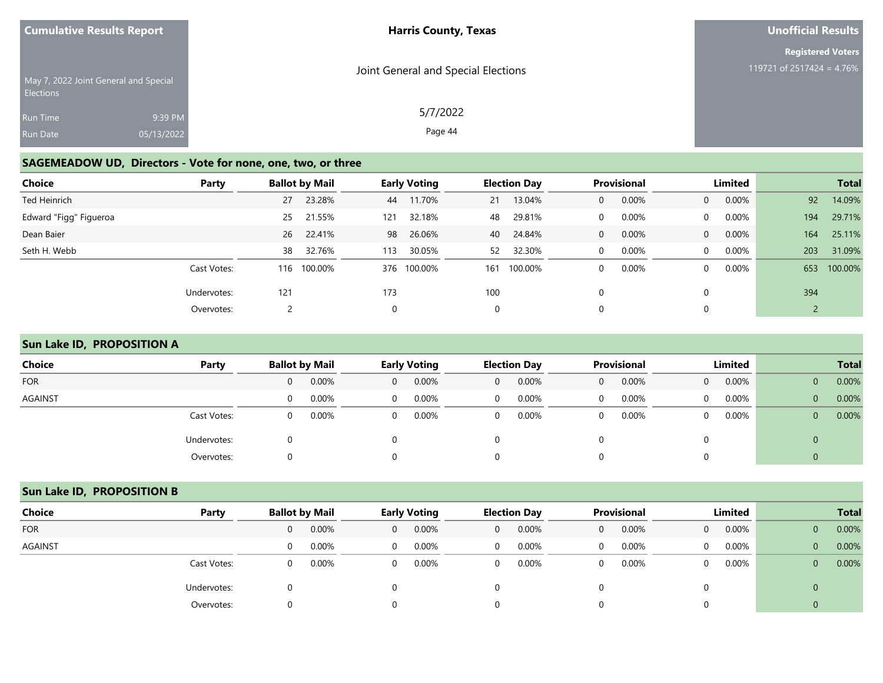**Cumulative Results Report**

May 7, 2022 Joint General and Special Elections

Run Time 9:39 PM
Run Date 05/13/2022

**Harris County, Texas**

Joint General and Special Elections

5/7/2022

**Unofficial Results**

**Registered Voters**
119721 of 2517424 = 4.76%

## SAGEMEADOW UD, Directors - Vote for none, one, two, or three

| Choice | Party | Ballot by Mail | | Early Voting | | Election Day | | Provisional | | Limited | | Total | |
|---|---|---|---|---|---|---|---|---|---|---|---|---|---|
| Ted Heinrich | | 27 | 23.28% | 44 | 11.70% | 21 | 13.04% | 0 | 0.00% | 0 | 0.00% | 92 | 14.09% |
| Edward "Figg" Figueroa | | 25 | 21.55% | 121 | 32.18% | 48 | 29.81% | 0 | 0.00% | 0 | 0.00% | 194 | 29.71% |
| Dean Baier | | 26 | 22.41% | 98 | 26.06% | 40 | 24.84% | 0 | 0.00% | 0 | 0.00% | 164 | 25.11% |
| Seth H. Webb | | 38 | 32.76% | 113 | 30.05% | 52 | 32.30% | 0 | 0.00% | 0 | 0.00% | 203 | 31.09% |
| | Cast Votes: | 116 | 100.00% | 376 | 100.00% | 161 | 100.00% | 0 | 0.00% | 0 | 0.00% | 653 | 100.00% |
| | Undervotes: | 121 | | 173 | | 100 | | 0 | | 0 | | 394 | |
| | Overvotes: | 2 | | 0 | | 0 | | 0 | | 0 | | 2 | |

## Sun Lake ID, PROPOSITION A

| Choice | Party | Ballot by Mail | | Early Voting | | Election Day | | Provisional | | Limited | | Total | |
|---|---|---|---|---|---|---|---|---|---|---|---|---|---|
| FOR | | 0 | 0.00% | 0 | 0.00% | 0 | 0.00% | 0 | 0.00% | 0 | 0.00% | 0 | 0.00% |
| AGAINST | | 0 | 0.00% | 0 | 0.00% | 0 | 0.00% | 0 | 0.00% | 0 | 0.00% | 0 | 0.00% |
| | Cast Votes: | 0 | 0.00% | 0 | 0.00% | 0 | 0.00% | 0 | 0.00% | 0 | 0.00% | 0 | 0.00% |
| | Undervotes: | 0 | | 0 | | 0 | | 0 | | 0 | | 0 | |
| | Overvotes: | 0 | | 0 | | 0 | | 0 | | 0 | | 0 | |

## Sun Lake ID, PROPOSITION B

| Choice | Party | Ballot by Mail | | Early Voting | | Election Day | | Provisional | | Limited | | Total | |
|---|---|---|---|---|---|---|---|---|---|---|---|---|---|
| FOR | | 0 | 0.00% | 0 | 0.00% | 0 | 0.00% | 0 | 0.00% | 0 | 0.00% | 0 | 0.00% |
| AGAINST | | 0 | 0.00% | 0 | 0.00% | 0 | 0.00% | 0 | 0.00% | 0 | 0.00% | 0 | 0.00% |
| | Cast Votes: | 0 | 0.00% | 0 | 0.00% | 0 | 0.00% | 0 | 0.00% | 0 | 0.00% | 0 | 0.00% |
| | Undervotes: | 0 | | 0 | | 0 | | 0 | | 0 | | 0 | |
| | Overvotes: | 0 | | 0 | | 0 | | 0 | | 0 | | 0 | |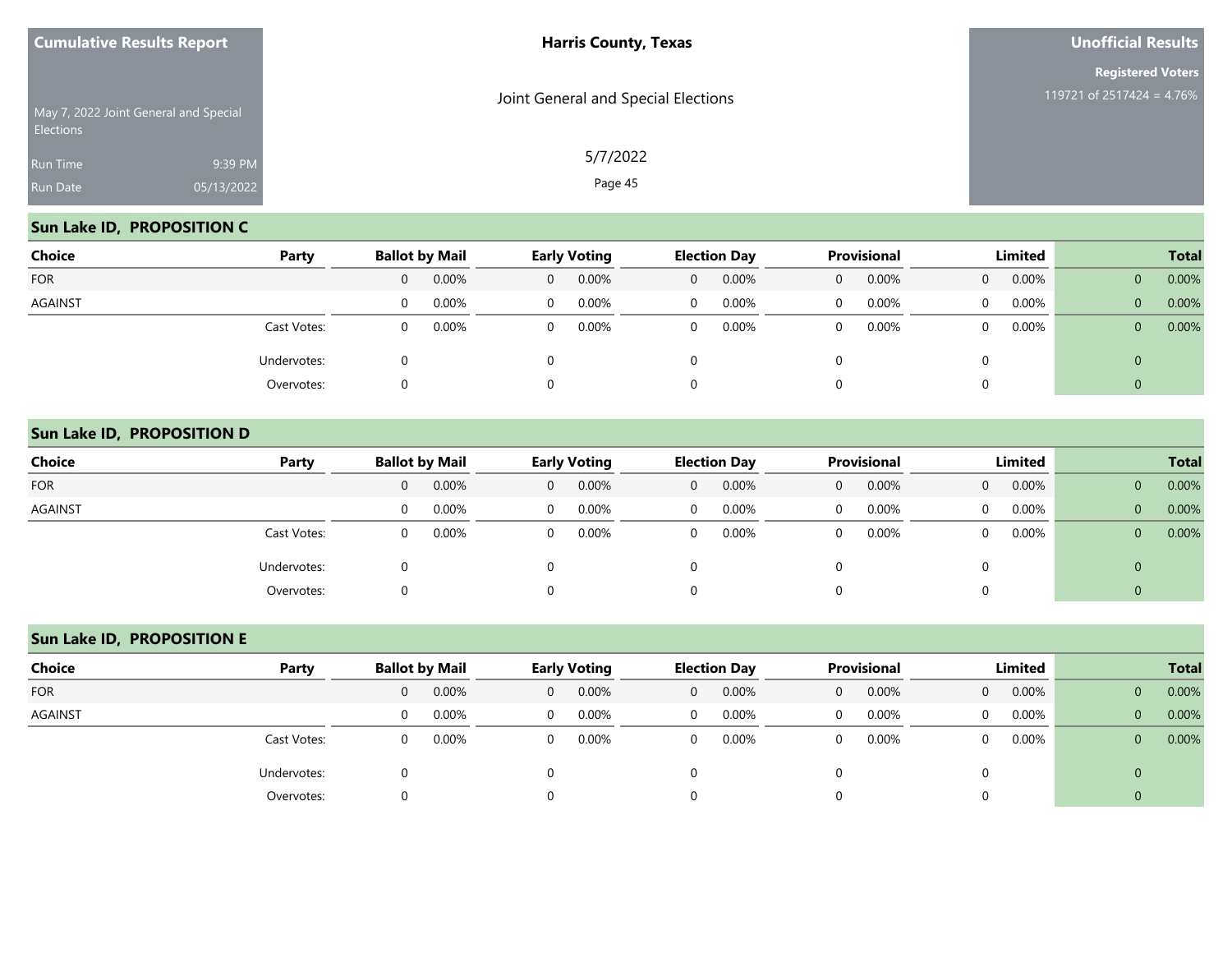**Cumulative Results Report**

May 7, 2022 Joint General and Special Elections

Run Time 9:39 PM

Run Date 05/13/2022

**Harris County, Texas**

Joint General and Special Elections

5/7/2022

**Unofficial Results**

**Registered Voters**

119721 of 2517424 = 4.76%

## Sun Lake ID, PROPOSITION C

| Choice | Party | Ballot by Mail | | Early Voting | | Election Day | | Provisional | | Limited | | Total | |
|---|---|---|---|---|---|---|---|---|---|---|---|---|---|
| FOR | | 0 | 0.00% | 0 | 0.00% | 0 | 0.00% | 0 | 0.00% | 0 | 0.00% | 0 | 0.00% |
| AGAINST | | 0 | 0.00% | 0 | 0.00% | 0 | 0.00% | 0 | 0.00% | 0 | 0.00% | 0 | 0.00% |
| | Cast Votes: | 0 | 0.00% | 0 | 0.00% | 0 | 0.00% | 0 | 0.00% | 0 | 0.00% | 0 | 0.00% |
| | Undervotes: | 0 | | 0 | | 0 | | 0 | | 0 | | 0 | |
| | Overvotes: | 0 | | 0 | | 0 | | 0 | | 0 | | 0 | |

## Sun Lake ID, PROPOSITION D

| Choice | Party | Ballot by Mail | | Early Voting | | Election Day | | Provisional | | Limited | | Total | |
|---|---|---|---|---|---|---|---|---|---|---|---|---|---|
| FOR | | 0 | 0.00% | 0 | 0.00% | 0 | 0.00% | 0 | 0.00% | 0 | 0.00% | 0 | 0.00% |
| AGAINST | | 0 | 0.00% | 0 | 0.00% | 0 | 0.00% | 0 | 0.00% | 0 | 0.00% | 0 | 0.00% |
| | Cast Votes: | 0 | 0.00% | 0 | 0.00% | 0 | 0.00% | 0 | 0.00% | 0 | 0.00% | 0 | 0.00% |
| | Undervotes: | 0 | | 0 | | 0 | | 0 | | 0 | | 0 | |
| | Overvotes: | 0 | | 0 | | 0 | | 0 | | 0 | | 0 | |

## Sun Lake ID, PROPOSITION E

| Choice | Party | Ballot by Mail | | Early Voting | | Election Day | | Provisional | | Limited | | Total | |
|---|---|---|---|---|---|---|---|---|---|---|---|---|---|
| FOR | | 0 | 0.00% | 0 | 0.00% | 0 | 0.00% | 0 | 0.00% | 0 | 0.00% | 0 | 0.00% |
| AGAINST | | 0 | 0.00% | 0 | 0.00% | 0 | 0.00% | 0 | 0.00% | 0 | 0.00% | 0 | 0.00% |
| | Cast Votes: | 0 | 0.00% | 0 | 0.00% | 0 | 0.00% | 0 | 0.00% | 0 | 0.00% | 0 | 0.00% |
| | Undervotes: | 0 | | 0 | | 0 | | 0 | | 0 | | 0 | |
| | Overvotes: | 0 | | 0 | | 0 | | 0 | | 0 | | 0 | |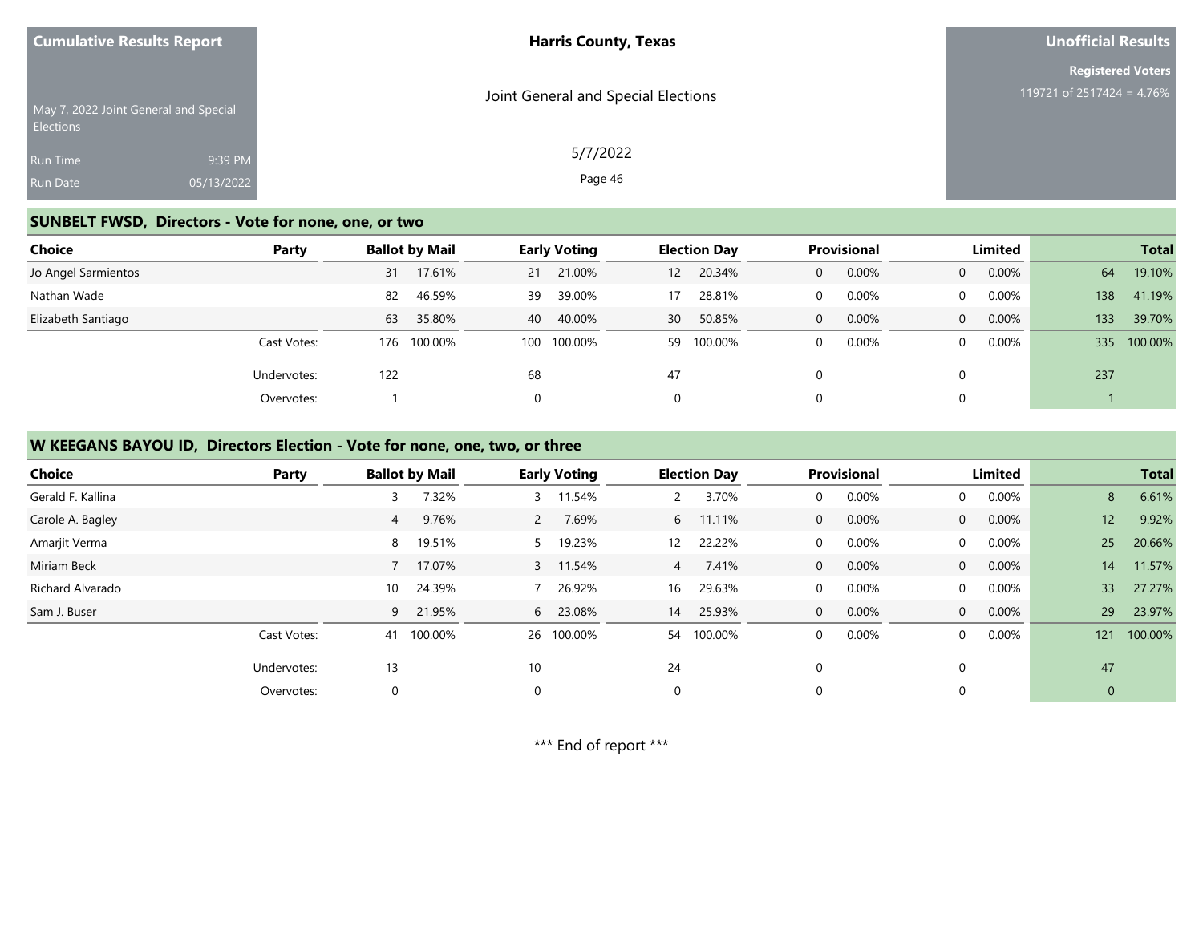## SUNBELT FWSD, Directors - Vote for none, one, or two

| Choice | Party | Ballot by Mail | | Early Voting | | Election Day | | Provisional | | Limited | | Total | |
|---|---|---|---|---|---|---|---|---|---|---|---|---|---|
| Jo Angel Sarmientos | | 31 | 17.61% | 21 | 21.00% | 12 | 20.34% | 0 | 0.00% | 0 | 0.00% | 64 | 19.10% |
| Nathan Wade | | 82 | 46.59% | 39 | 39.00% | 17 | 28.81% | 0 | 0.00% | 0 | 0.00% | 138 | 41.19% |
| Elizabeth Santiago | | 63 | 35.80% | 40 | 40.00% | 30 | 50.85% | 0 | 0.00% | 0 | 0.00% | 133 | 39.70% |
| | Cast Votes: | 176 | 100.00% | 100 | 100.00% | 59 | 100.00% | 0 | 0.00% | 0 | 0.00% | 335 | 100.00% |
| | Undervotes: | 122 | | 68 | | 47 | | 0 | | 0 | | 237 | |
| | Overvotes: | 1 | | 0 | | 0 | | 0 | | 0 | | 1 | |

## W KEEGANS BAYOU ID, Directors Election - Vote for none, one, two, or three

| Choice | Party | Ballot by Mail | | Early Voting | | Election Day | | Provisional | | Limited | | Total | |
|---|---|---|---|---|---|---|---|---|---|---|---|---|---|
| Gerald F. Kallina | | 3 | 7.32% | 3 | 11.54% | 2 | 3.70% | 0 | 0.00% | 0 | 0.00% | 8 | 6.61% |
| Carole A. Bagley | | 4 | 9.76% | 2 | 7.69% | 6 | 11.11% | 0 | 0.00% | 0 | 0.00% | 12 | 9.92% |
| Amarjit Verma | | 8 | 19.51% | 5 | 19.23% | 12 | 22.22% | 0 | 0.00% | 0 | 0.00% | 25 | 20.66% |
| Miriam Beck | | 7 | 17.07% | 3 | 11.54% | 4 | 7.41% | 0 | 0.00% | 0 | 0.00% | 14 | 11.57% |
| Richard Alvarado | | 10 | 24.39% | 7 | 26.92% | 16 | 29.63% | 0 | 0.00% | 0 | 0.00% | 33 | 27.27% |
| Sam J. Buser | | 9 | 21.95% | 6 | 23.08% | 14 | 25.93% | 0 | 0.00% | 0 | 0.00% | 29 | 23.97% |
| | Cast Votes: | 41 | 100.00% | 26 | 100.00% | 54 | 100.00% | 0 | 0.00% | 0 | 0.00% | 121 | 100.00% |
| | Undervotes: | 13 | | 10 | | 24 | | 0 | | 0 | | 47 | |
| | Overvotes: | 0 | | 0 | | 0 | | 0 | | 0 | | 0 | |

*** End of report ***